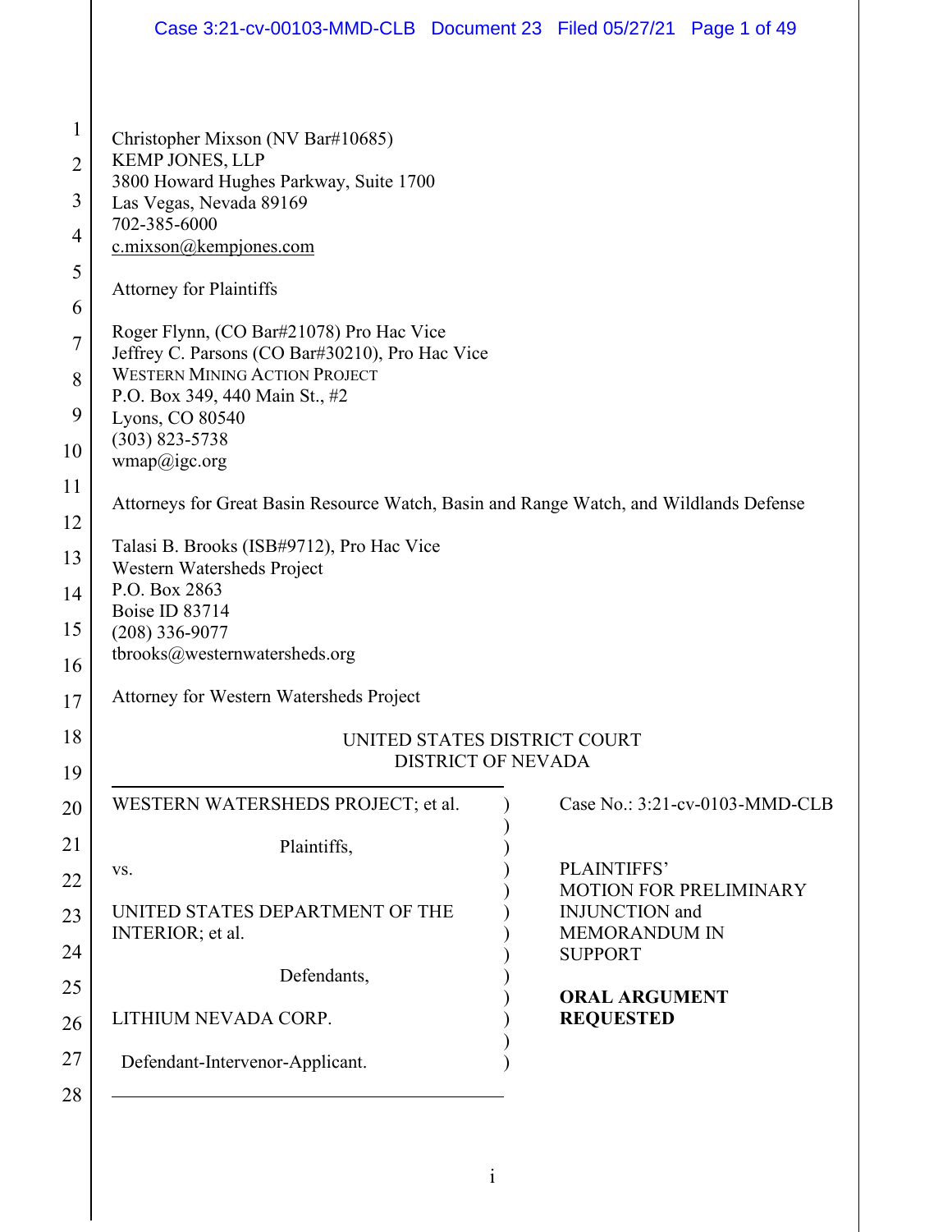Christopher Mixson (NV Bar#10685)
KEMP JONES, LLP
3800 Howard Hughes Parkway, Suite 1700
Las Vegas, Nevada 89169
702-385-6000
c.mixson@kempjones.com

Attorney for Plaintiffs

Roger Flynn, (CO Bar#21078) Pro Hac Vice
Jeffrey C. Parsons (CO Bar#30210), Pro Hac Vice
WESTERN MINING ACTION PROJECT
P.O. Box 349, 440 Main St., #2
Lyons, CO 80540
(303) 823-5738
wmap@igc.org

Attorneys for Great Basin Resource Watch, Basin and Range Watch, and Wildlands Defense

Talasi B. Brooks (ISB#9712), Pro Hac Vice
Western Watersheds Project
P.O. Box 2863
Boise ID 83714
(208) 336-9077
tbrooks@westernwatersheds.org

Attorney for Western Watersheds Project

UNITED STATES DISTRICT COURT
DISTRICT OF NEVADA

| | |
|---|---|
| WESTERN WATERSHEDS PROJECT; et al.<br><br>Plaintiffs,<br><br>vs.<br><br>UNITED STATES DEPARTMENT OF THE INTERIOR; et al.<br><br>Defendants,<br><br>LITHIUM NEVADA CORP.<br><br>Defendant-Intervenor-Applicant. | Case No.: 3:21-cv-0103-MMD-CLB<br><br>PLAINTIFFS' MOTION FOR PRELIMINARY INJUNCTION and MEMORANDUM IN SUPPORT<br><br>**ORAL ARGUMENT REQUESTED** |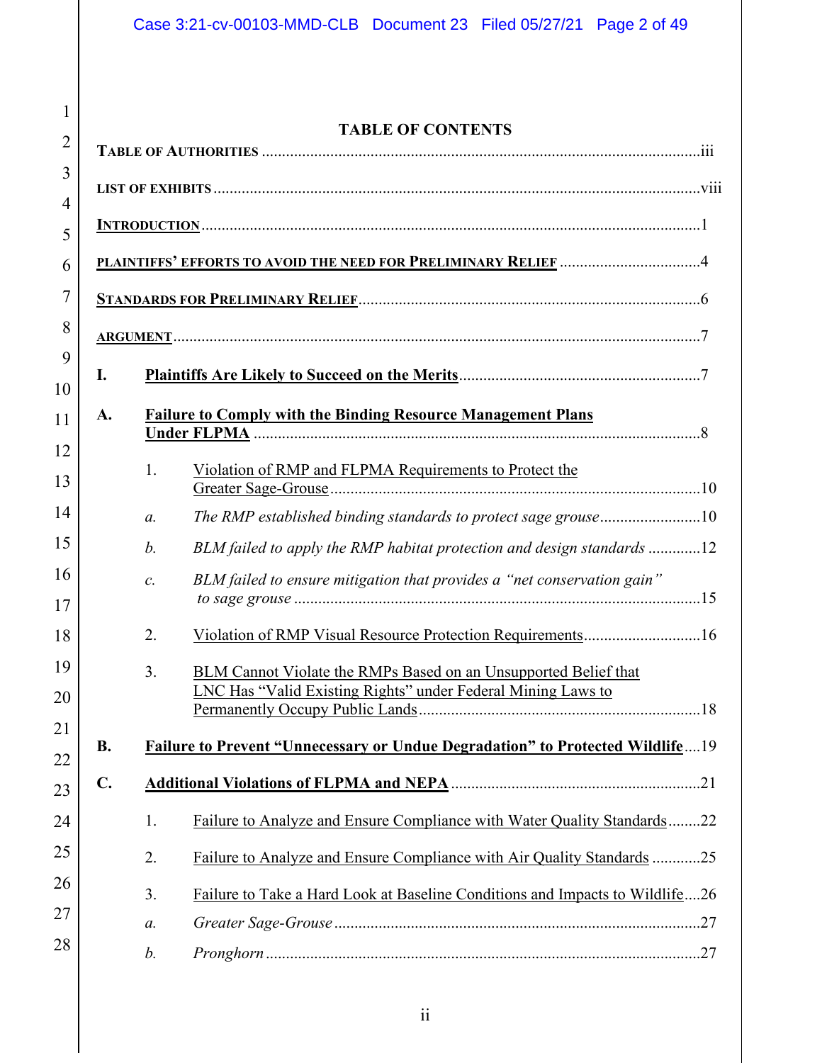# TABLE OF CONTENTS

**TABLE OF AUTHORITIES** ........ iii

**LIST OF EXHIBITS** ........ viii

**INTRODUCTION** ........ 1

**PLAINTIFFS' EFFORTS TO AVOID THE NEED FOR PRELIMINARY RELIEF** ........ 4

**STANDARDS FOR PRELIMINARY RELIEF** ........ 6

**ARGUMENT** ........ 7

**I. Plaintiffs Are Likely to Succeed on the Merits** ........ 7

**A. Failure to Comply with the Binding Resource Management Plans Under FLPMA** ........ 8

1. Violation of RMP and FLPMA Requirements to Protect the Greater Sage-Grouse ........ 10

   *a. The RMP established binding standards to protect sage grouse* ........ 10

   *b. BLM failed to apply the RMP habitat protection and design standards* ........ 12

   *c. BLM failed to ensure mitigation that provides a "net conservation gain" to sage grouse* ........ 15

2. Violation of RMP Visual Resource Protection Requirements ........ 16

3. BLM Cannot Violate the RMPs Based on an Unsupported Belief that LNC Has "Valid Existing Rights" under Federal Mining Laws to Permanently Occupy Public Lands ........ 18

**B. Failure to Prevent "Unnecessary or Undue Degradation" to Protected Wildlife** ........ 19

**C. Additional Violations of FLPMA and NEPA** ........ 21

1. Failure to Analyze and Ensure Compliance with Water Quality Standards ........ 22

2. Failure to Analyze and Ensure Compliance with Air Quality Standards ........ 25

3. Failure to Take a Hard Look at Baseline Conditions and Impacts to Wildlife ........ 26

   *a. Greater Sage-Grouse* ........ 27

   *b. Pronghorn* ........ 27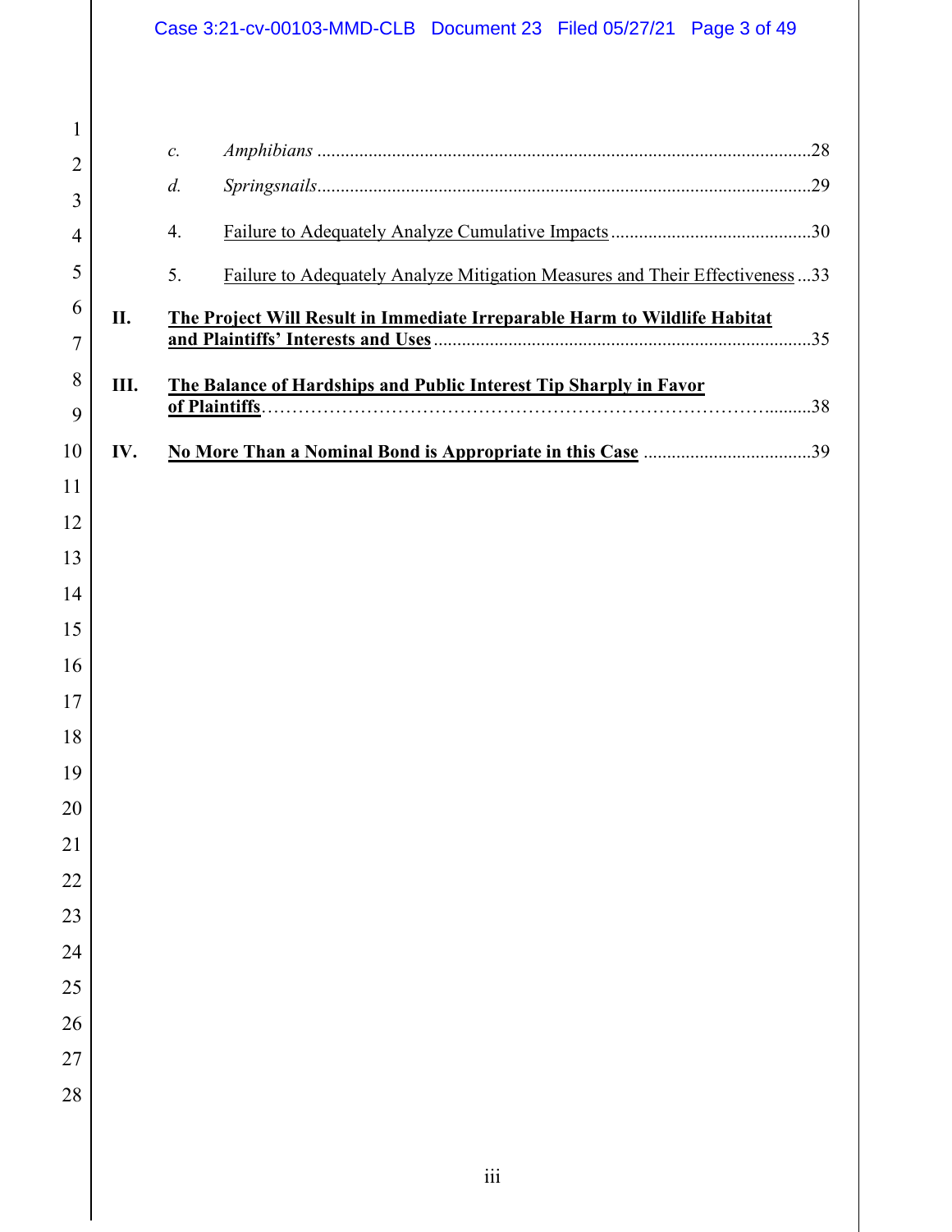*c.* *Amphibians* ......................................................................................................28

*d.* *Springsnails*.......................................................................................................29

4. Failure to Adequately Analyze Cumulative Impacts ..........................................30

5. Failure to Adequately Analyze Mitigation Measures and Their Effectiveness ...33

**II. The Project Will Result in Immediate Irreparable Harm to Wildlife Habitat and Plaintiffs' Interests and Uses** ..............................................................................35

**III. The Balance of Hardships and Public Interest Tip Sharply in Favor of Plaintiffs**……………………………………………………………………….........38

**IV. No More Than a Nominal Bond is Appropriate in this Case** ...................................39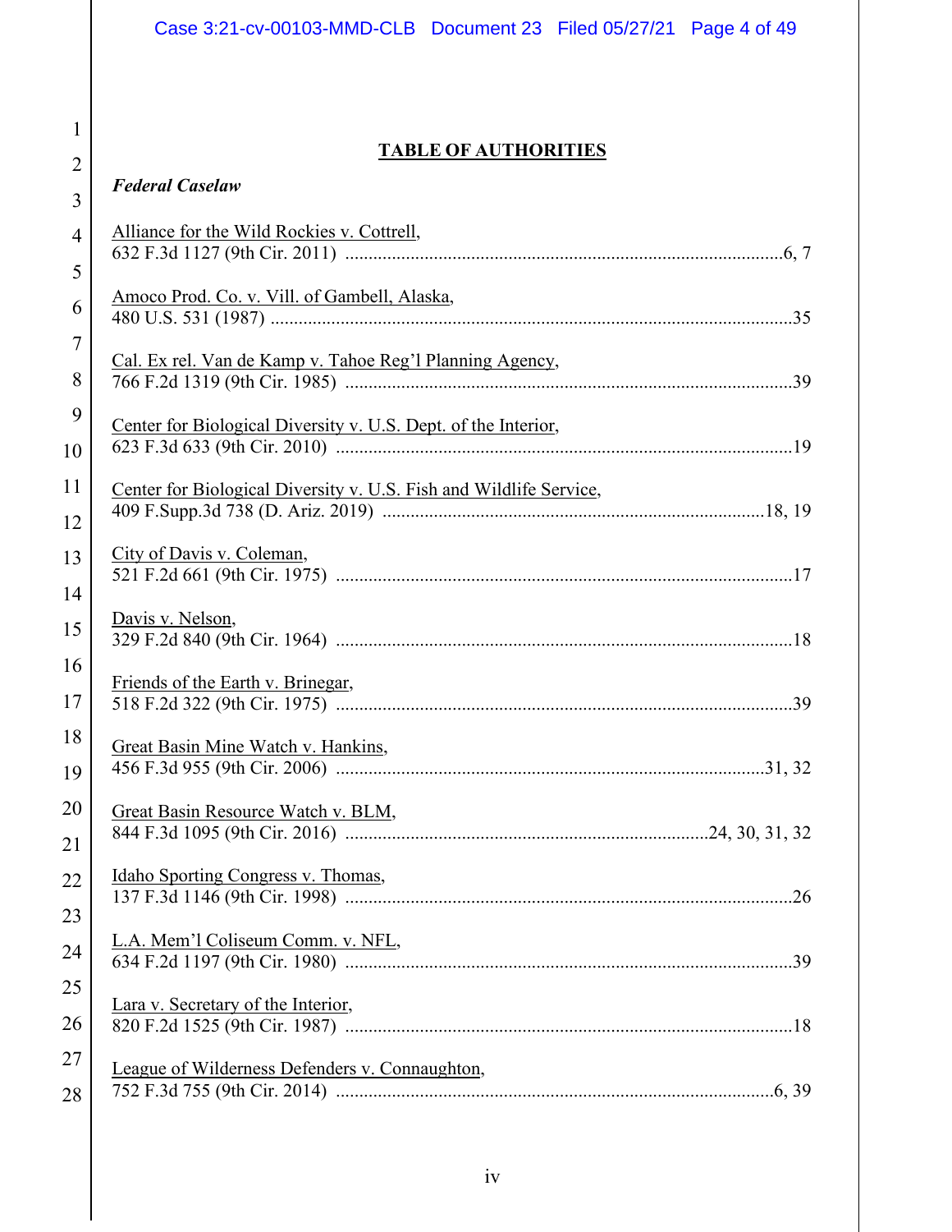## TABLE OF AUTHORITIES

***Federal Caselaw***

Alliance for the Wild Rockies v. Cottrell,
632 F.3d 1127 (9th Cir. 2011) ..............................................................................6, 7

Amoco Prod. Co. v. Vill. of Gambell, Alaska,
480 U.S. 531 (1987) ..............................................................................................35

Cal. Ex rel. Van de Kamp v. Tahoe Reg'l Planning Agency,
766 F.2d 1319 (9th Cir. 1985) ..............................................................................39

Center for Biological Diversity v. U.S. Dept. of the Interior,
623 F.3d 633 (9th Cir. 2010) ................................................................................19

Center for Biological Diversity v. U.S. Fish and Wildlife Service,
409 F.Supp.3d 738 (D. Ariz. 2019) ................................................................18, 19

City of Davis v. Coleman,
521 F.2d 661 (9th Cir. 1975) ................................................................................17

Davis v. Nelson,
329 F.2d 840 (9th Cir. 1964) ................................................................................18

Friends of the Earth v. Brinegar,
518 F.2d 322 (9th Cir. 1975) ................................................................................39

Great Basin Mine Watch v. Hankins,
456 F.3d 955 (9th Cir. 2006) ..........................................................................31, 32

Great Basin Resource Watch v. BLM,
844 F.3d 1095 (9th Cir. 2016) ............................................................24, 30, 31, 32

Idaho Sporting Congress v. Thomas,
137 F.3d 1146 (9th Cir. 1998) ..............................................................................26

L.A. Mem'l Coliseum Comm. v. NFL,
634 F.2d 1197 (9th Cir. 1980) ..............................................................................39

Lara v. Secretary of the Interior,
820 F.2d 1525 (9th Cir. 1987) ..............................................................................18

League of Wilderness Defenders v. Connaughton,
752 F.3d 755 (9th Cir. 2014) ............................................................................6, 39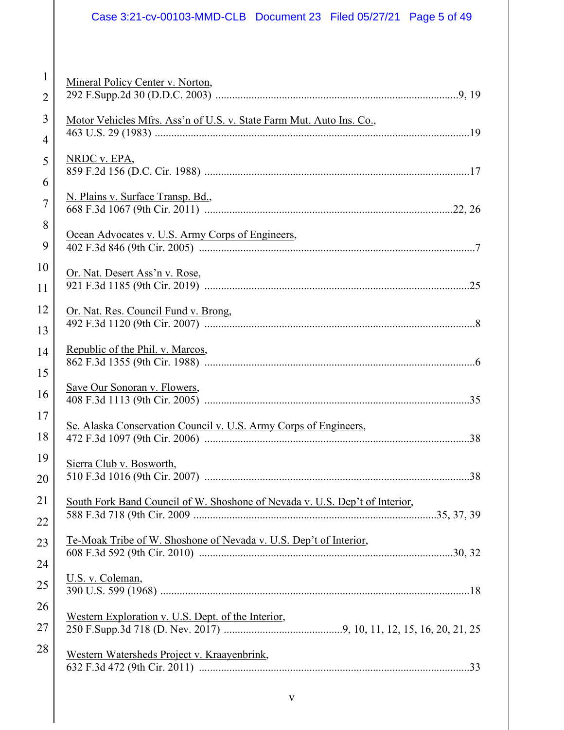Mineral Policy Center v. Norton,
292 F.Supp.2d 30 (D.D.C. 2003) ........................................................................................9, 19

Motor Vehicles Mfrs. Ass'n of U.S. v. State Farm Mut. Auto Ins. Co.,
463 U.S. 29 (1983) ..................................................................................................................19

NRDC v. EPA,
859 F.2d 156 (D.C. Cir. 1988) ................................................................................................17

N. Plains v. Surface Transp. Bd.,
668 F.3d 1067 (9th Cir. 2011) .........................................................................................22, 26

Ocean Advocates v. U.S. Army Corps of Engineers,
402 F.3d 846 (9th Cir. 2005) ....................................................................................................7

Or. Nat. Desert Ass'n v. Rose,
921 F.3d 1185 (9th Cir. 2019) ................................................................................................25

Or. Nat. Res. Council Fund v. Brong,
492 F.3d 1120 (9th Cir. 2007) ..................................................................................................8

Republic of the Phil. v. Marcos,
862 F.3d 1355 (9th Cir. 1988) ..................................................................................................6

Save Our Sonoran v. Flowers,
408 F.3d 1113 (9th Cir. 2005) ................................................................................................35

Se. Alaska Conservation Council v. U.S. Army Corps of Engineers,
472 F.3d 1097 (9th Cir. 2006) ................................................................................................38

Sierra Club v. Bosworth,
510 F.3d 1016 (9th Cir. 2007) ................................................................................................38

South Fork Band Council of W. Shoshone of Nevada v. U.S. Dep't of Interior,
588 F.3d 718 (9th Cir. 2009 .......................................................................................35, 37, 39

Te-Moak Tribe of W. Shoshone of Nevada v. U.S. Dep't of Interior,
608 F.3d 592 (9th Cir. 2010) ...........................................................................................30, 32

U.S. v. Coleman,
390 U.S. 599 (1968) ................................................................................................................18

Western Exploration v. U.S. Dept. of the Interior,
250 F.Supp.3d 718 (D. Nev. 2017) ...........................................9, 10, 11, 12, 15, 16, 20, 21, 25

Western Watersheds Project v. Kraayenbrink,
632 F.3d 472 (9th Cir. 2011) ..................................................................................................33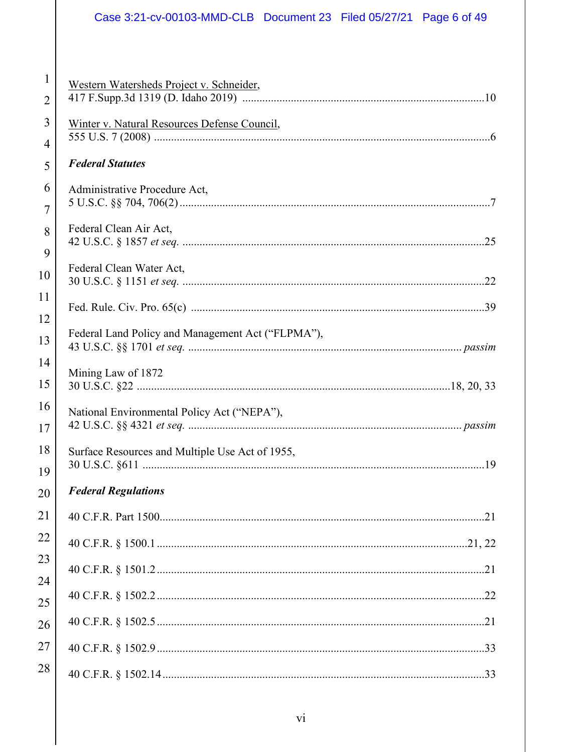Western Watersheds Project v. Schneider,
417 F.Supp.3d 1319 (D. Idaho 2019) .......... 10

Winter v. Natural Resources Defense Council,
555 U.S. 7 (2008) .......... 6

***Federal Statutes***

Administrative Procedure Act,
5 U.S.C. §§ 704, 706(2) .......... 7

Federal Clean Air Act,
42 U.S.C. § 1857 *et seq.* .......... 25

Federal Clean Water Act,
30 U.S.C. § 1151 *et seq.* .......... 22

Fed. Rule. Civ. Pro. 65(c) .......... 39

Federal Land Policy and Management Act ("FLPMA"),
43 U.S.C. §§ 1701 *et seq.* .......... *passim*

Mining Law of 1872
30 U.S.C. §22 .......... 18, 20, 33

National Environmental Policy Act ("NEPA"),
42 U.S.C. §§ 4321 *et seq.* .......... *passim*

Surface Resources and Multiple Use Act of 1955,
30 U.S.C. §611 .......... 19

***Federal Regulations***

40 C.F.R. Part 1500 .......... 21

40 C.F.R. § 1500.1 .......... 21, 22

40 C.F.R. § 1501.2 .......... 21

40 C.F.R. § 1502.2 .......... 22

40 C.F.R. § 1502.5 .......... 21

40 C.F.R. § 1502.9 .......... 33

40 C.F.R. § 1502.14 .......... 33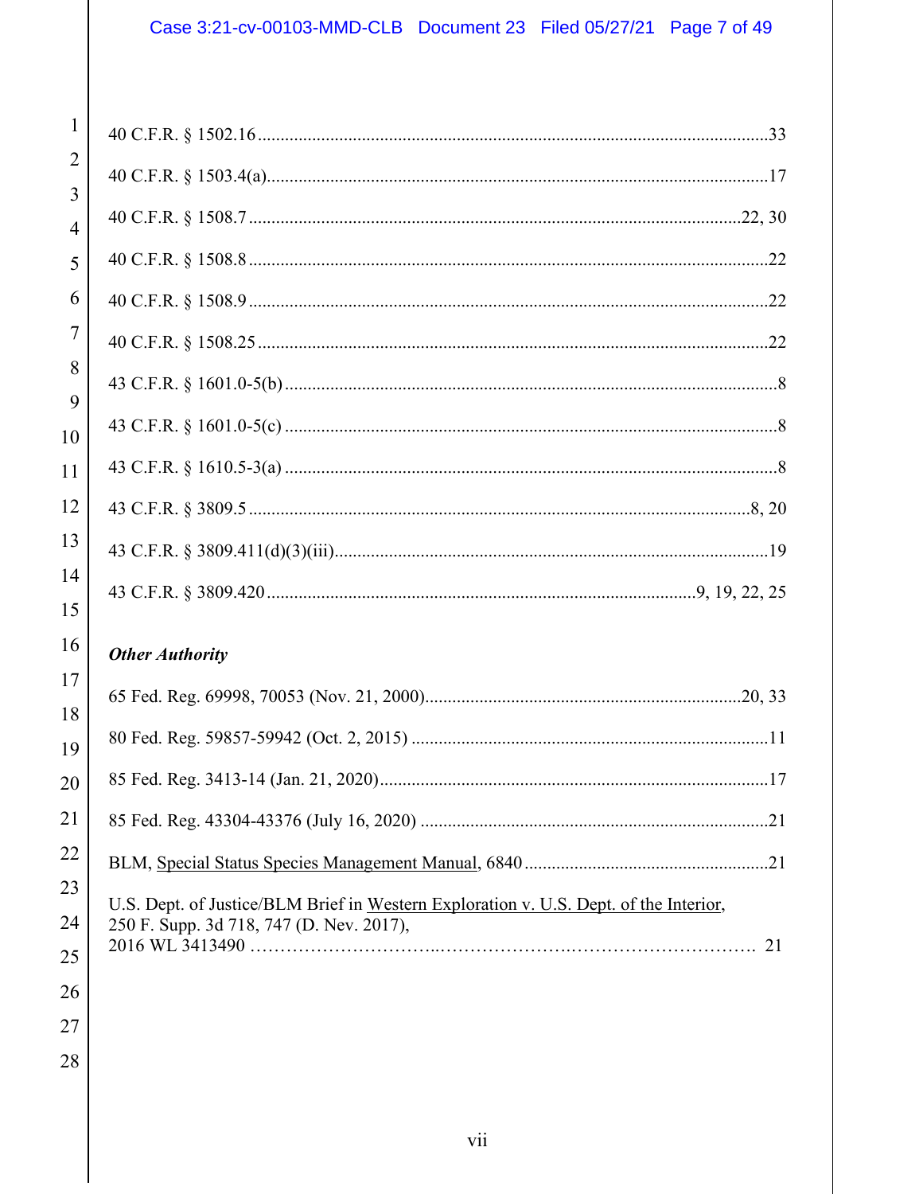40 C.F.R. § 1502.16 ............................................................................................................33

40 C.F.R. § 1503.4(a)...........................................................................................................17

40 C.F.R. § 1508.7 .........................................................................................................22, 30

40 C.F.R. § 1508.8 ...............................................................................................................22

40 C.F.R. § 1508.9 ...............................................................................................................22

40 C.F.R. § 1508.25 .............................................................................................................22

43 C.F.R. § 1601.0-5(b) .........................................................................................................8

43 C.F.R. § 1601.0-5(c) .........................................................................................................8

43 C.F.R. § 1610.5-3(a) .........................................................................................................8

43 C.F.R. § 3809.5 ............................................................................................................8, 20

43 C.F.R. § 3809.411(d)(3)(iii).............................................................................................19

43 C.F.R. § 3809.420 ...........................................................................................9, 19, 22, 25

***Other Authority***

65 Fed. Reg. 69998, 70053 (Nov. 21, 2000)...................................................................20, 33

80 Fed. Reg. 59857-59942 (Oct. 2, 2015) ............................................................................11

85 Fed. Reg. 3413-14 (Jan. 21, 2020)...................................................................................17

85 Fed. Reg. 43304-43376 (July 16, 2020) ...........................................................................21

BLM, Special Status Species Management Manual, 6840 ....................................................21

U.S. Dept. of Justice/BLM Brief in Western Exploration v. U.S. Dept. of the Interior, 250 F. Supp. 3d 718, 747 (D. Nev. 2017), 2016 WL 3413490 ……………………..…………………..………………………. 21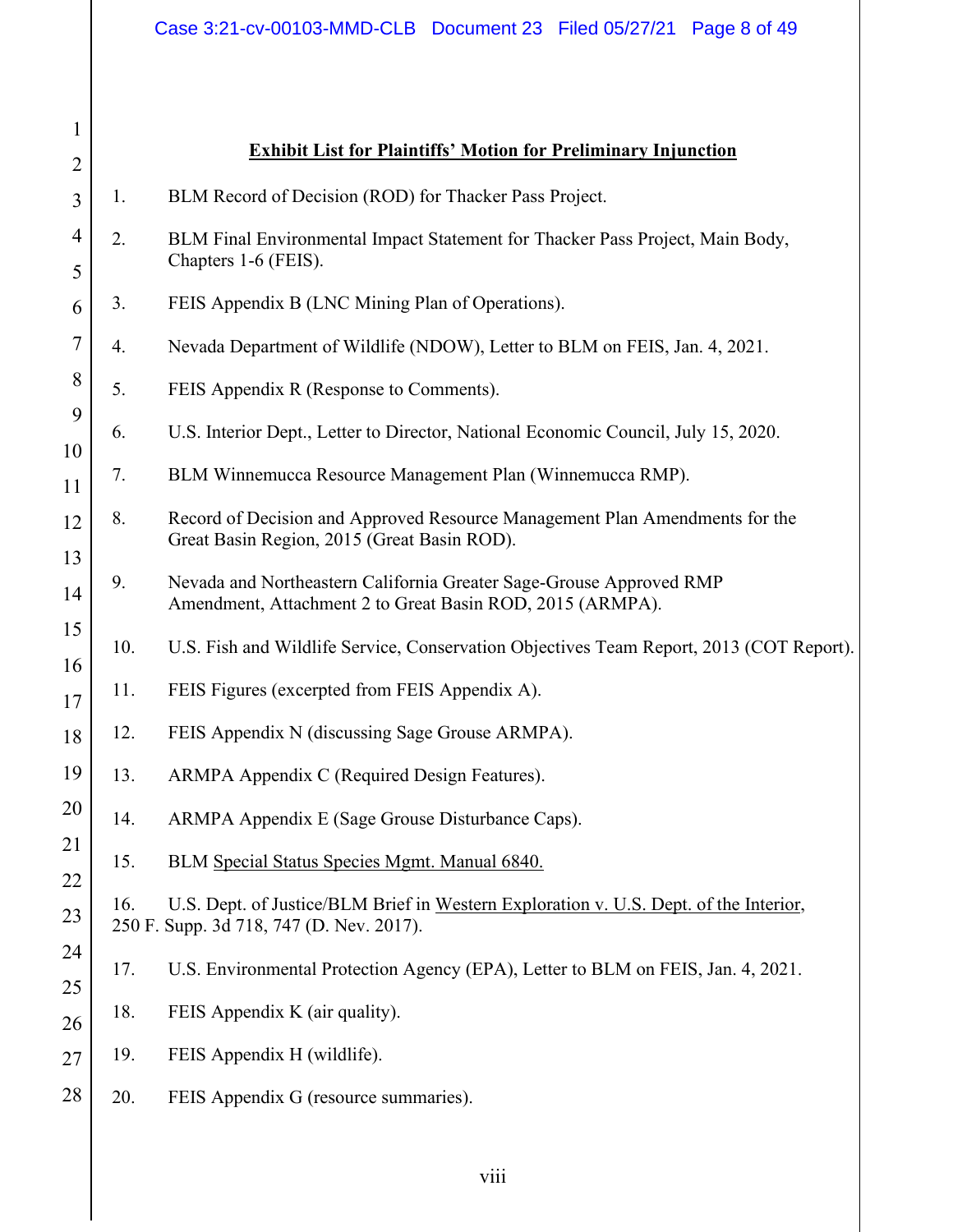**<u>Exhibit List for Plaintiffs' Motion for Preliminary Injunction</u>**

1. BLM Record of Decision (ROD) for Thacker Pass Project.

2. BLM Final Environmental Impact Statement for Thacker Pass Project, Main Body, Chapters 1-6 (FEIS).

3. FEIS Appendix B (LNC Mining Plan of Operations).

4. Nevada Department of Wildlife (NDOW), Letter to BLM on FEIS, Jan. 4, 2021.

5. FEIS Appendix R (Response to Comments).

6. U.S. Interior Dept., Letter to Director, National Economic Council, July 15, 2020.

7. BLM Winnemucca Resource Management Plan (Winnemucca RMP).

8. Record of Decision and Approved Resource Management Plan Amendments for the Great Basin Region, 2015 (Great Basin ROD).

9. Nevada and Northeastern California Greater Sage-Grouse Approved RMP Amendment, Attachment 2 to Great Basin ROD, 2015 (ARMPA).

10. U.S. Fish and Wildlife Service, Conservation Objectives Team Report, 2013 (COT Report).

11. FEIS Figures (excerpted from FEIS Appendix A).

12. FEIS Appendix N (discussing Sage Grouse ARMPA).

13. ARMPA Appendix C (Required Design Features).

14. ARMPA Appendix E (Sage Grouse Disturbance Caps).

15. BLM <u>Special Status Species Mgmt. Manual 6840.</u>

16. U.S. Dept. of Justice/BLM Brief in <u>Western Exploration v. U.S. Dept. of the Interior</u>, 250 F. Supp. 3d 718, 747 (D. Nev. 2017).

17. U.S. Environmental Protection Agency (EPA), Letter to BLM on FEIS, Jan. 4, 2021.

18. FEIS Appendix K (air quality).

19. FEIS Appendix H (wildlife).

20. FEIS Appendix G (resource summaries).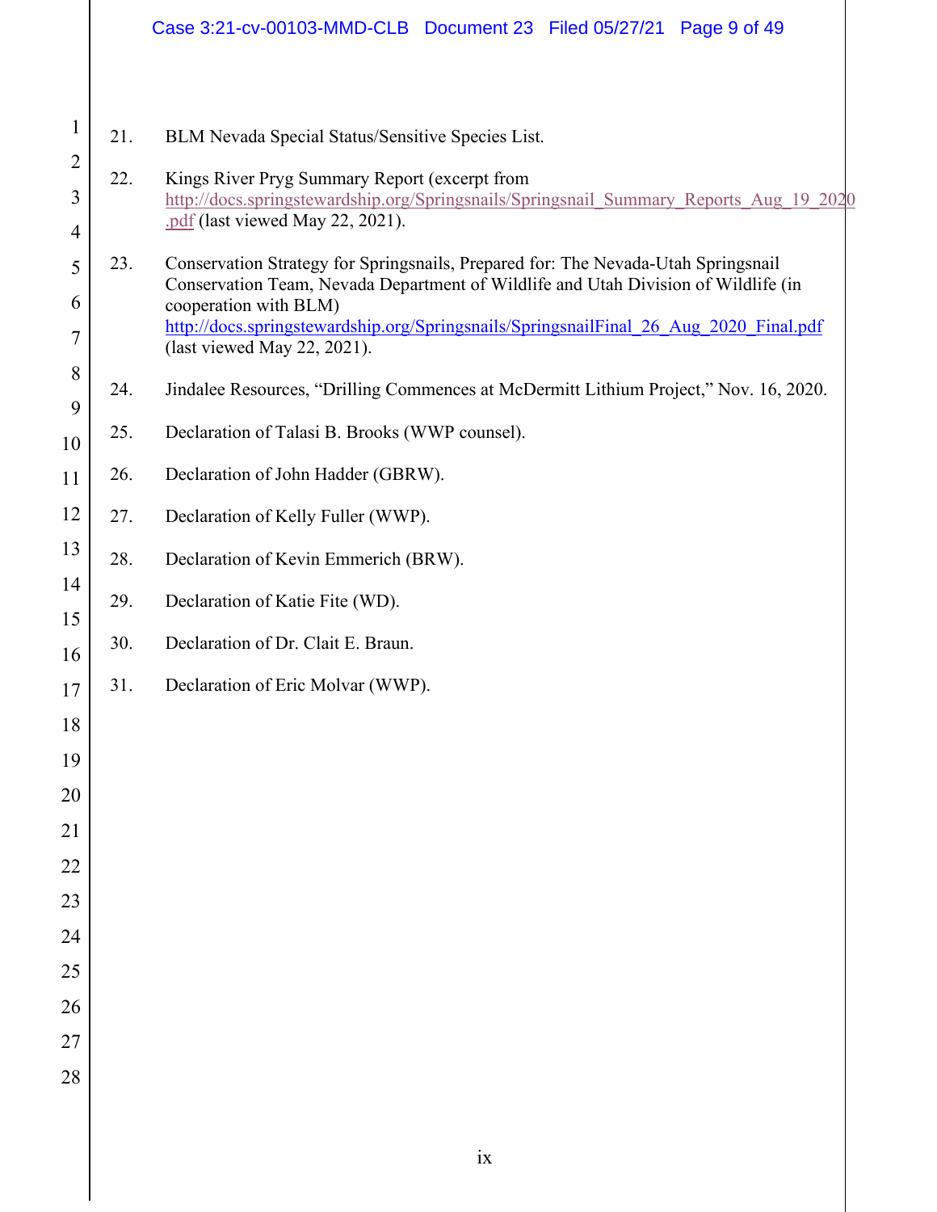21. BLM Nevada Special Status/Sensitive Species List.

22. Kings River Pryg Summary Report (excerpt from http://docs.springstewardship.org/Springsnails/Springsnail_Summary_Reports_Aug_19_2020.pdf (last viewed May 22, 2021).

23. Conservation Strategy for Springsnails, Prepared for: The Nevada-Utah Springsnail Conservation Team, Nevada Department of Wildlife and Utah Division of Wildlife (in cooperation with BLM) http://docs.springstewardship.org/Springsnails/SpringsnailFinal_26_Aug_2020_Final.pdf (last viewed May 22, 2021).

24. Jindalee Resources, "Drilling Commences at McDermitt Lithium Project," Nov. 16, 2020.

25. Declaration of Talasi B. Brooks (WWP counsel).

26. Declaration of John Hadder (GBRW).

27. Declaration of Kelly Fuller (WWP).

28. Declaration of Kevin Emmerich (BRW).

29. Declaration of Katie Fite (WD).

30. Declaration of Dr. Clait E. Braun.

31. Declaration of Eric Molvar (WWP).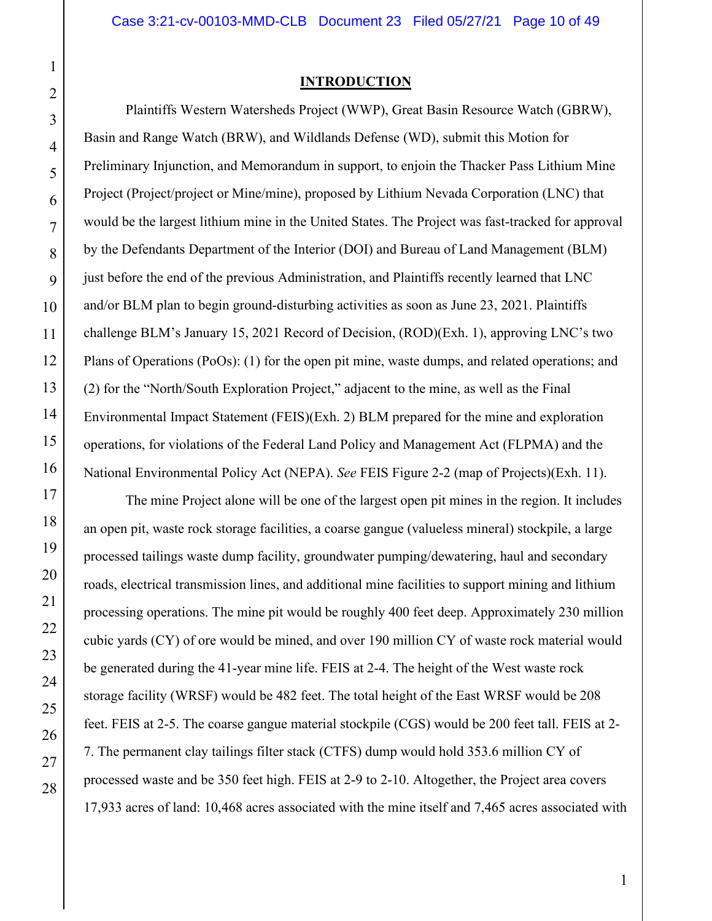## INTRODUCTION

Plaintiffs Western Watersheds Project (WWP), Great Basin Resource Watch (GBRW), Basin and Range Watch (BRW), and Wildlands Defense (WD), submit this Motion for Preliminary Injunction, and Memorandum in support, to enjoin the Thacker Pass Lithium Mine Project (Project/project or Mine/mine), proposed by Lithium Nevada Corporation (LNC) that would be the largest lithium mine in the United States. The Project was fast-tracked for approval by the Defendants Department of the Interior (DOI) and Bureau of Land Management (BLM) just before the end of the previous Administration, and Plaintiffs recently learned that LNC and/or BLM plan to begin ground-disturbing activities as soon as June 23, 2021. Plaintiffs challenge BLM's January 15, 2021 Record of Decision, (ROD)(Exh. 1), approving LNC's two Plans of Operations (PoOs): (1) for the open pit mine, waste dumps, and related operations; and (2) for the "North/South Exploration Project," adjacent to the mine, as well as the Final Environmental Impact Statement (FEIS)(Exh. 2) BLM prepared for the mine and exploration operations, for violations of the Federal Land Policy and Management Act (FLPMA) and the National Environmental Policy Act (NEPA). *See* FEIS Figure 2-2 (map of Projects)(Exh. 11).

The mine Project alone will be one of the largest open pit mines in the region. It includes an open pit, waste rock storage facilities, a coarse gangue (valueless mineral) stockpile, a large processed tailings waste dump facility, groundwater pumping/dewatering, haul and secondary roads, electrical transmission lines, and additional mine facilities to support mining and lithium processing operations. The mine pit would be roughly 400 feet deep. Approximately 230 million cubic yards (CY) of ore would be mined, and over 190 million CY of waste rock material would be generated during the 41-year mine life. FEIS at 2-4. The height of the West waste rock storage facility (WRSF) would be 482 feet. The total height of the East WRSF would be 208 feet. FEIS at 2-5. The coarse gangue material stockpile (CGS) would be 200 feet tall. FEIS at 2-7. The permanent clay tailings filter stack (CTFS) dump would hold 353.6 million CY of processed waste and be 350 feet high. FEIS at 2-9 to 2-10. Altogether, the Project area covers 17,933 acres of land: 10,468 acres associated with the mine itself and 7,465 acres associated with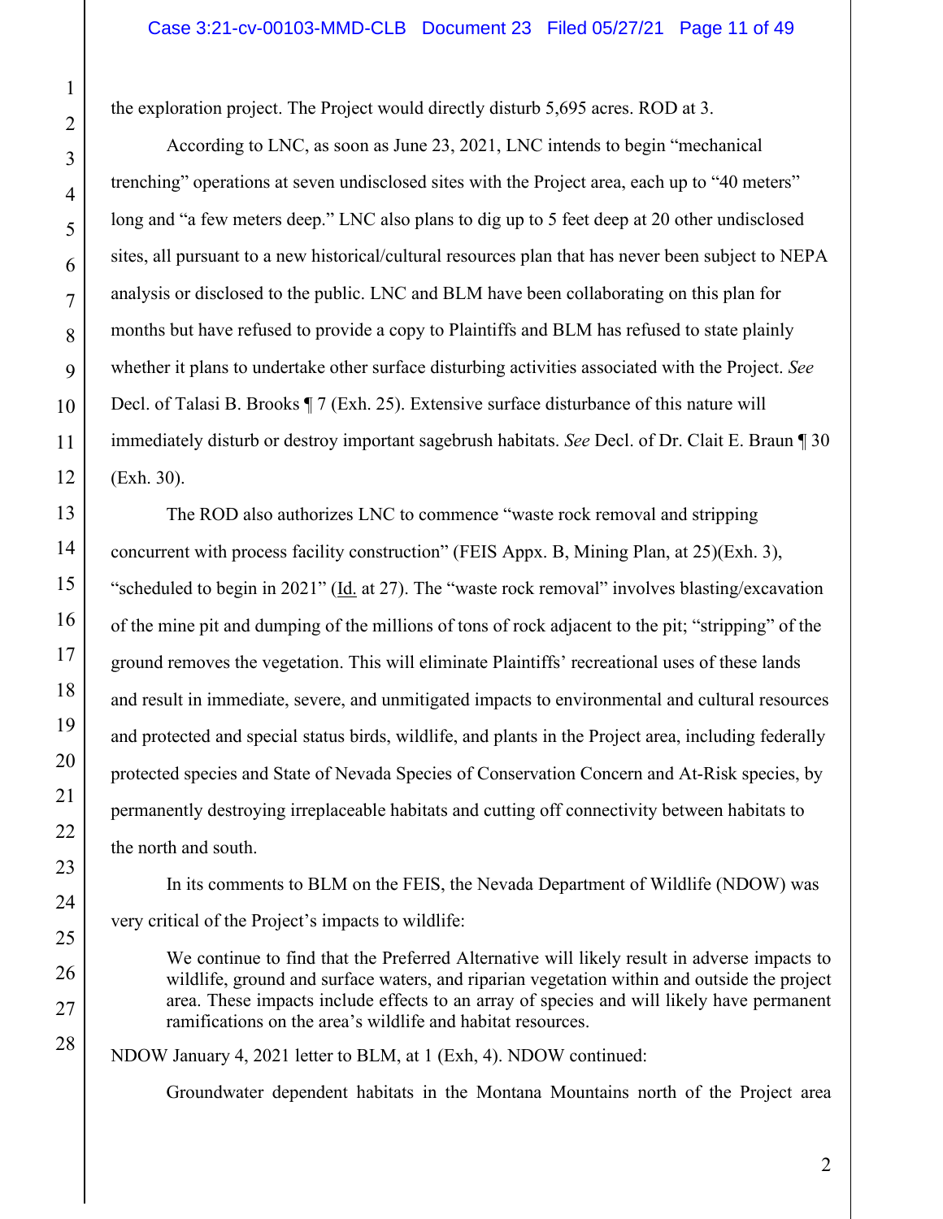the exploration project. The Project would directly disturb 5,695 acres. ROD at 3.

According to LNC, as soon as June 23, 2021, LNC intends to begin "mechanical trenching" operations at seven undisclosed sites with the Project area, each up to "40 meters" long and "a few meters deep." LNC also plans to dig up to 5 feet deep at 20 other undisclosed sites, all pursuant to a new historical/cultural resources plan that has never been subject to NEPA analysis or disclosed to the public. LNC and BLM have been collaborating on this plan for months but have refused to provide a copy to Plaintiffs and BLM has refused to state plainly whether it plans to undertake other surface disturbing activities associated with the Project. *See* Decl. of Talasi B. Brooks ¶ 7 (Exh. 25). Extensive surface disturbance of this nature will immediately disturb or destroy important sagebrush habitats. *See* Decl. of Dr. Clait E. Braun ¶ 30 (Exh. 30).

The ROD also authorizes LNC to commence "waste rock removal and stripping concurrent with process facility construction" (FEIS Appx. B, Mining Plan, at 25)(Exh. 3), "scheduled to begin in 2021" (Id. at 27). The "waste rock removal" involves blasting/excavation of the mine pit and dumping of the millions of tons of rock adjacent to the pit; "stripping" of the ground removes the vegetation. This will eliminate Plaintiffs' recreational uses of these lands and result in immediate, severe, and unmitigated impacts to environmental and cultural resources and protected and special status birds, wildlife, and plants in the Project area, including federally protected species and State of Nevada Species of Conservation Concern and At-Risk species, by permanently destroying irreplaceable habitats and cutting off connectivity between habitats to the north and south.

In its comments to BLM on the FEIS, the Nevada Department of Wildlife (NDOW) was very critical of the Project's impacts to wildlife:

> We continue to find that the Preferred Alternative will likely result in adverse impacts to wildlife, ground and surface waters, and riparian vegetation within and outside the project area. These impacts include effects to an array of species and will likely have permanent ramifications on the area's wildlife and habitat resources.

NDOW January 4, 2021 letter to BLM, at 1 (Exh, 4). NDOW continued:

> Groundwater dependent habitats in the Montana Mountains north of the Project area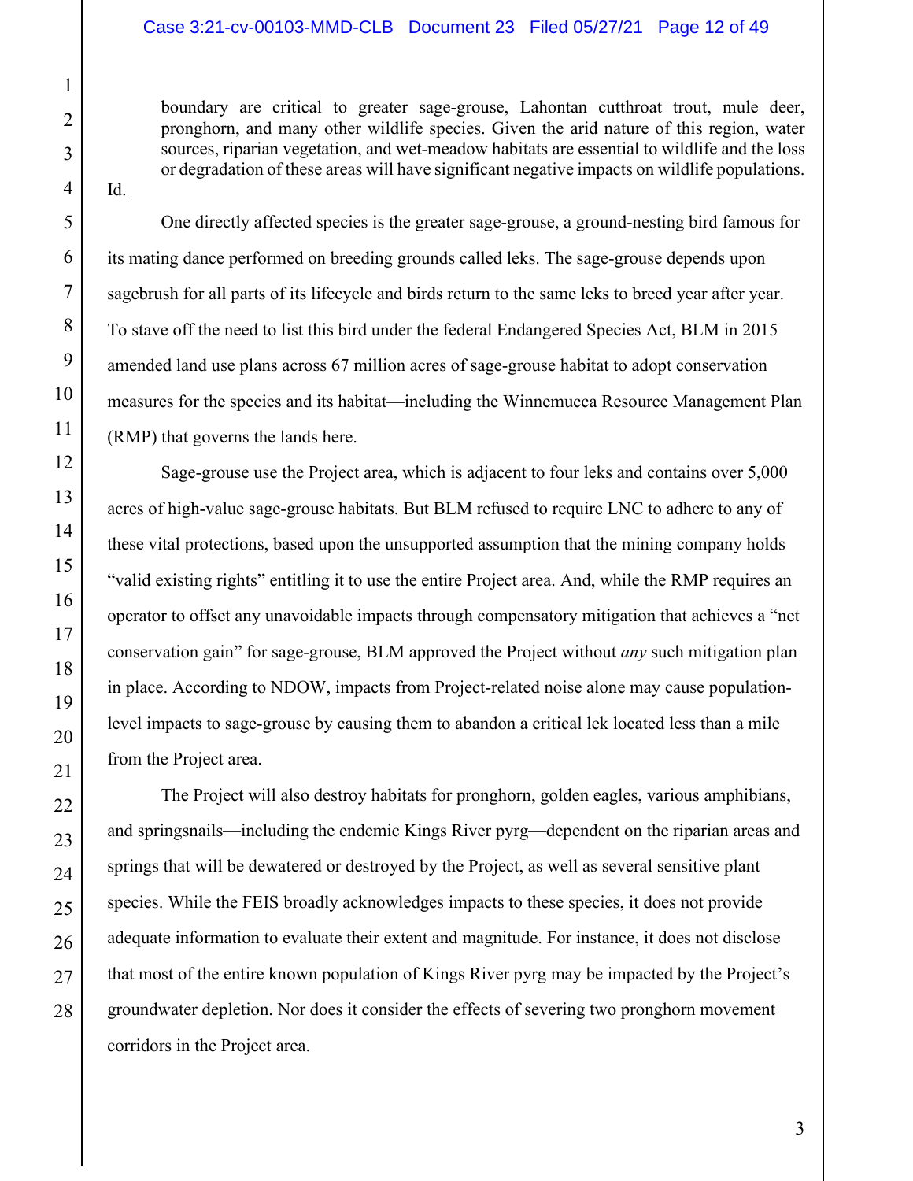> boundary are critical to greater sage-grouse, Lahontan cutthroat trout, mule deer, pronghorn, and many other wildlife species. Given the arid nature of this region, water sources, riparian vegetation, and wet-meadow habitats are essential to wildlife and the loss or degradation of these areas will have significant negative impacts on wildlife populations.

Id.

One directly affected species is the greater sage-grouse, a ground-nesting bird famous for its mating dance performed on breeding grounds called leks. The sage-grouse depends upon sagebrush for all parts of its lifecycle and birds return to the same leks to breed year after year. To stave off the need to list this bird under the federal Endangered Species Act, BLM in 2015 amended land use plans across 67 million acres of sage-grouse habitat to adopt conservation measures for the species and its habitat—including the Winnemucca Resource Management Plan (RMP) that governs the lands here.

Sage-grouse use the Project area, which is adjacent to four leks and contains over 5,000 acres of high-value sage-grouse habitats. But BLM refused to require LNC to adhere to any of these vital protections, based upon the unsupported assumption that the mining company holds "valid existing rights" entitling it to use the entire Project area. And, while the RMP requires an operator to offset any unavoidable impacts through compensatory mitigation that achieves a "net conservation gain" for sage-grouse, BLM approved the Project without *any* such mitigation plan in place. According to NDOW, impacts from Project-related noise alone may cause population-level impacts to sage-grouse by causing them to abandon a critical lek located less than a mile from the Project area.

The Project will also destroy habitats for pronghorn, golden eagles, various amphibians, and springsnails—including the endemic Kings River pyrg—dependent on the riparian areas and springs that will be dewatered or destroyed by the Project, as well as several sensitive plant species. While the FEIS broadly acknowledges impacts to these species, it does not provide adequate information to evaluate their extent and magnitude. For instance, it does not disclose that most of the entire known population of Kings River pyrg may be impacted by the Project's groundwater depletion. Nor does it consider the effects of severing two pronghorn movement corridors in the Project area.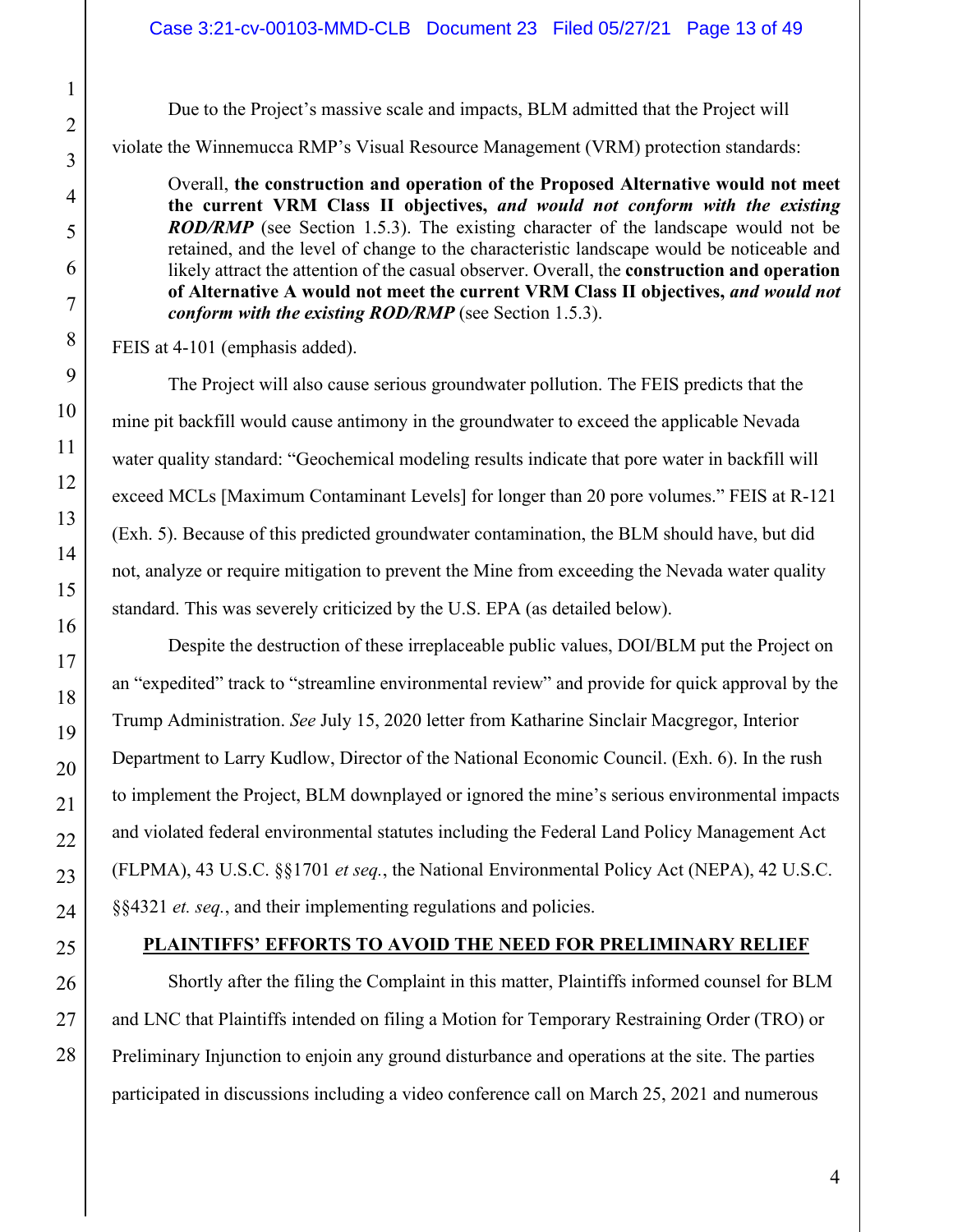Due to the Project's massive scale and impacts, BLM admitted that the Project will violate the Winnemucca RMP's Visual Resource Management (VRM) protection standards:

> Overall, **the construction and operation of the Proposed Alternative would not meet the current VRM Class II objectives,** ***and would not conform with the existing ROD/RMP*** (see Section 1.5.3). The existing character of the landscape would not be retained, and the level of change to the characteristic landscape would be noticeable and likely attract the attention of the casual observer. Overall, the **construction and operation of Alternative A would not meet the current VRM Class II objectives,** ***and would not conform with the existing ROD/RMP*** (see Section 1.5.3).

FEIS at 4-101 (emphasis added).

The Project will also cause serious groundwater pollution. The FEIS predicts that the mine pit backfill would cause antimony in the groundwater to exceed the applicable Nevada water quality standard: "Geochemical modeling results indicate that pore water in backfill will exceed MCLs [Maximum Contaminant Levels] for longer than 20 pore volumes." FEIS at R-121 (Exh. 5). Because of this predicted groundwater contamination, the BLM should have, but did not, analyze or require mitigation to prevent the Mine from exceeding the Nevada water quality standard. This was severely criticized by the U.S. EPA (as detailed below).

Despite the destruction of these irreplaceable public values, DOI/BLM put the Project on an "expedited" track to "streamline environmental review" and provide for quick approval by the Trump Administration. *See* July 15, 2020 letter from Katharine Sinclair Macgregor, Interior Department to Larry Kudlow, Director of the National Economic Council. (Exh. 6). In the rush to implement the Project, BLM downplayed or ignored the mine's serious environmental impacts and violated federal environmental statutes including the Federal Land Policy Management Act (FLPMA), 43 U.S.C. §§1701 *et seq.*, the National Environmental Policy Act (NEPA), 42 U.S.C. §§4321 *et. seq.*, and their implementing regulations and policies.

## PLAINTIFFS' EFFORTS TO AVOID THE NEED FOR PRELIMINARY RELIEF

Shortly after the filing the Complaint in this matter, Plaintiffs informed counsel for BLM and LNC that Plaintiffs intended on filing a Motion for Temporary Restraining Order (TRO) or Preliminary Injunction to enjoin any ground disturbance and operations at the site. The parties participated in discussions including a video conference call on March 25, 2021 and numerous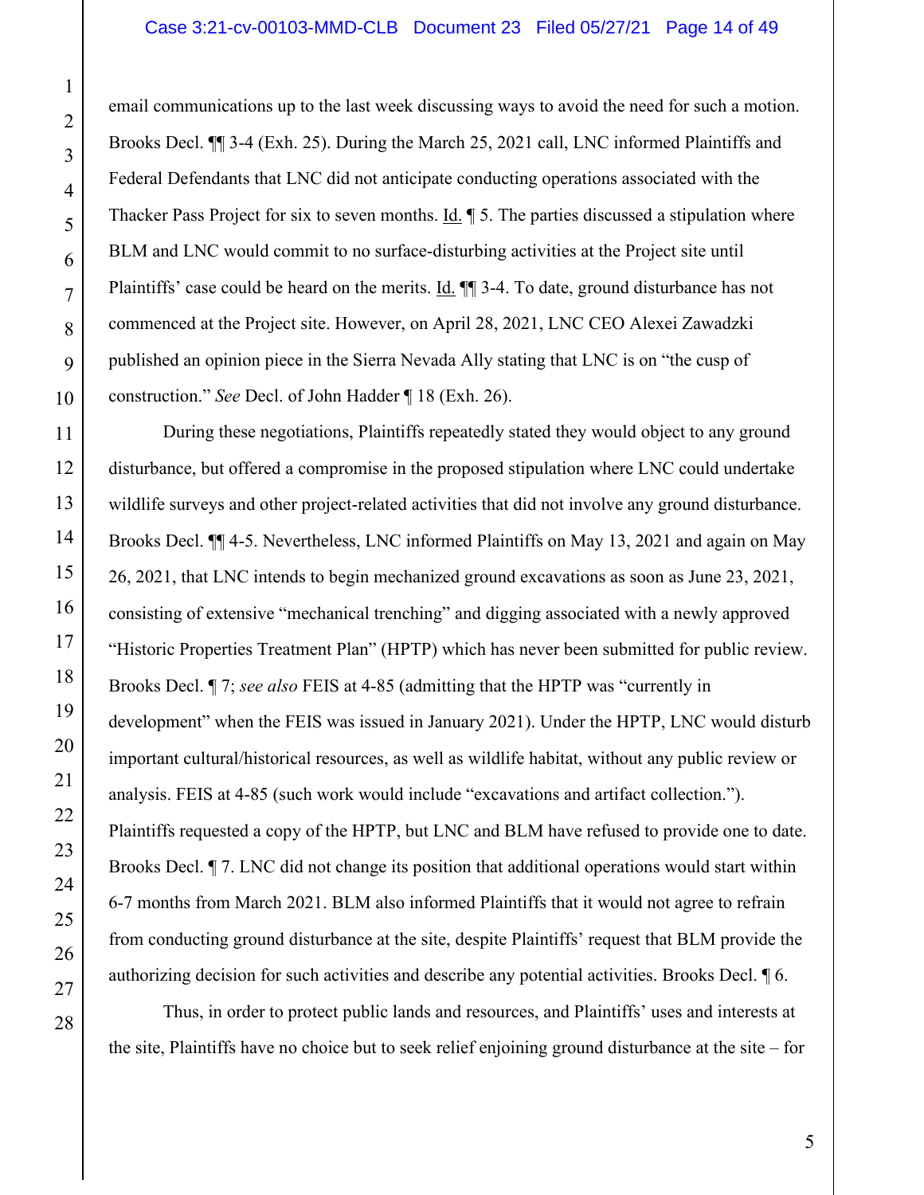email communications up to the last week discussing ways to avoid the need for such a motion. Brooks Decl. ¶¶ 3-4 (Exh. 25). During the March 25, 2021 call, LNC informed Plaintiffs and Federal Defendants that LNC did not anticipate conducting operations associated with the Thacker Pass Project for six to seven months. Id. ¶ 5. The parties discussed a stipulation where BLM and LNC would commit to no surface-disturbing activities at the Project site until Plaintiffs' case could be heard on the merits. Id. ¶¶ 3-4. To date, ground disturbance has not commenced at the Project site. However, on April 28, 2021, LNC CEO Alexei Zawadzki published an opinion piece in the Sierra Nevada Ally stating that LNC is on "the cusp of construction." *See* Decl. of John Hadder ¶ 18 (Exh. 26).

During these negotiations, Plaintiffs repeatedly stated they would object to any ground disturbance, but offered a compromise in the proposed stipulation where LNC could undertake wildlife surveys and other project-related activities that did not involve any ground disturbance. Brooks Decl. ¶¶ 4-5. Nevertheless, LNC informed Plaintiffs on May 13, 2021 and again on May 26, 2021, that LNC intends to begin mechanized ground excavations as soon as June 23, 2021, consisting of extensive "mechanical trenching" and digging associated with a newly approved "Historic Properties Treatment Plan" (HPTP) which has never been submitted for public review. Brooks Decl. ¶ 7; *see also* FEIS at 4-85 (admitting that the HPTP was "currently in development" when the FEIS was issued in January 2021). Under the HPTP, LNC would disturb important cultural/historical resources, as well as wildlife habitat, without any public review or analysis. FEIS at 4-85 (such work would include "excavations and artifact collection."). Plaintiffs requested a copy of the HPTP, but LNC and BLM have refused to provide one to date. Brooks Decl. ¶ 7. LNC did not change its position that additional operations would start within 6-7 months from March 2021. BLM also informed Plaintiffs that it would not agree to refrain from conducting ground disturbance at the site, despite Plaintiffs' request that BLM provide the authorizing decision for such activities and describe any potential activities. Brooks Decl. ¶ 6.

Thus, in order to protect public lands and resources, and Plaintiffs' uses and interests at the site, Plaintiffs have no choice but to seek relief enjoining ground disturbance at the site – for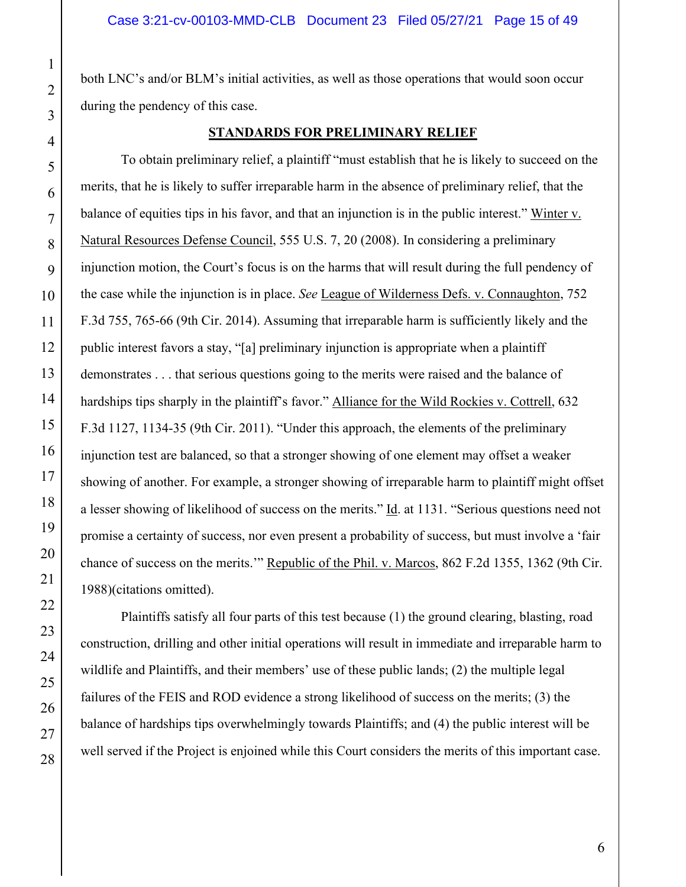both LNC's and/or BLM's initial activities, as well as those operations that would soon occur during the pendency of this case.

## STANDARDS FOR PRELIMINARY RELIEF

To obtain preliminary relief, a plaintiff "must establish that he is likely to succeed on the merits, that he is likely to suffer irreparable harm in the absence of preliminary relief, that the balance of equities tips in his favor, and that an injunction is in the public interest." Winter v. Natural Resources Defense Council, 555 U.S. 7, 20 (2008). In considering a preliminary injunction motion, the Court's focus is on the harms that will result during the full pendency of the case while the injunction is in place. *See* League of Wilderness Defs. v. Connaughton, 752 F.3d 755, 765-66 (9th Cir. 2014). Assuming that irreparable harm is sufficiently likely and the public interest favors a stay, "[a] preliminary injunction is appropriate when a plaintiff demonstrates . . . that serious questions going to the merits were raised and the balance of hardships tips sharply in the plaintiff's favor." Alliance for the Wild Rockies v. Cottrell, 632 F.3d 1127, 1134-35 (9th Cir. 2011). "Under this approach, the elements of the preliminary injunction test are balanced, so that a stronger showing of one element may offset a weaker showing of another. For example, a stronger showing of irreparable harm to plaintiff might offset a lesser showing of likelihood of success on the merits." Id. at 1131. "Serious questions need not promise a certainty of success, nor even present a probability of success, but must involve a 'fair chance of success on the merits.'" Republic of the Phil. v. Marcos, 862 F.2d 1355, 1362 (9th Cir. 1988)(citations omitted).

Plaintiffs satisfy all four parts of this test because (1) the ground clearing, blasting, road construction, drilling and other initial operations will result in immediate and irreparable harm to wildlife and Plaintiffs, and their members' use of these public lands; (2) the multiple legal failures of the FEIS and ROD evidence a strong likelihood of success on the merits; (3) the balance of hardships tips overwhelmingly towards Plaintiffs; and (4) the public interest will be well served if the Project is enjoined while this Court considers the merits of this important case.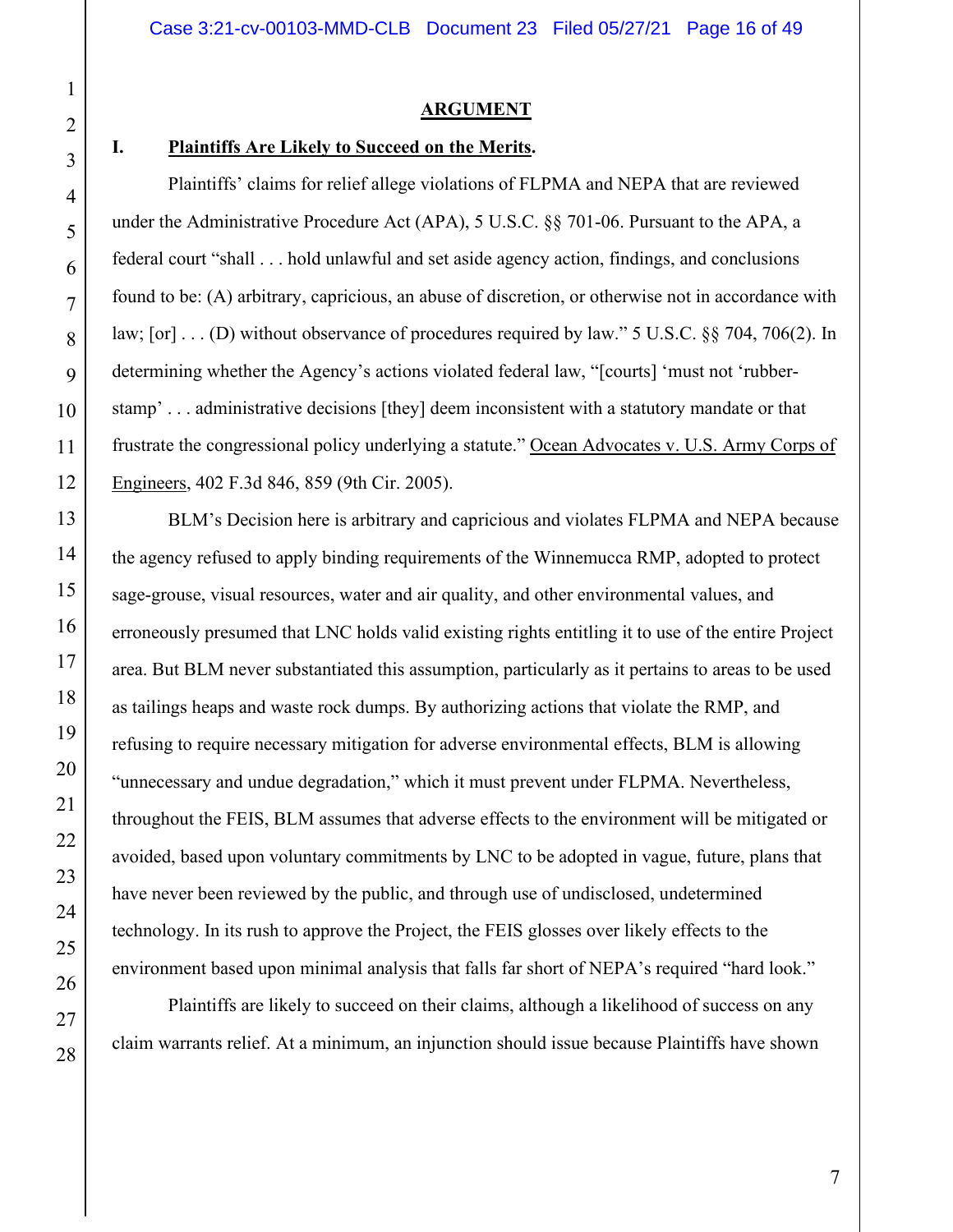## ARGUMENT

### I. Plaintiffs Are Likely to Succeed on the Merits.

Plaintiffs' claims for relief allege violations of FLPMA and NEPA that are reviewed under the Administrative Procedure Act (APA), 5 U.S.C. §§ 701-06. Pursuant to the APA, a federal court "shall . . . hold unlawful and set aside agency action, findings, and conclusions found to be: (A) arbitrary, capricious, an abuse of discretion, or otherwise not in accordance with law; [or] . . . (D) without observance of procedures required by law." 5 U.S.C. §§ 704, 706(2). In determining whether the Agency's actions violated federal law, "[courts] 'must not 'rubber-stamp' . . . administrative decisions [they] deem inconsistent with a statutory mandate or that frustrate the congressional policy underlying a statute." Ocean Advocates v. U.S. Army Corps of Engineers, 402 F.3d 846, 859 (9th Cir. 2005).

BLM's Decision here is arbitrary and capricious and violates FLPMA and NEPA because the agency refused to apply binding requirements of the Winnemucca RMP, adopted to protect sage-grouse, visual resources, water and air quality, and other environmental values, and erroneously presumed that LNC holds valid existing rights entitling it to use of the entire Project area. But BLM never substantiated this assumption, particularly as it pertains to areas to be used as tailings heaps and waste rock dumps. By authorizing actions that violate the RMP, and refusing to require necessary mitigation for adverse environmental effects, BLM is allowing "unnecessary and undue degradation," which it must prevent under FLPMA. Nevertheless, throughout the FEIS, BLM assumes that adverse effects to the environment will be mitigated or avoided, based upon voluntary commitments by LNC to be adopted in vague, future, plans that have never been reviewed by the public, and through use of undisclosed, undetermined technology. In its rush to approve the Project, the FEIS glosses over likely effects to the environment based upon minimal analysis that falls far short of NEPA's required "hard look."

Plaintiffs are likely to succeed on their claims, although a likelihood of success on any claim warrants relief. At a minimum, an injunction should issue because Plaintiffs have shown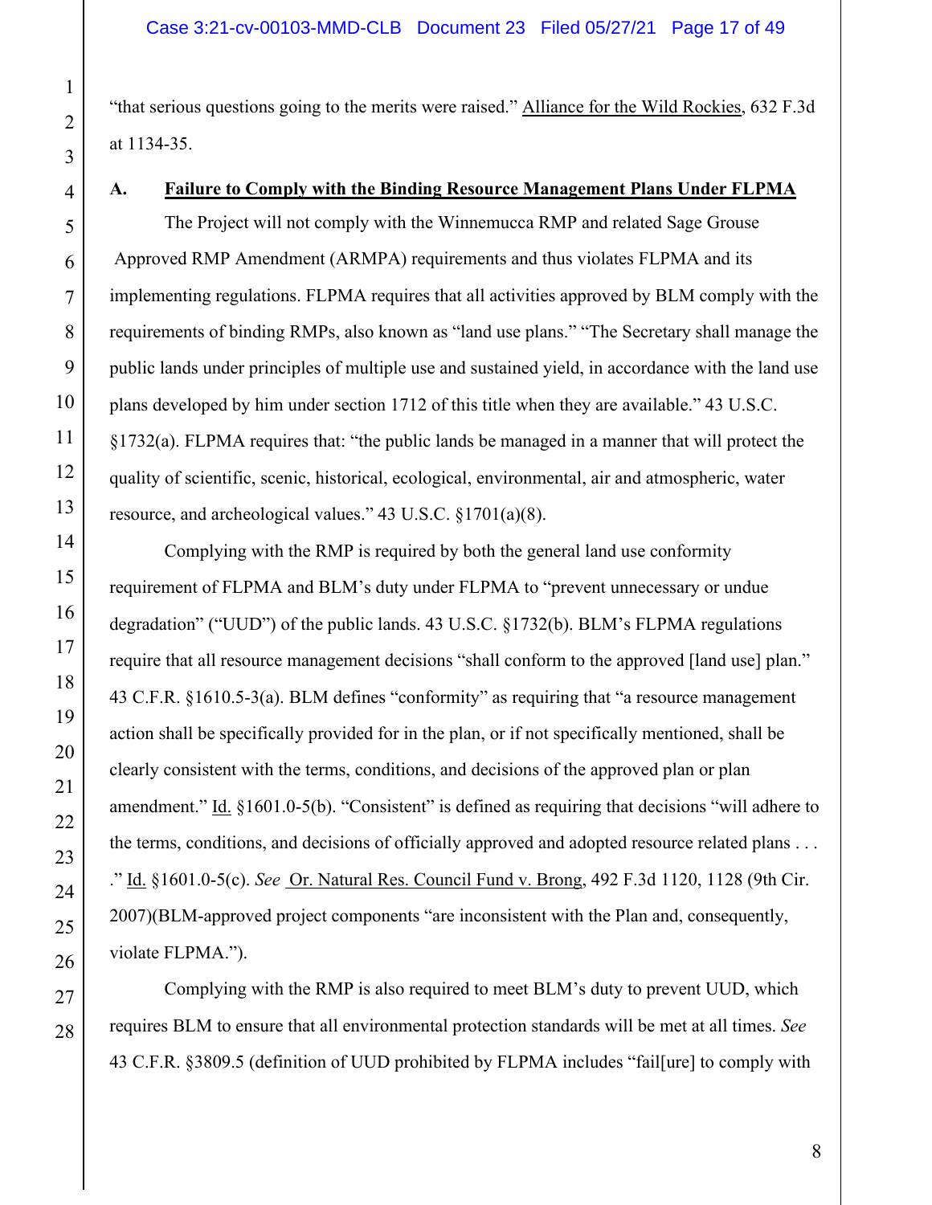"that serious questions going to the merits were raised." Alliance for the Wild Rockies, 632 F.3d at 1134-35.

**A. Failure to Comply with the Binding Resource Management Plans Under FLPMA**

The Project will not comply with the Winnemucca RMP and related Sage Grouse Approved RMP Amendment (ARMPA) requirements and thus violates FLPMA and its implementing regulations. FLPMA requires that all activities approved by BLM comply with the requirements of binding RMPs, also known as "land use plans." "The Secretary shall manage the public lands under principles of multiple use and sustained yield, in accordance with the land use plans developed by him under section 1712 of this title when they are available." 43 U.S.C. §1732(a). FLPMA requires that: "the public lands be managed in a manner that will protect the quality of scientific, scenic, historical, ecological, environmental, air and atmospheric, water resource, and archeological values." 43 U.S.C. §1701(a)(8).

Complying with the RMP is required by both the general land use conformity requirement of FLPMA and BLM's duty under FLPMA to "prevent unnecessary or undue degradation" ("UUD") of the public lands. 43 U.S.C. §1732(b). BLM's FLPMA regulations require that all resource management decisions "shall conform to the approved [land use] plan." 43 C.F.R. §1610.5-3(a). BLM defines "conformity" as requiring that "a resource management action shall be specifically provided for in the plan, or if not specifically mentioned, shall be clearly consistent with the terms, conditions, and decisions of the approved plan or plan amendment." Id. §1601.0-5(b). "Consistent" is defined as requiring that decisions "will adhere to the terms, conditions, and decisions of officially approved and adopted resource related plans . . . ." Id. §1601.0-5(c). *See* Or. Natural Res. Council Fund v. Brong, 492 F.3d 1120, 1128 (9th Cir. 2007)(BLM-approved project components "are inconsistent with the Plan and, consequently, violate FLPMA.").

Complying with the RMP is also required to meet BLM's duty to prevent UUD, which requires BLM to ensure that all environmental protection standards will be met at all times. *See* 43 C.F.R. §3809.5 (definition of UUD prohibited by FLPMA includes "fail[ure] to comply with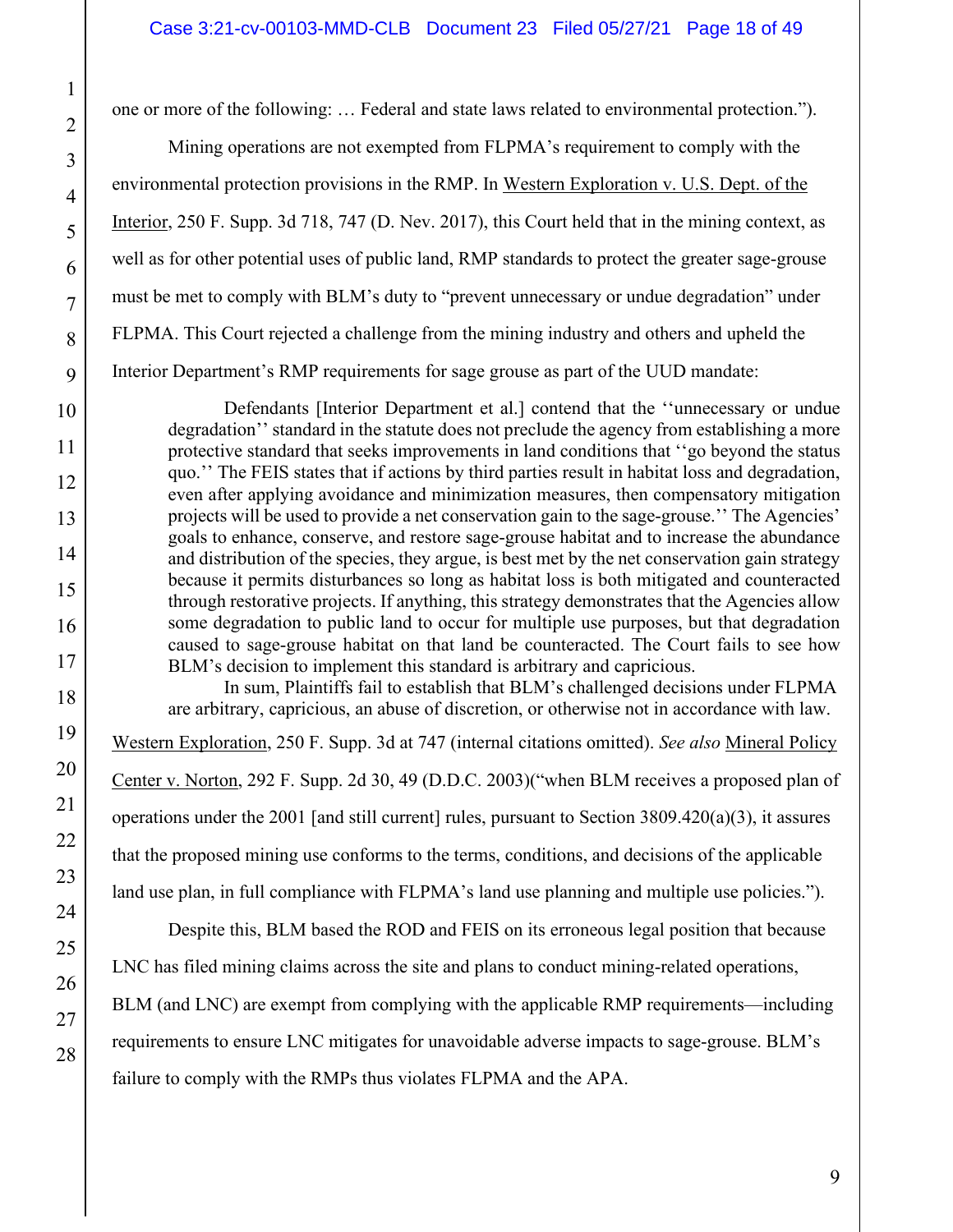one or more of the following: … Federal and state laws related to environmental protection.").

Mining operations are not exempted from FLPMA's requirement to comply with the environmental protection provisions in the RMP. In Western Exploration v. U.S. Dept. of the Interior, 250 F. Supp. 3d 718, 747 (D. Nev. 2017), this Court held that in the mining context, as well as for other potential uses of public land, RMP standards to protect the greater sage-grouse must be met to comply with BLM's duty to "prevent unnecessary or undue degradation" under FLPMA. This Court rejected a challenge from the mining industry and others and upheld the Interior Department's RMP requirements for sage grouse as part of the UUD mandate:

> Defendants [Interior Department et al.] contend that the ''unnecessary or undue degradation'' standard in the statute does not preclude the agency from establishing a more protective standard that seeks improvements in land conditions that ''go beyond the status quo.'' The FEIS states that if actions by third parties result in habitat loss and degradation, even after applying avoidance and minimization measures, then compensatory mitigation projects will be used to provide a net conservation gain to the sage-grouse.'' The Agencies' goals to enhance, conserve, and restore sage-grouse habitat and to increase the abundance and distribution of the species, they argue, is best met by the net conservation gain strategy because it permits disturbances so long as habitat loss is both mitigated and counteracted through restorative projects. If anything, this strategy demonstrates that the Agencies allow some degradation to public land to occur for multiple use purposes, but that degradation caused to sage-grouse habitat on that land be counteracted. The Court fails to see how BLM's decision to implement this standard is arbitrary and capricious.
>
> In sum, Plaintiffs fail to establish that BLM's challenged decisions under FLPMA are arbitrary, capricious, an abuse of discretion, or otherwise not in accordance with law.

Western Exploration, 250 F. Supp. 3d at 747 (internal citations omitted). *See also* Mineral Policy Center v. Norton, 292 F. Supp. 2d 30, 49 (D.D.C. 2003)("when BLM receives a proposed plan of operations under the 2001 [and still current] rules, pursuant to Section 3809.420(a)(3), it assures that the proposed mining use conforms to the terms, conditions, and decisions of the applicable land use plan, in full compliance with FLPMA's land use planning and multiple use policies.").

Despite this, BLM based the ROD and FEIS on its erroneous legal position that because LNC has filed mining claims across the site and plans to conduct mining-related operations, BLM (and LNC) are exempt from complying with the applicable RMP requirements—including requirements to ensure LNC mitigates for unavoidable adverse impacts to sage-grouse. BLM's failure to comply with the RMPs thus violates FLPMA and the APA.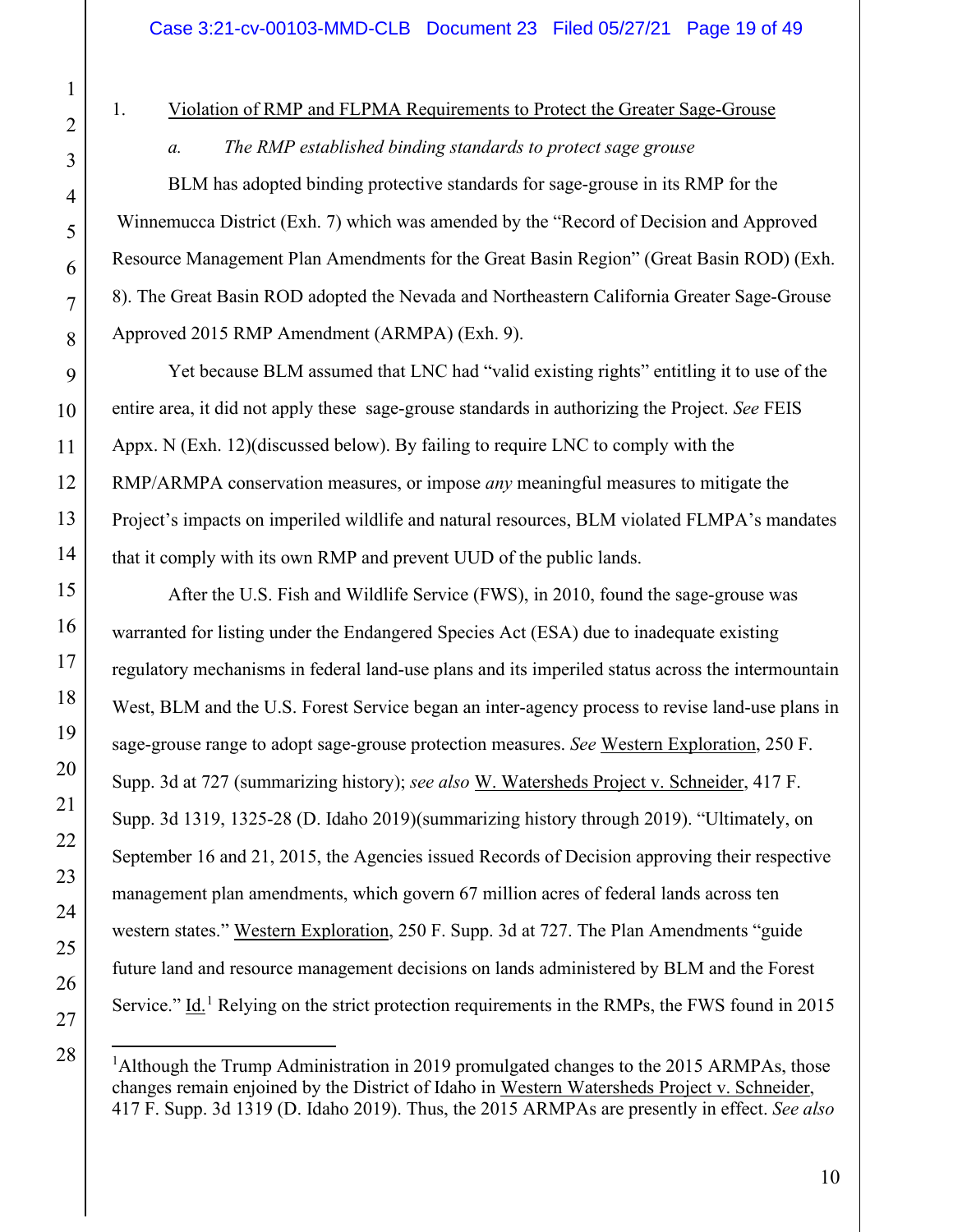1. Violation of RMP and FLPMA Requirements to Protect the Greater Sage-Grouse

*a. The RMP established binding standards to protect sage grouse*

BLM has adopted binding protective standards for sage-grouse in its RMP for the Winnemucca District (Exh. 7) which was amended by the "Record of Decision and Approved Resource Management Plan Amendments for the Great Basin Region" (Great Basin ROD) (Exh. 8). The Great Basin ROD adopted the Nevada and Northeastern California Greater Sage-Grouse Approved 2015 RMP Amendment (ARMPA) (Exh. 9).

Yet because BLM assumed that LNC had "valid existing rights" entitling it to use of the entire area, it did not apply these sage-grouse standards in authorizing the Project. *See* FEIS Appx. N (Exh. 12)(discussed below). By failing to require LNC to comply with the RMP/ARMPA conservation measures, or impose *any* meaningful measures to mitigate the Project's impacts on imperiled wildlife and natural resources, BLM violated FLMPA's mandates that it comply with its own RMP and prevent UUD of the public lands.

After the U.S. Fish and Wildlife Service (FWS), in 2010, found the sage-grouse was warranted for listing under the Endangered Species Act (ESA) due to inadequate existing regulatory mechanisms in federal land-use plans and its imperiled status across the intermountain West, BLM and the U.S. Forest Service began an inter-agency process to revise land-use plans in sage-grouse range to adopt sage-grouse protection measures. *See* Western Exploration, 250 F. Supp. 3d at 727 (summarizing history); *see also* W. Watersheds Project v. Schneider, 417 F. Supp. 3d 1319, 1325-28 (D. Idaho 2019)(summarizing history through 2019). "Ultimately, on September 16 and 21, 2015, the Agencies issued Records of Decision approving their respective management plan amendments, which govern 67 million acres of federal lands across ten western states." Western Exploration, 250 F. Supp. 3d at 727. The Plan Amendments "guide future land and resource management decisions on lands administered by BLM and the Forest Service." Id.[1] Relying on the strict protection requirements in the RMPs, the FWS found in 2015

[1]Although the Trump Administration in 2019 promulgated changes to the 2015 ARMPAs, those changes remain enjoined by the District of Idaho in Western Watersheds Project v. Schneider, 417 F. Supp. 3d 1319 (D. Idaho 2019). Thus, the 2015 ARMPAs are presently in effect. *See also*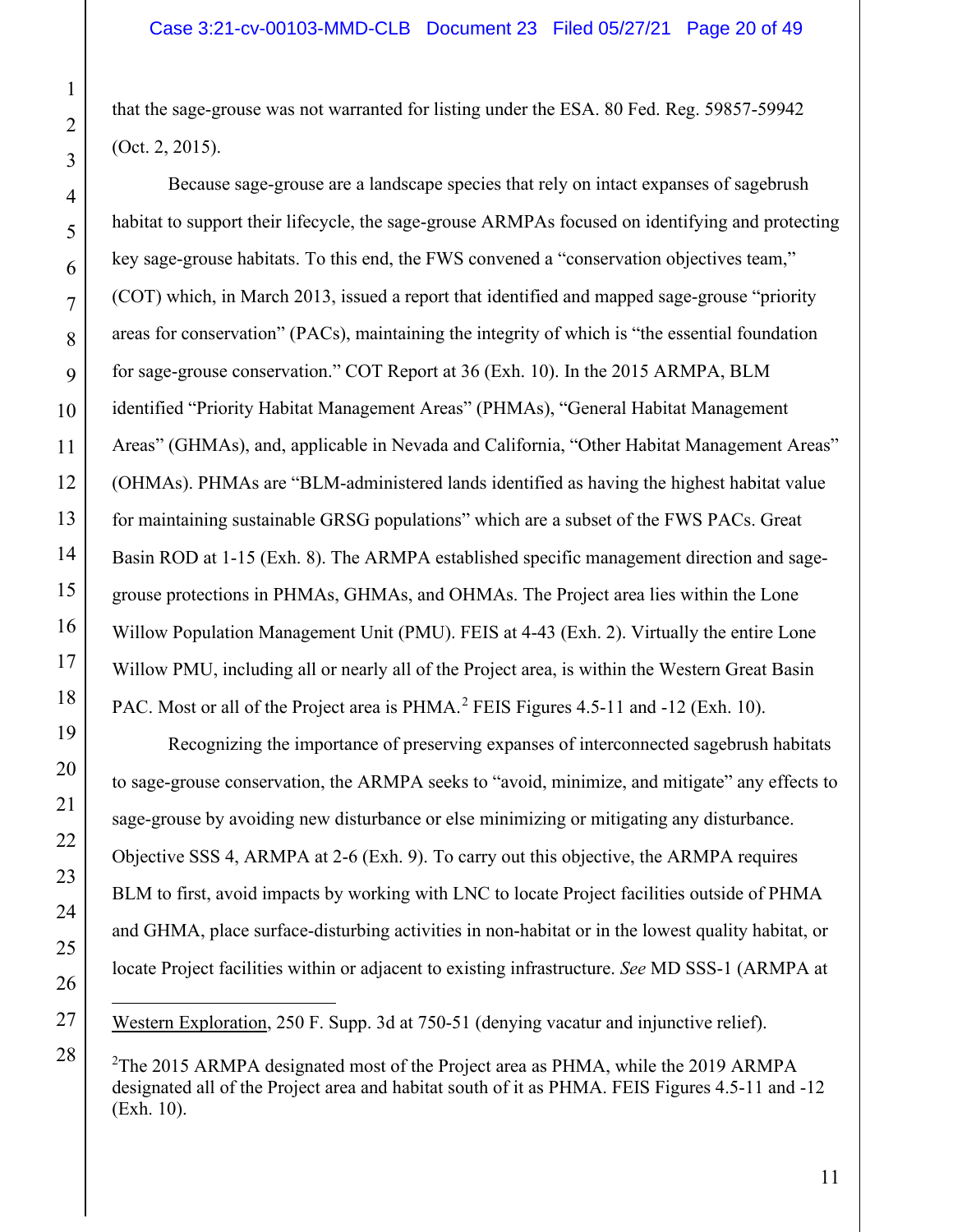that the sage-grouse was not warranted for listing under the ESA. 80 Fed. Reg. 59857-59942 (Oct. 2, 2015).

Because sage-grouse are a landscape species that rely on intact expanses of sagebrush habitat to support their lifecycle, the sage-grouse ARMPAs focused on identifying and protecting key sage-grouse habitats. To this end, the FWS convened a "conservation objectives team," (COT) which, in March 2013, issued a report that identified and mapped sage-grouse "priority areas for conservation" (PACs), maintaining the integrity of which is "the essential foundation for sage-grouse conservation." COT Report at 36 (Exh. 10). In the 2015 ARMPA, BLM identified "Priority Habitat Management Areas" (PHMAs), "General Habitat Management Areas" (GHMAs), and, applicable in Nevada and California, "Other Habitat Management Areas" (OHMAs). PHMAs are "BLM-administered lands identified as having the highest habitat value for maintaining sustainable GRSG populations" which are a subset of the FWS PACs. Great Basin ROD at 1-15 (Exh. 8). The ARMPA established specific management direction and sage-grouse protections in PHMAs, GHMAs, and OHMAs. The Project area lies within the Lone Willow Population Management Unit (PMU). FEIS at 4-43 (Exh. 2). Virtually the entire Lone Willow PMU, including all or nearly all of the Project area, is within the Western Great Basin PAC. Most or all of the Project area is PHMA.[2] FEIS Figures 4.5-11 and -12 (Exh. 10).

Recognizing the importance of preserving expanses of interconnected sagebrush habitats to sage-grouse conservation, the ARMPA seeks to "avoid, minimize, and mitigate" any effects to sage-grouse by avoiding new disturbance or else minimizing or mitigating any disturbance. Objective SSS 4, ARMPA at 2-6 (Exh. 9). To carry out this objective, the ARMPA requires BLM to first, avoid impacts by working with LNC to locate Project facilities outside of PHMA and GHMA, place surface-disturbing activities in non-habitat or in the lowest quality habitat, or locate Project facilities within or adjacent to existing infrastructure. *See* MD SSS-1 (ARMPA at

---

Western Exploration, 250 F. Supp. 3d at 750-51 (denying vacatur and injunctive relief).

[2] The 2015 ARMPA designated most of the Project area as PHMA, while the 2019 ARMPA designated all of the Project area and habitat south of it as PHMA. FEIS Figures 4.5-11 and -12 (Exh. 10).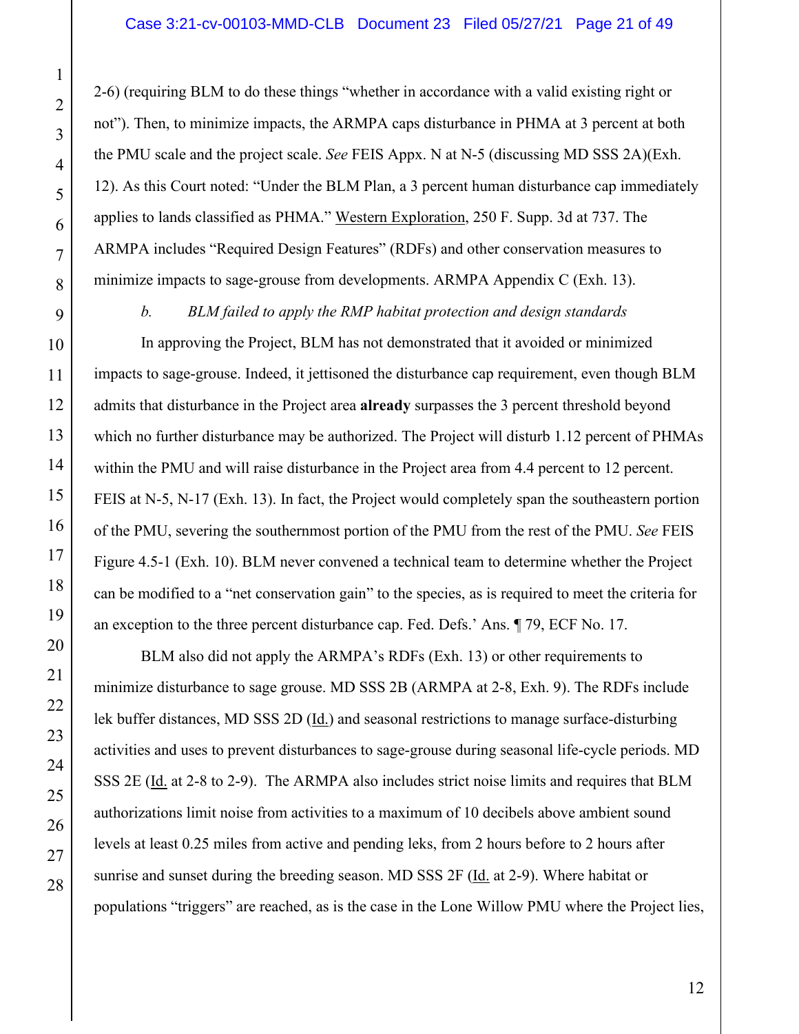2-6) (requiring BLM to do these things "whether in accordance with a valid existing right or not"). Then, to minimize impacts, the ARMPA caps disturbance in PHMA at 3 percent at both the PMU scale and the project scale. *See* FEIS Appx. N at N-5 (discussing MD SSS 2A)(Exh. 12). As this Court noted: "Under the BLM Plan, a 3 percent human disturbance cap immediately applies to lands classified as PHMA." Western Exploration, 250 F. Supp. 3d at 737. The ARMPA includes "Required Design Features" (RDFs) and other conservation measures to minimize impacts to sage-grouse from developments. ARMPA Appendix C (Exh. 13).

*b. BLM failed to apply the RMP habitat protection and design standards*

In approving the Project, BLM has not demonstrated that it avoided or minimized impacts to sage-grouse. Indeed, it jettisoned the disturbance cap requirement, even though BLM admits that disturbance in the Project area **already** surpasses the 3 percent threshold beyond which no further disturbance may be authorized. The Project will disturb 1.12 percent of PHMAs within the PMU and will raise disturbance in the Project area from 4.4 percent to 12 percent. FEIS at N-5, N-17 (Exh. 13). In fact, the Project would completely span the southeastern portion of the PMU, severing the southernmost portion of the PMU from the rest of the PMU. *See* FEIS Figure 4.5-1 (Exh. 10). BLM never convened a technical team to determine whether the Project can be modified to a "net conservation gain" to the species, as is required to meet the criteria for an exception to the three percent disturbance cap. Fed. Defs.' Ans. ¶ 79, ECF No. 17.

BLM also did not apply the ARMPA's RDFs (Exh. 13) or other requirements to minimize disturbance to sage grouse. MD SSS 2B (ARMPA at 2-8, Exh. 9). The RDFs include lek buffer distances, MD SSS 2D (Id.) and seasonal restrictions to manage surface-disturbing activities and uses to prevent disturbances to sage-grouse during seasonal life-cycle periods. MD SSS 2E (Id. at 2-8 to 2-9). The ARMPA also includes strict noise limits and requires that BLM authorizations limit noise from activities to a maximum of 10 decibels above ambient sound levels at least 0.25 miles from active and pending leks, from 2 hours before to 2 hours after sunrise and sunset during the breeding season. MD SSS 2F (Id. at 2-9). Where habitat or populations "triggers" are reached, as is the case in the Lone Willow PMU where the Project lies,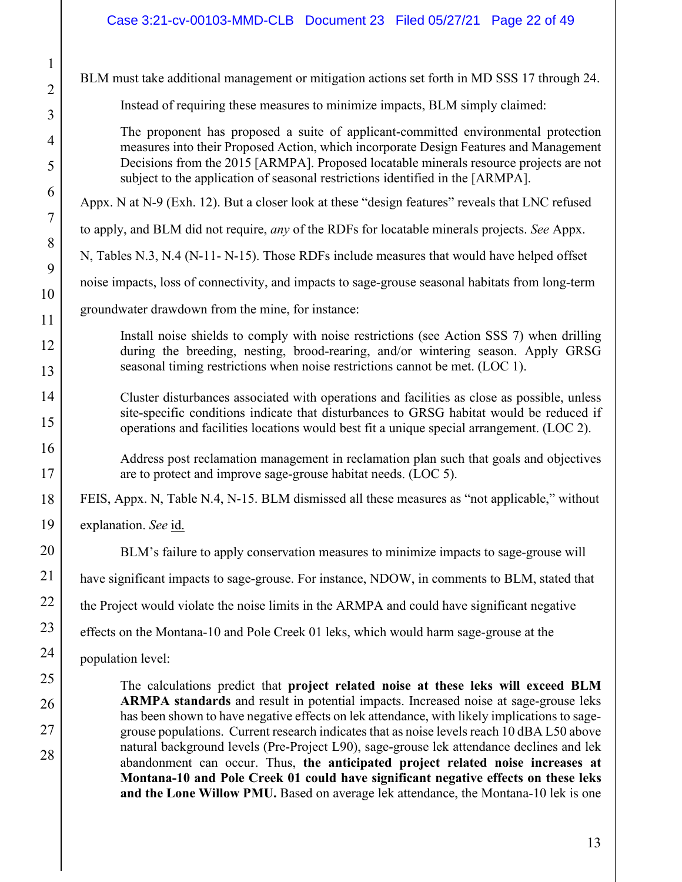BLM must take additional management or mitigation actions set forth in MD SSS 17 through 24.

Instead of requiring these measures to minimize impacts, BLM simply claimed:

> The proponent has proposed a suite of applicant-committed environmental protection measures into their Proposed Action, which incorporate Design Features and Management Decisions from the 2015 [ARMPA]. Proposed locatable minerals resource projects are not subject to the application of seasonal restrictions identified in the [ARMPA].

Appx. N at N-9 (Exh. 12). But a closer look at these "design features" reveals that LNC refused to apply, and BLM did not require, *any* of the RDFs for locatable minerals projects. *See* Appx. N, Tables N.3, N.4 (N-11- N-15). Those RDFs include measures that would have helped offset noise impacts, loss of connectivity, and impacts to sage-grouse seasonal habitats from long-term groundwater drawdown from the mine, for instance:

> Install noise shields to comply with noise restrictions (see Action SSS 7) when drilling during the breeding, nesting, brood-rearing, and/or wintering season. Apply GRSG seasonal timing restrictions when noise restrictions cannot be met. (LOC 1).
>
> Cluster disturbances associated with operations and facilities as close as possible, unless site-specific conditions indicate that disturbances to GRSG habitat would be reduced if operations and facilities locations would best fit a unique special arrangement. (LOC 2).
>
> Address post reclamation management in reclamation plan such that goals and objectives are to protect and improve sage-grouse habitat needs. (LOC 5).

FEIS, Appx. N, Table N.4, N-15. BLM dismissed all these measures as "not applicable," without explanation. *See* id.

BLM's failure to apply conservation measures to minimize impacts to sage-grouse will have significant impacts to sage-grouse. For instance, NDOW, in comments to BLM, stated that the Project would violate the noise limits in the ARMPA and could have significant negative effects on the Montana-10 and Pole Creek 01 leks, which would harm sage-grouse at the population level:

> The calculations predict that **project related noise at these leks will exceed BLM ARMPA standards** and result in potential impacts. Increased noise at sage-grouse leks has been shown to have negative effects on lek attendance, with likely implications to sage-grouse populations. Current research indicates that as noise levels reach 10 dBA L50 above natural background levels (Pre-Project L90), sage-grouse lek attendance declines and lek abandonment can occur. Thus, **the anticipated project related noise increases at Montana-10 and Pole Creek 01 could have significant negative effects on these leks and the Lone Willow PMU.** Based on average lek attendance, the Montana-10 lek is one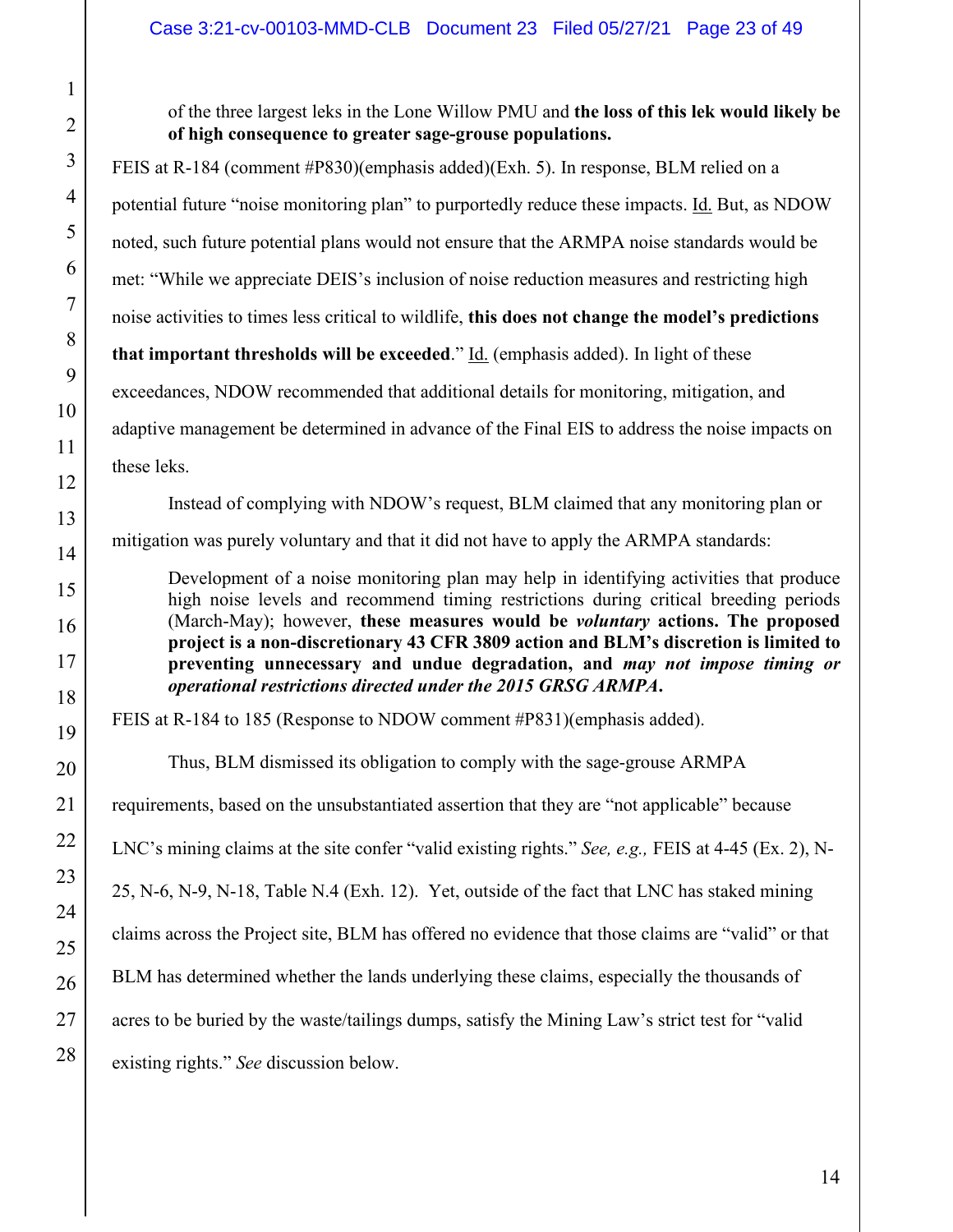> of the three largest leks in the Lone Willow PMU and **the loss of this lek would likely be of high consequence to greater sage-grouse populations.**

FEIS at R-184 (comment #P830)(emphasis added)(Exh. 5). In response, BLM relied on a potential future "noise monitoring plan" to purportedly reduce these impacts. Id. But, as NDOW noted, such future potential plans would not ensure that the ARMPA noise standards would be met: "While we appreciate DEIS's inclusion of noise reduction measures and restricting high noise activities to times less critical to wildlife, **this does not change the model's predictions that important thresholds will be exceeded**." Id. (emphasis added). In light of these exceedances, NDOW recommended that additional details for monitoring, mitigation, and adaptive management be determined in advance of the Final EIS to address the noise impacts on these leks.

Instead of complying with NDOW's request, BLM claimed that any monitoring plan or mitigation was purely voluntary and that it did not have to apply the ARMPA standards:

> Development of a noise monitoring plan may help in identifying activities that produce high noise levels and recommend timing restrictions during critical breeding periods (March-May); however, **these measures would be *voluntary* actions. The proposed project is a non-discretionary 43 CFR 3809 action and BLM's discretion is limited to preventing unnecessary and undue degradation, and *may not impose timing or operational restrictions directed under the 2015 GRSG ARMPA*.**

FEIS at R-184 to 185 (Response to NDOW comment #P831)(emphasis added).

Thus, BLM dismissed its obligation to comply with the sage-grouse ARMPA requirements, based on the unsubstantiated assertion that they are "not applicable" because LNC's mining claims at the site confer "valid existing rights." *See, e.g.,* FEIS at 4-45 (Ex. 2), N-25, N-6, N-9, N-18, Table N.4 (Exh. 12). Yet, outside of the fact that LNC has staked mining claims across the Project site, BLM has offered no evidence that those claims are "valid" or that BLM has determined whether the lands underlying these claims, especially the thousands of acres to be buried by the waste/tailings dumps, satisfy the Mining Law's strict test for "valid existing rights." *See* discussion below.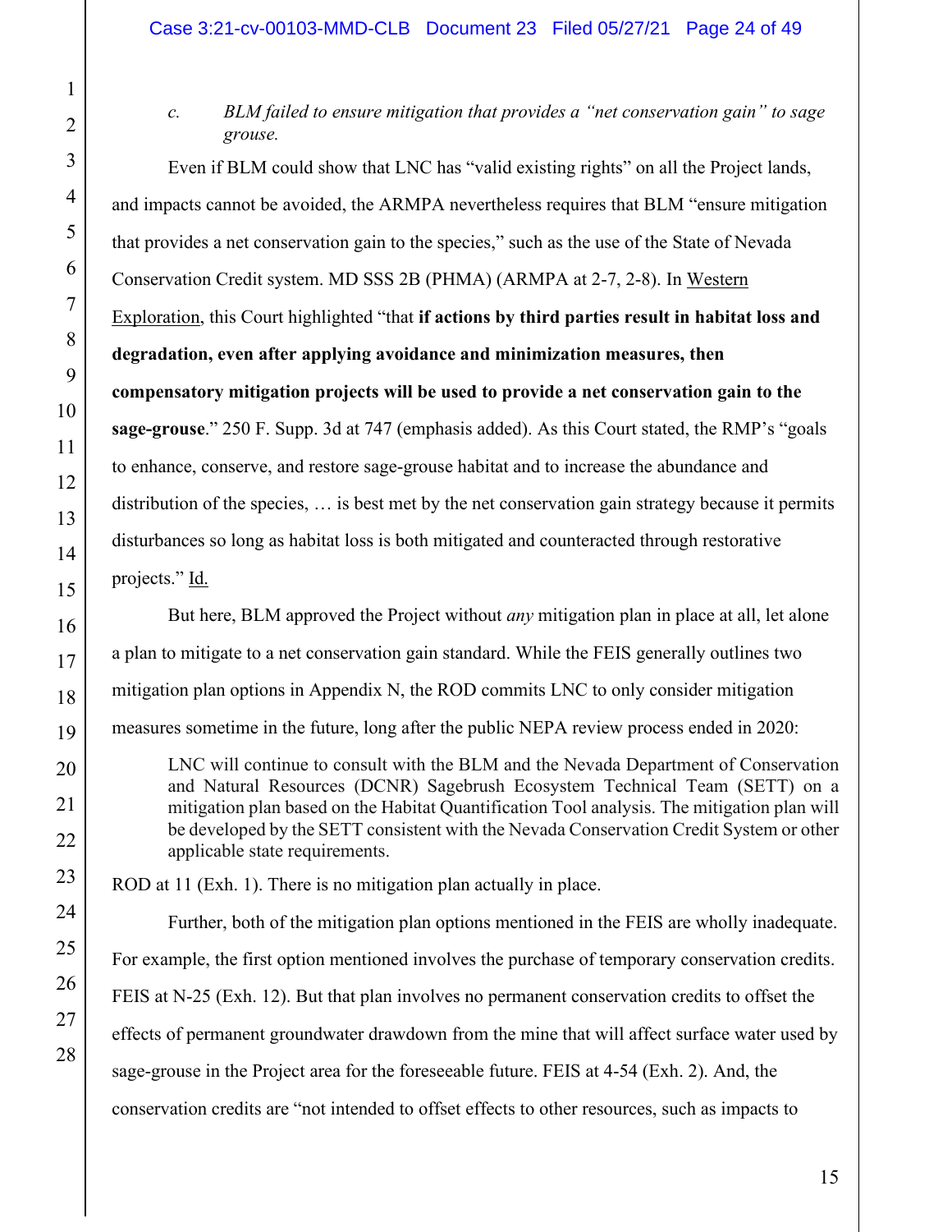*c. BLM failed to ensure mitigation that provides a "net conservation gain" to sage grouse.*

Even if BLM could show that LNC has "valid existing rights" on all the Project lands, and impacts cannot be avoided, the ARMPA nevertheless requires that BLM "ensure mitigation that provides a net conservation gain to the species," such as the use of the State of Nevada Conservation Credit system. MD SSS 2B (PHMA) (ARMPA at 2-7, 2-8). In Western Exploration, this Court highlighted "that **if actions by third parties result in habitat loss and degradation, even after applying avoidance and minimization measures, then compensatory mitigation projects will be used to provide a net conservation gain to the sage-grouse**." 250 F. Supp. 3d at 747 (emphasis added). As this Court stated, the RMP's "goals to enhance, conserve, and restore sage-grouse habitat and to increase the abundance and distribution of the species, … is best met by the net conservation gain strategy because it permits disturbances so long as habitat loss is both mitigated and counteracted through restorative projects." Id.

But here, BLM approved the Project without *any* mitigation plan in place at all, let alone a plan to mitigate to a net conservation gain standard. While the FEIS generally outlines two mitigation plan options in Appendix N, the ROD commits LNC to only consider mitigation measures sometime in the future, long after the public NEPA review process ended in 2020:

> LNC will continue to consult with the BLM and the Nevada Department of Conservation and Natural Resources (DCNR) Sagebrush Ecosystem Technical Team (SETT) on a mitigation plan based on the Habitat Quantification Tool analysis. The mitigation plan will be developed by the SETT consistent with the Nevada Conservation Credit System or other applicable state requirements.

ROD at 11 (Exh. 1). There is no mitigation plan actually in place.

Further, both of the mitigation plan options mentioned in the FEIS are wholly inadequate. For example, the first option mentioned involves the purchase of temporary conservation credits. FEIS at N-25 (Exh. 12). But that plan involves no permanent conservation credits to offset the effects of permanent groundwater drawdown from the mine that will affect surface water used by sage-grouse in the Project area for the foreseeable future. FEIS at 4-54 (Exh. 2). And, the conservation credits are "not intended to offset effects to other resources, such as impacts to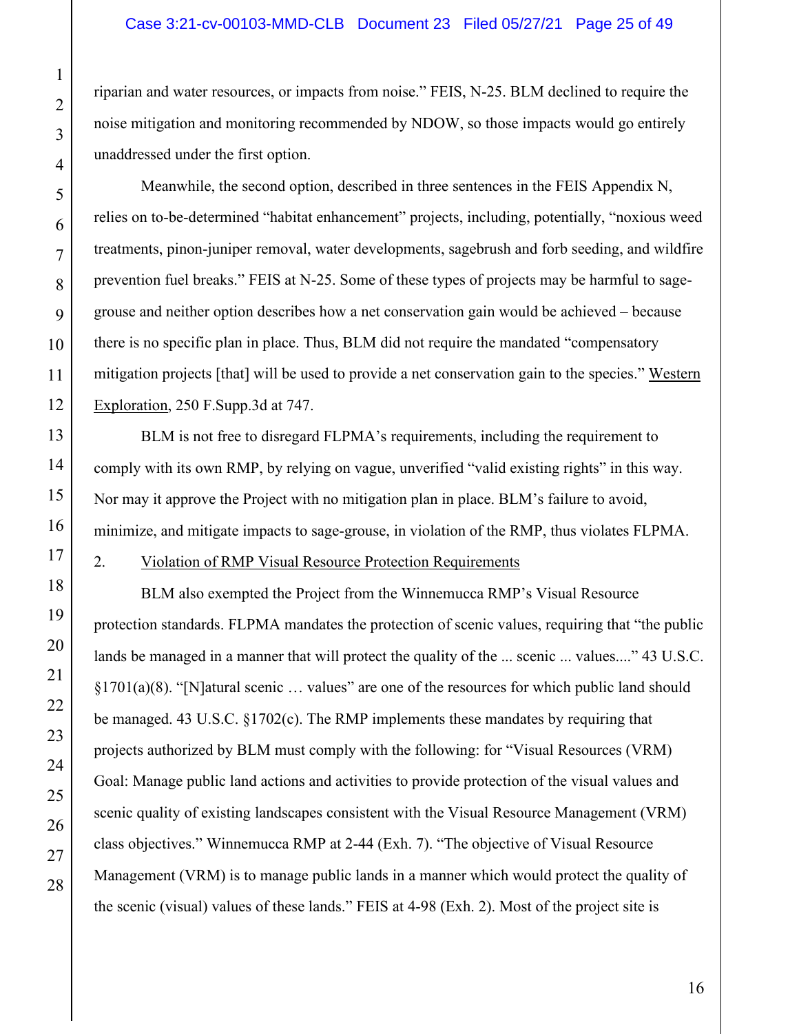riparian and water resources, or impacts from noise." FEIS, N-25. BLM declined to require the noise mitigation and monitoring recommended by NDOW, so those impacts would go entirely unaddressed under the first option.

Meanwhile, the second option, described in three sentences in the FEIS Appendix N, relies on to-be-determined "habitat enhancement" projects, including, potentially, "noxious weed treatments, pinon-juniper removal, water developments, sagebrush and forb seeding, and wildfire prevention fuel breaks." FEIS at N-25. Some of these types of projects may be harmful to sage-grouse and neither option describes how a net conservation gain would be achieved – because there is no specific plan in place. Thus, BLM did not require the mandated "compensatory mitigation projects [that] will be used to provide a net conservation gain to the species." Western Exploration, 250 F.Supp.3d at 747.

BLM is not free to disregard FLPMA's requirements, including the requirement to comply with its own RMP, by relying on vague, unverified "valid existing rights" in this way. Nor may it approve the Project with no mitigation plan in place. BLM's failure to avoid, minimize, and mitigate impacts to sage-grouse, in violation of the RMP, thus violates FLPMA.

2. Violation of RMP Visual Resource Protection Requirements

BLM also exempted the Project from the Winnemucca RMP's Visual Resource protection standards. FLPMA mandates the protection of scenic values, requiring that "the public lands be managed in a manner that will protect the quality of the ... scenic ... values...." 43 U.S.C. §1701(a)(8). "[N]atural scenic … values" are one of the resources for which public land should be managed. 43 U.S.C. §1702(c). The RMP implements these mandates by requiring that projects authorized by BLM must comply with the following: for "Visual Resources (VRM) Goal: Manage public land actions and activities to provide protection of the visual values and scenic quality of existing landscapes consistent with the Visual Resource Management (VRM) class objectives." Winnemucca RMP at 2-44 (Exh. 7). "The objective of Visual Resource Management (VRM) is to manage public lands in a manner which would protect the quality of the scenic (visual) values of these lands." FEIS at 4-98 (Exh. 2). Most of the project site is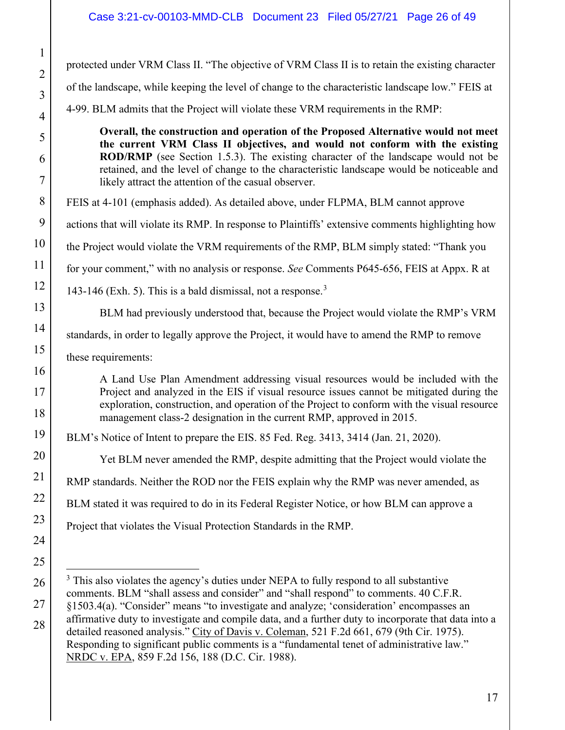protected under VRM Class II. "The objective of VRM Class II is to retain the existing character of the landscape, while keeping the level of change to the characteristic landscape low." FEIS at 4-99. BLM admits that the Project will violate these VRM requirements in the RMP:

> **Overall, the construction and operation of the Proposed Alternative would not meet the current VRM Class II objectives, and would not conform with the existing ROD/RMP** (see Section 1.5.3). The existing character of the landscape would not be retained, and the level of change to the characteristic landscape would be noticeable and likely attract the attention of the casual observer.

FEIS at 4-101 (emphasis added). As detailed above, under FLPMA, BLM cannot approve actions that will violate its RMP. In response to Plaintiffs' extensive comments highlighting how the Project would violate the VRM requirements of the RMP, BLM simply stated: "Thank you for your comment," with no analysis or response. *See* Comments P645-656, FEIS at Appx. R at 143-146 (Exh. 5). This is a bald dismissal, not a response.[3]

BLM had previously understood that, because the Project would violate the RMP's VRM standards, in order to legally approve the Project, it would have to amend the RMP to remove these requirements:

> A Land Use Plan Amendment addressing visual resources would be included with the Project and analyzed in the EIS if visual resource issues cannot be mitigated during the exploration, construction, and operation of the Project to conform with the visual resource management class-2 designation in the current RMP, approved in 2015.

BLM's Notice of Intent to prepare the EIS. 85 Fed. Reg. 3413, 3414 (Jan. 21, 2020).

Yet BLM never amended the RMP, despite admitting that the Project would violate the RMP standards. Neither the ROD nor the FEIS explain why the RMP was never amended, as BLM stated it was required to do in its Federal Register Notice, or how BLM can approve a Project that violates the Visual Protection Standards in the RMP.

---

[3] This also violates the agency's duties under NEPA to fully respond to all substantive comments. BLM "shall assess and consider" and "shall respond" to comments. 40 C.F.R. §1503.4(a). "Consider" means "to investigate and analyze; 'consideration' encompasses an affirmative duty to investigate and compile data, and a further duty to incorporate that data into a detailed reasoned analysis." City of Davis v. Coleman, 521 F.2d 661, 679 (9th Cir. 1975). Responding to significant public comments is a "fundamental tenet of administrative law." NRDC v. EPA, 859 F.2d 156, 188 (D.C. Cir. 1988).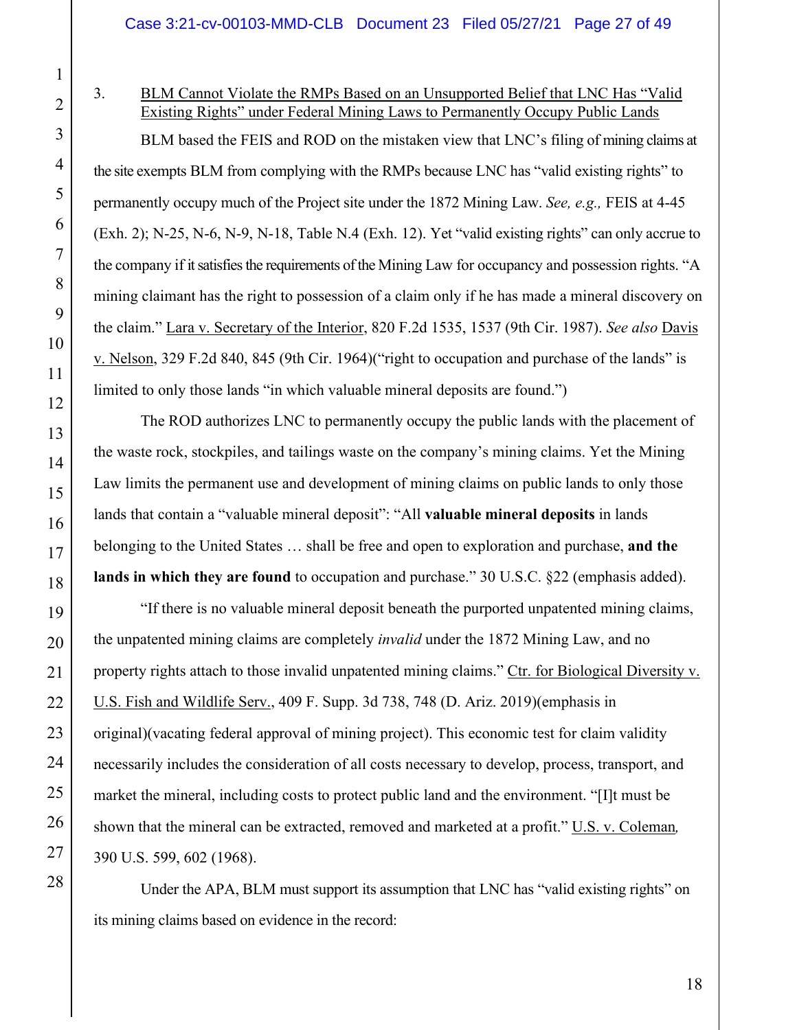3. <u>BLM Cannot Violate the RMPs Based on an Unsupported Belief that LNC Has "Valid Existing Rights" under Federal Mining Laws to Permanently Occupy Public Lands</u>

BLM based the FEIS and ROD on the mistaken view that LNC's filing of mining claims at the site exempts BLM from complying with the RMPs because LNC has "valid existing rights" to permanently occupy much of the Project site under the 1872 Mining Law. *See, e.g.,* FEIS at 4-45 (Exh. 2); N-25, N-6, N-9, N-18, Table N.4 (Exh. 12). Yet "valid existing rights" can only accrue to the company if it satisfies the requirements of the Mining Law for occupancy and possession rights. "A mining claimant has the right to possession of a claim only if he has made a mineral discovery on the claim." <u>Lara v. Secretary of the Interior</u>, 820 F.2d 1535, 1537 (9th Cir. 1987). *See also* <u>Davis v. Nelson</u>, 329 F.2d 840, 845 (9th Cir. 1964)("right to occupation and purchase of the lands" is limited to only those lands "in which valuable mineral deposits are found.")

The ROD authorizes LNC to permanently occupy the public lands with the placement of the waste rock, stockpiles, and tailings waste on the company's mining claims. Yet the Mining Law limits the permanent use and development of mining claims on public lands to only those lands that contain a "valuable mineral deposit": "All **valuable mineral deposits** in lands belonging to the United States … shall be free and open to exploration and purchase, **and the lands in which they are found** to occupation and purchase." 30 U.S.C. §22 (emphasis added).

"If there is no valuable mineral deposit beneath the purported unpatented mining claims, the unpatented mining claims are completely *invalid* under the 1872 Mining Law, and no property rights attach to those invalid unpatented mining claims." <u>Ctr. for Biological Diversity v. U.S. Fish and Wildlife Serv.</u>, 409 F. Supp. 3d 738, 748 (D. Ariz. 2019)(emphasis in original)(vacating federal approval of mining project). This economic test for claim validity necessarily includes the consideration of all costs necessary to develop, process, transport, and market the mineral, including costs to protect public land and the environment. "[I]t must be shown that the mineral can be extracted, removed and marketed at a profit." <u>U.S. v. Coleman</u>*,* 390 U.S. 599, 602 (1968).

Under the APA, BLM must support its assumption that LNC has "valid existing rights" on its mining claims based on evidence in the record: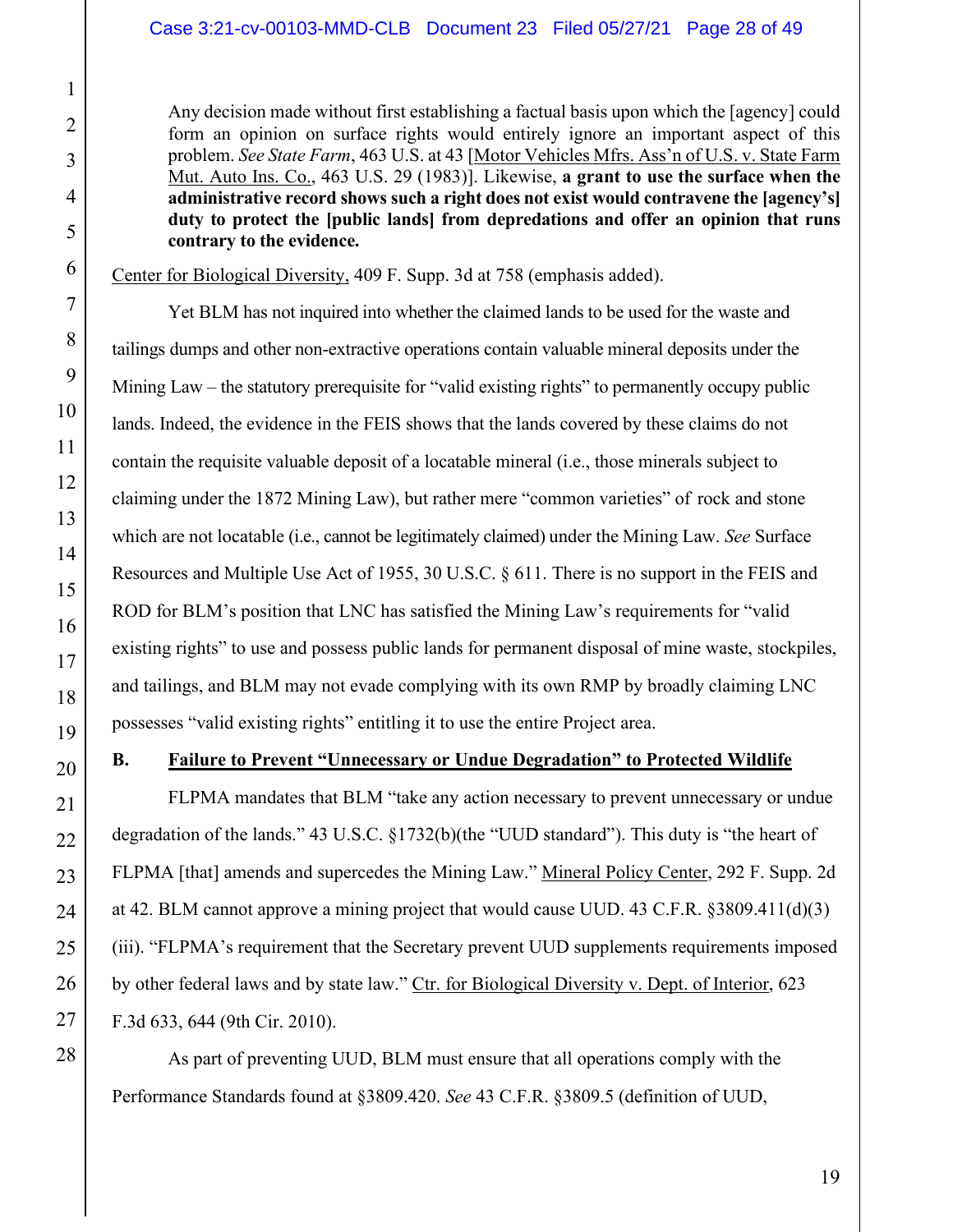> Any decision made without first establishing a factual basis upon which the [agency] could form an opinion on surface rights would entirely ignore an important aspect of this problem. *See State Farm*, 463 U.S. at 43 [Motor Vehicles Mfrs. Ass'n of U.S. v. State Farm Mut. Auto Ins. Co., 463 U.S. 29 (1983)]. Likewise, **a grant to use the surface when the administrative record shows such a right does not exist would contravene the [agency's] duty to protect the [public lands] from depredations and offer an opinion that runs contrary to the evidence.**

Center for Biological Diversity, 409 F. Supp. 3d at 758 (emphasis added).

Yet BLM has not inquired into whether the claimed lands to be used for the waste and tailings dumps and other non-extractive operations contain valuable mineral deposits under the Mining Law – the statutory prerequisite for "valid existing rights" to permanently occupy public lands. Indeed, the evidence in the FEIS shows that the lands covered by these claims do not contain the requisite valuable deposit of a locatable mineral (i.e., those minerals subject to claiming under the 1872 Mining Law), but rather mere "common varieties" of rock and stone which are not locatable (i.e., cannot be legitimately claimed) under the Mining Law. *See* Surface Resources and Multiple Use Act of 1955, 30 U.S.C. § 611. There is no support in the FEIS and ROD for BLM's position that LNC has satisfied the Mining Law's requirements for "valid existing rights" to use and possess public lands for permanent disposal of mine waste, stockpiles, and tailings, and BLM may not evade complying with its own RMP by broadly claiming LNC possesses "valid existing rights" entitling it to use the entire Project area.

## B. Failure to Prevent "Unnecessary or Undue Degradation" to Protected Wildlife

FLPMA mandates that BLM "take any action necessary to prevent unnecessary or undue degradation of the lands." 43 U.S.C. §1732(b)(the "UUD standard"). This duty is "the heart of FLPMA [that] amends and supercedes the Mining Law." Mineral Policy Center, 292 F. Supp. 2d at 42. BLM cannot approve a mining project that would cause UUD. 43 C.F.R. §3809.411(d)(3)(iii). "FLPMA's requirement that the Secretary prevent UUD supplements requirements imposed by other federal laws and by state law." Ctr. for Biological Diversity v. Dept. of Interior, 623 F.3d 633, 644 (9th Cir. 2010).

As part of preventing UUD, BLM must ensure that all operations comply with the Performance Standards found at §3809.420. *See* 43 C.F.R. §3809.5 (definition of UUD,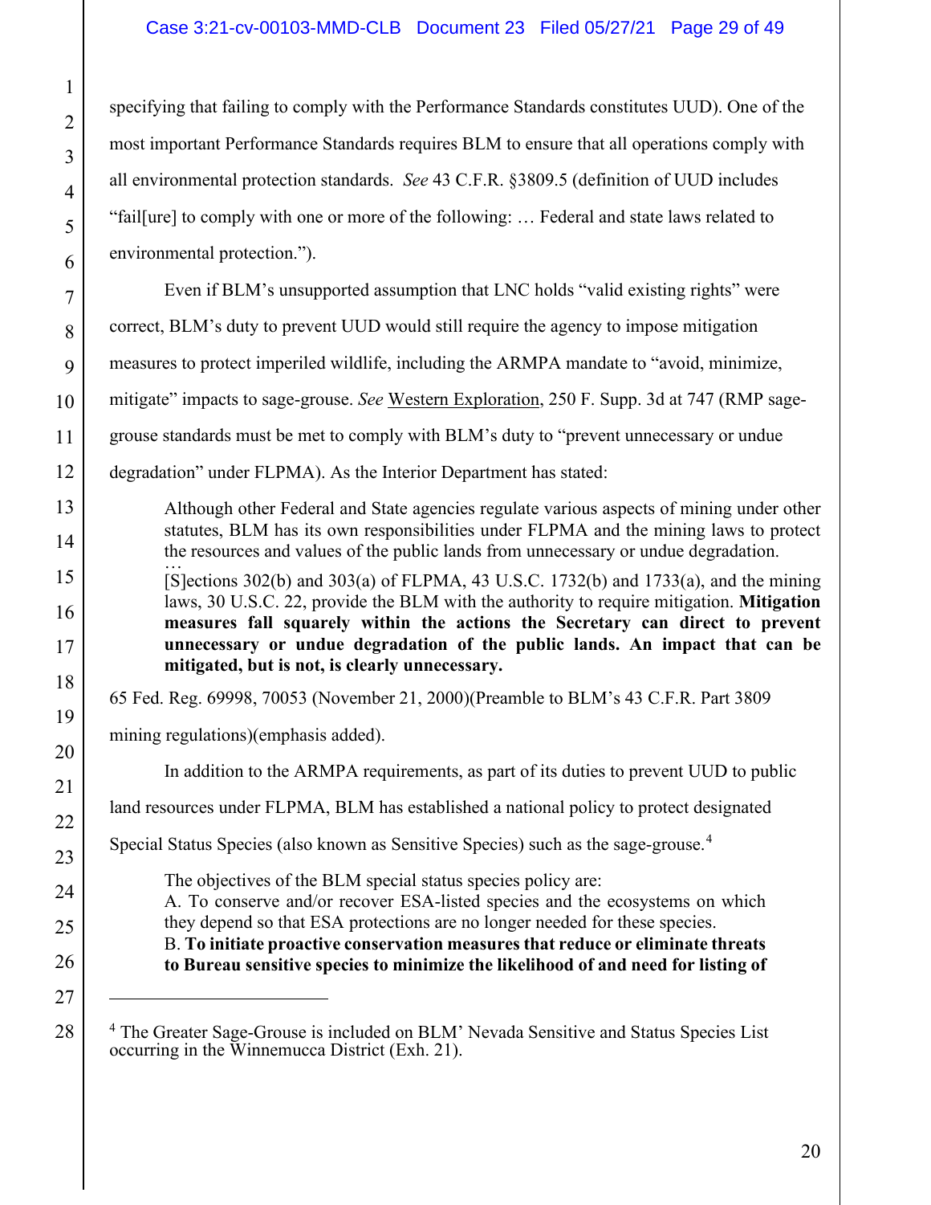specifying that failing to comply with the Performance Standards constitutes UUD). One of the most important Performance Standards requires BLM to ensure that all operations comply with all environmental protection standards. *See* 43 C.F.R. §3809.5 (definition of UUD includes "fail[ure] to comply with one or more of the following: … Federal and state laws related to environmental protection.").

Even if BLM's unsupported assumption that LNC holds "valid existing rights" were correct, BLM's duty to prevent UUD would still require the agency to impose mitigation measures to protect imperiled wildlife, including the ARMPA mandate to "avoid, minimize, mitigate" impacts to sage-grouse. *See* Western Exploration, 250 F. Supp. 3d at 747 (RMP sage-grouse standards must be met to comply with BLM's duty to "prevent unnecessary or undue degradation" under FLPMA). As the Interior Department has stated:

> Although other Federal and State agencies regulate various aspects of mining under other statutes, BLM has its own responsibilities under FLPMA and the mining laws to protect the resources and values of the public lands from unnecessary or undue degradation.
> …
> [S]ections 302(b) and 303(a) of FLPMA, 43 U.S.C. 1732(b) and 1733(a), and the mining laws, 30 U.S.C. 22, provide the BLM with the authority to require mitigation. **Mitigation measures fall squarely within the actions the Secretary can direct to prevent unnecessary or undue degradation of the public lands. An impact that can be mitigated, but is not, is clearly unnecessary.**

65 Fed. Reg. 69998, 70053 (November 21, 2000)(Preamble to BLM's 43 C.F.R. Part 3809 mining regulations)(emphasis added).

In addition to the ARMPA requirements, as part of its duties to prevent UUD to public land resources under FLPMA, BLM has established a national policy to protect designated Special Status Species (also known as Sensitive Species) such as the sage-grouse.[4]

> The objectives of the BLM special status species policy are:
> A. To conserve and/or recover ESA-listed species and the ecosystems on which they depend so that ESA protections are no longer needed for these species.
> B. **To initiate proactive conservation measures that reduce or eliminate threats to Bureau sensitive species to minimize the likelihood of and need for listing of**

[4] The Greater Sage-Grouse is included on BLM' Nevada Sensitive and Status Species List occurring in the Winnemucca District (Exh. 21).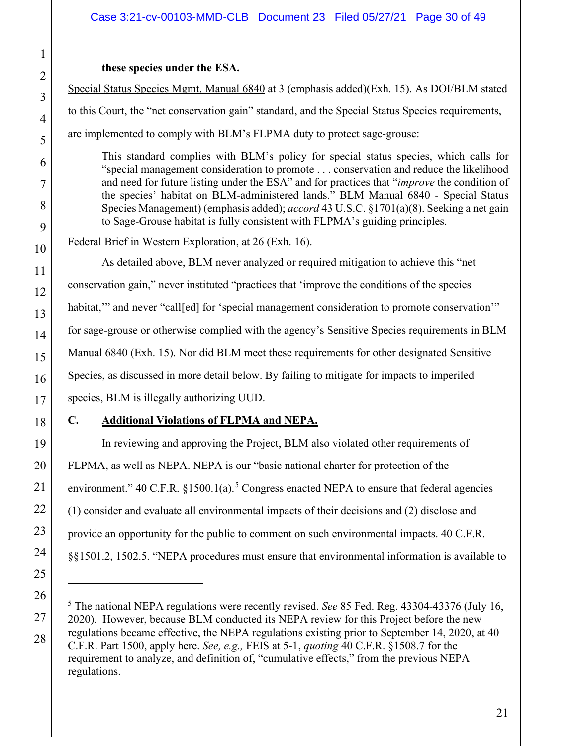**these species under the ESA.**

Special Status Species Mgmt. Manual 6840 at 3 (emphasis added)(Exh. 15). As DOI/BLM stated to this Court, the "net conservation gain" standard, and the Special Status Species requirements, are implemented to comply with BLM's FLPMA duty to protect sage-grouse:

> This standard complies with BLM's policy for special status species, which calls for "special management consideration to promote . . . conservation and reduce the likelihood and need for future listing under the ESA" and for practices that "*improve* the condition of the species' habitat on BLM-administered lands." BLM Manual 6840 - Special Status Species Management) (emphasis added); *accord* 43 U.S.C. §1701(a)(8). Seeking a net gain to Sage-Grouse habitat is fully consistent with FLPMA's guiding principles.

Federal Brief in Western Exploration, at 26 (Exh. 16).

As detailed above, BLM never analyzed or required mitigation to achieve this "net conservation gain," never instituted "practices that 'improve the conditions of the species habitat,'" and never "call[ed] for 'special management consideration to promote conservation'" for sage-grouse or otherwise complied with the agency's Sensitive Species requirements in BLM Manual 6840 (Exh. 15). Nor did BLM meet these requirements for other designated Sensitive Species, as discussed in more detail below. By failing to mitigate for impacts to imperiled species, BLM is illegally authorizing UUD.

## C. Additional Violations of FLPMA and NEPA.

In reviewing and approving the Project, BLM also violated other requirements of FLPMA, as well as NEPA. NEPA is our "basic national charter for protection of the environment." 40 C.F.R. §1500.1(a).[5] Congress enacted NEPA to ensure that federal agencies (1) consider and evaluate all environmental impacts of their decisions and (2) disclose and provide an opportunity for the public to comment on such environmental impacts. 40 C.F.R. §§1501.2, 1502.5. "NEPA procedures must ensure that environmental information is available to

---

[5] The national NEPA regulations were recently revised. *See* 85 Fed. Reg. 43304-43376 (July 16, 2020). However, because BLM conducted its NEPA review for this Project before the new regulations became effective, the NEPA regulations existing prior to September 14, 2020, at 40 C.F.R. Part 1500, apply here. *See, e.g.,* FEIS at 5-1, *quoting* 40 C.F.R. §1508.7 for the requirement to analyze, and definition of, "cumulative effects," from the previous NEPA regulations.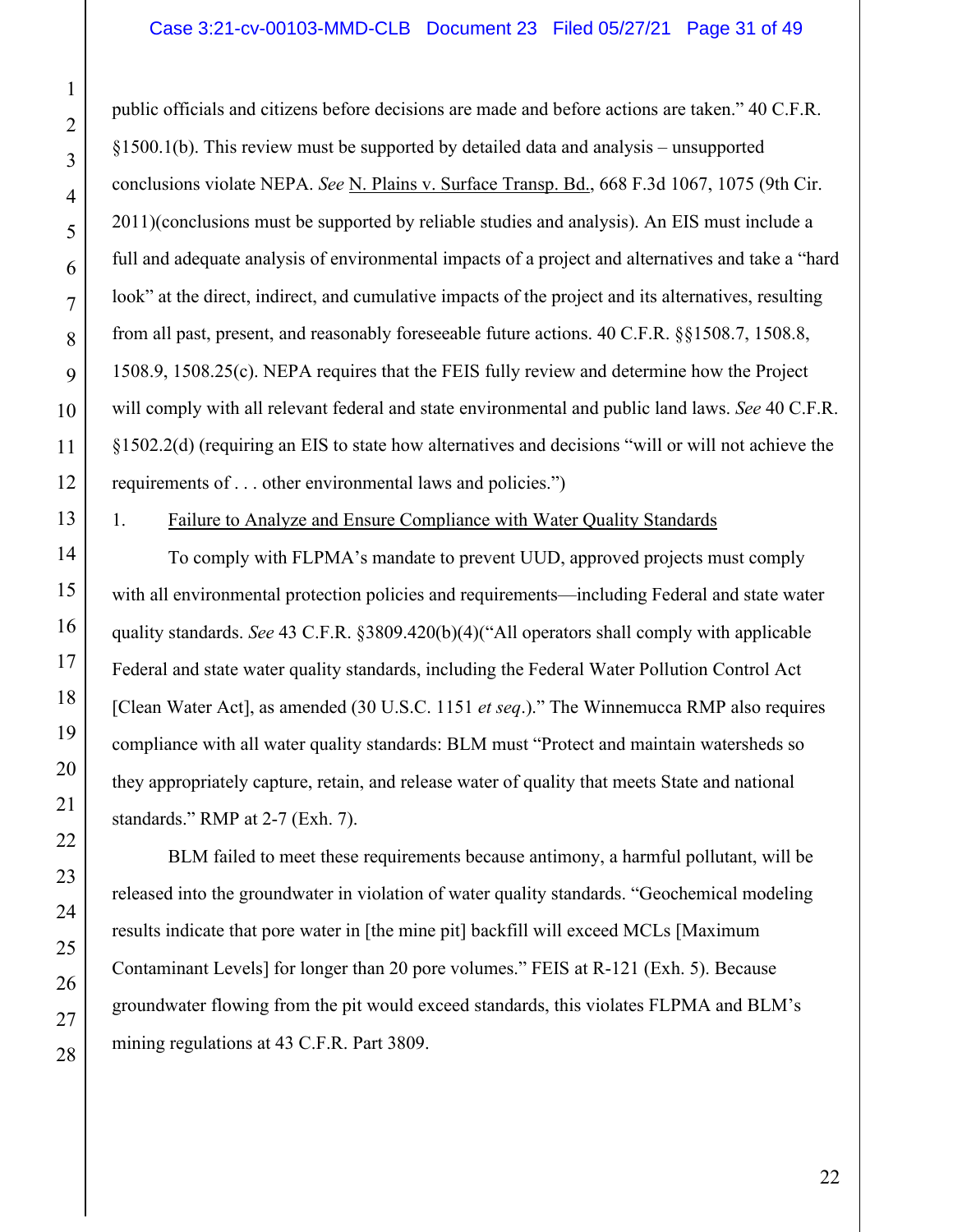public officials and citizens before decisions are made and before actions are taken." 40 C.F.R. §1500.1(b). This review must be supported by detailed data and analysis – unsupported conclusions violate NEPA. *See* N. Plains v. Surface Transp. Bd., 668 F.3d 1067, 1075 (9th Cir. 2011)(conclusions must be supported by reliable studies and analysis). An EIS must include a full and adequate analysis of environmental impacts of a project and alternatives and take a "hard look" at the direct, indirect, and cumulative impacts of the project and its alternatives, resulting from all past, present, and reasonably foreseeable future actions. 40 C.F.R. §§1508.7, 1508.8, 1508.9, 1508.25(c). NEPA requires that the FEIS fully review and determine how the Project will comply with all relevant federal and state environmental and public land laws. *See* 40 C.F.R. §1502.2(d) (requiring an EIS to state how alternatives and decisions "will or will not achieve the requirements of . . . other environmental laws and policies.")

1. Failure to Analyze and Ensure Compliance with Water Quality Standards

To comply with FLPMA's mandate to prevent UUD, approved projects must comply with all environmental protection policies and requirements—including Federal and state water quality standards. *See* 43 C.F.R. §3809.420(b)(4)("All operators shall comply with applicable Federal and state water quality standards, including the Federal Water Pollution Control Act [Clean Water Act], as amended (30 U.S.C. 1151 *et seq*.)." The Winnemucca RMP also requires compliance with all water quality standards: BLM must "Protect and maintain watersheds so they appropriately capture, retain, and release water of quality that meets State and national standards." RMP at 2-7 (Exh. 7).

BLM failed to meet these requirements because antimony, a harmful pollutant, will be released into the groundwater in violation of water quality standards. "Geochemical modeling results indicate that pore water in [the mine pit] backfill will exceed MCLs [Maximum Contaminant Levels] for longer than 20 pore volumes." FEIS at R-121 (Exh. 5). Because groundwater flowing from the pit would exceed standards, this violates FLPMA and BLM's mining regulations at 43 C.F.R. Part 3809.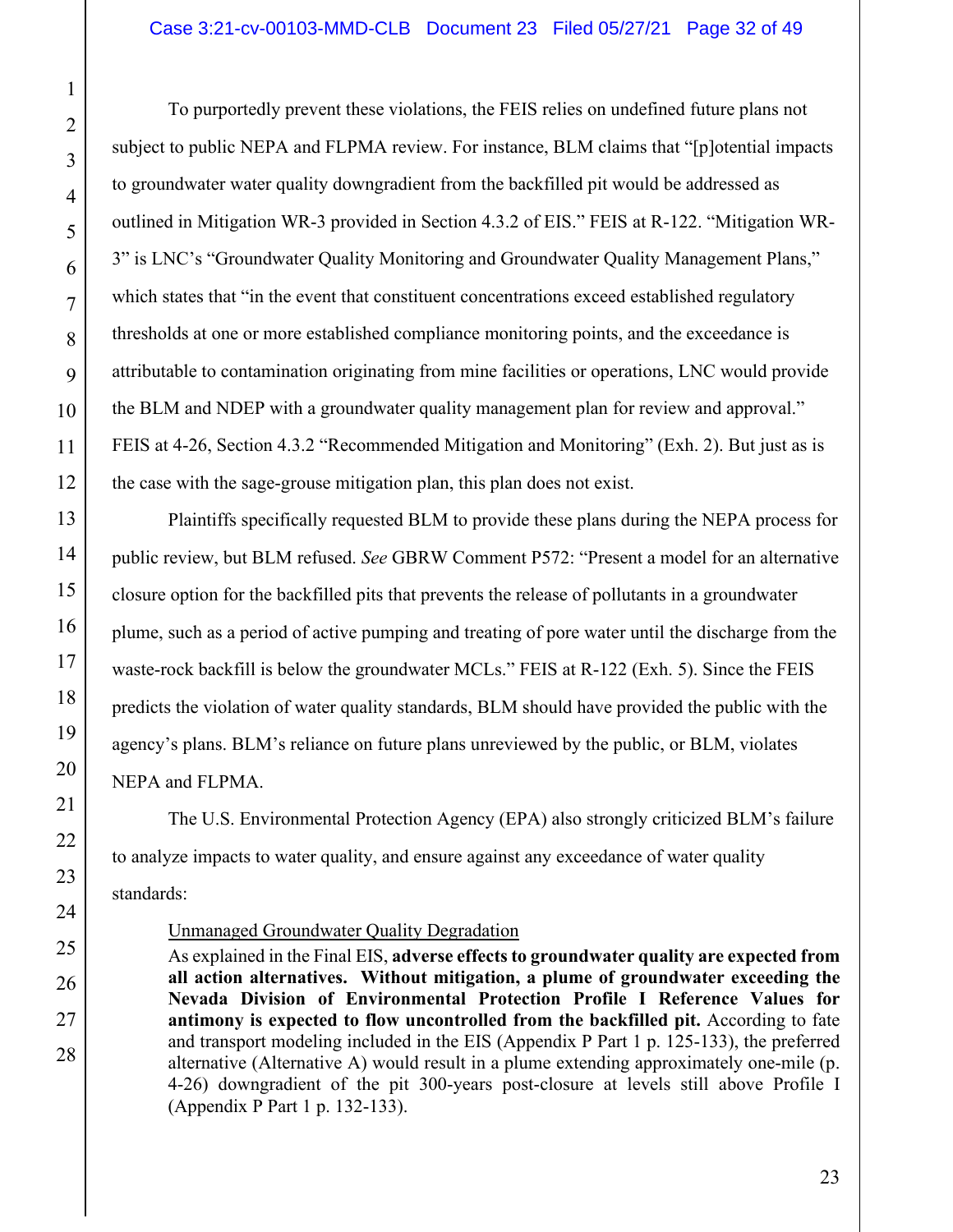To purportedly prevent these violations, the FEIS relies on undefined future plans not subject to public NEPA and FLPMA review. For instance, BLM claims that "[p]otential impacts to groundwater water quality downgradient from the backfilled pit would be addressed as outlined in Mitigation WR-3 provided in Section 4.3.2 of EIS." FEIS at R-122. "Mitigation WR-3" is LNC's "Groundwater Quality Monitoring and Groundwater Quality Management Plans," which states that "in the event that constituent concentrations exceed established regulatory thresholds at one or more established compliance monitoring points, and the exceedance is attributable to contamination originating from mine facilities or operations, LNC would provide the BLM and NDEP with a groundwater quality management plan for review and approval." FEIS at 4-26, Section 4.3.2 "Recommended Mitigation and Monitoring" (Exh. 2). But just as is the case with the sage-grouse mitigation plan, this plan does not exist.

Plaintiffs specifically requested BLM to provide these plans during the NEPA process for public review, but BLM refused. *See* GBRW Comment P572: "Present a model for an alternative closure option for the backfilled pits that prevents the release of pollutants in a groundwater plume, such as a period of active pumping and treating of pore water until the discharge from the waste-rock backfill is below the groundwater MCLs." FEIS at R-122 (Exh. 5). Since the FEIS predicts the violation of water quality standards, BLM should have provided the public with the agency's plans. BLM's reliance on future plans unreviewed by the public, or BLM, violates NEPA and FLPMA.

The U.S. Environmental Protection Agency (EPA) also strongly criticized BLM's failure to analyze impacts to water quality, and ensure against any exceedance of water quality standards:

> Unmanaged Groundwater Quality Degradation
>
> As explained in the Final EIS, **adverse effects to groundwater quality are expected from all action alternatives. Without mitigation, a plume of groundwater exceeding the Nevada Division of Environmental Protection Profile I Reference Values for antimony is expected to flow uncontrolled from the backfilled pit.** According to fate and transport modeling included in the EIS (Appendix P Part 1 p. 125-133), the preferred alternative (Alternative A) would result in a plume extending approximately one-mile (p. 4-26) downgradient of the pit 300-years post-closure at levels still above Profile I (Appendix P Part 1 p. 132-133).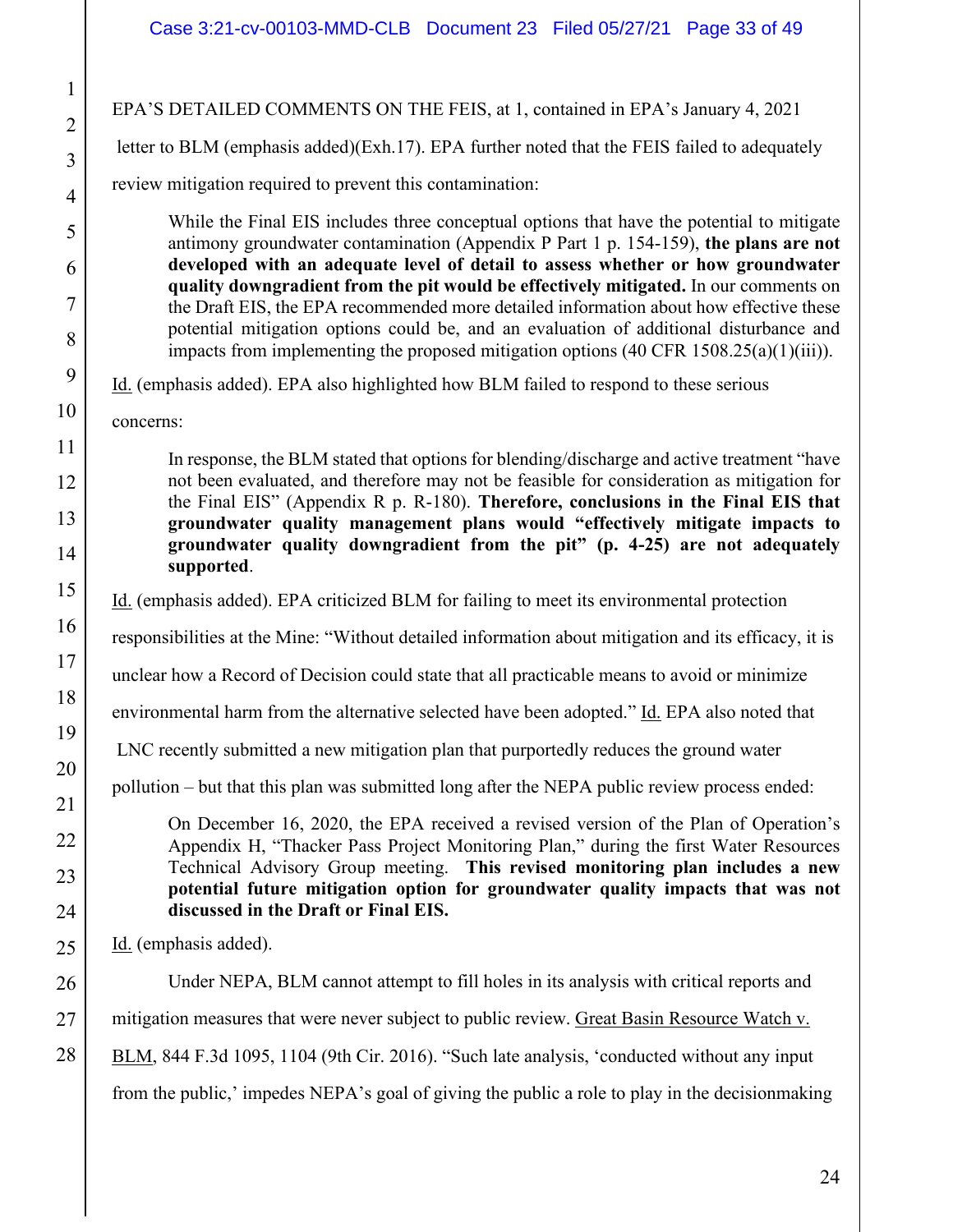EPA'S DETAILED COMMENTS ON THE FEIS, at 1, contained in EPA's January 4, 2021 letter to BLM (emphasis added)(Exh.17). EPA further noted that the FEIS failed to adequately review mitigation required to prevent this contamination:

> While the Final EIS includes three conceptual options that have the potential to mitigate antimony groundwater contamination (Appendix P Part 1 p. 154-159), **the plans are not developed with an adequate level of detail to assess whether or how groundwater quality downgradient from the pit would be effectively mitigated.** In our comments on the Draft EIS, the EPA recommended more detailed information about how effective these potential mitigation options could be, and an evaluation of additional disturbance and impacts from implementing the proposed mitigation options (40 CFR 1508.25(a)(1)(iii)).

Id. (emphasis added). EPA also highlighted how BLM failed to respond to these serious concerns:

> In response, the BLM stated that options for blending/discharge and active treatment "have not been evaluated, and therefore may not be feasible for consideration as mitigation for the Final EIS" (Appendix R p. R-180). **Therefore, conclusions in the Final EIS that groundwater quality management plans would "effectively mitigate impacts to groundwater quality downgradient from the pit" (p. 4-25) are not adequately supported**.

Id. (emphasis added). EPA criticized BLM for failing to meet its environmental protection responsibilities at the Mine: "Without detailed information about mitigation and its efficacy, it is unclear how a Record of Decision could state that all practicable means to avoid or minimize environmental harm from the alternative selected have been adopted." Id. EPA also noted that LNC recently submitted a new mitigation plan that purportedly reduces the ground water pollution – but that this plan was submitted long after the NEPA public review process ended:

> On December 16, 2020, the EPA received a revised version of the Plan of Operation's Appendix H, "Thacker Pass Project Monitoring Plan," during the first Water Resources Technical Advisory Group meeting. **This revised monitoring plan includes a new potential future mitigation option for groundwater quality impacts that was not discussed in the Draft or Final EIS.**

Id. (emphasis added).

Under NEPA, BLM cannot attempt to fill holes in its analysis with critical reports and mitigation measures that were never subject to public review. Great Basin Resource Watch v. BLM, 844 F.3d 1095, 1104 (9th Cir. 2016). "Such late analysis, 'conducted without any input from the public,' impedes NEPA's goal of giving the public a role to play in the decisionmaking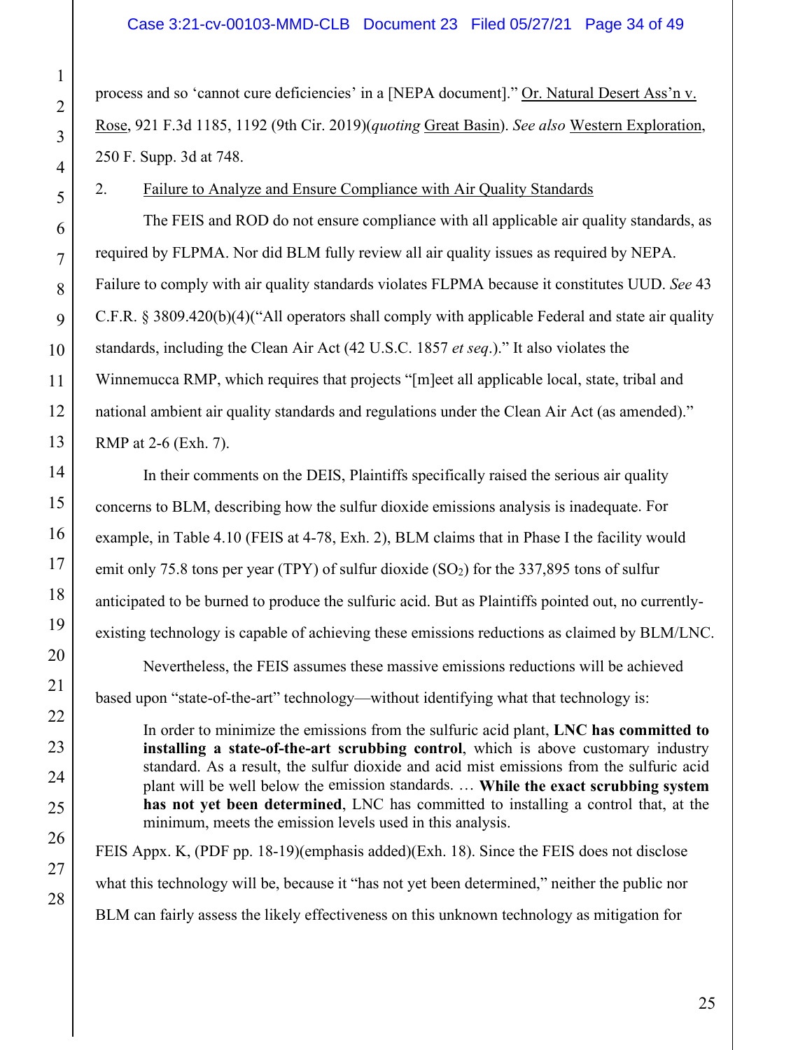process and so 'cannot cure deficiencies' in a [NEPA document]." Or. Natural Desert Ass'n v. Rose, 921 F.3d 1185, 1192 (9th Cir. 2019)(*quoting* Great Basin). *See also* Western Exploration, 250 F. Supp. 3d at 748.

2. Failure to Analyze and Ensure Compliance with Air Quality Standards

The FEIS and ROD do not ensure compliance with all applicable air quality standards, as required by FLPMA. Nor did BLM fully review all air quality issues as required by NEPA. Failure to comply with air quality standards violates FLPMA because it constitutes UUD. *See* 43 C.F.R. § 3809.420(b)(4)("All operators shall comply with applicable Federal and state air quality standards, including the Clean Air Act (42 U.S.C. 1857 *et seq*.)." It also violates the Winnemucca RMP, which requires that projects "[m]eet all applicable local, state, tribal and national ambient air quality standards and regulations under the Clean Air Act (as amended)." RMP at 2-6 (Exh. 7).

In their comments on the DEIS, Plaintiffs specifically raised the serious air quality concerns to BLM, describing how the sulfur dioxide emissions analysis is inadequate. For example, in Table 4.10 (FEIS at 4-78, Exh. 2), BLM claims that in Phase I the facility would emit only 75.8 tons per year (TPY) of sulfur dioxide ($SO_2$) for the 337,895 tons of sulfur anticipated to be burned to produce the sulfuric acid. But as Plaintiffs pointed out, no currently-existing technology is capable of achieving these emissions reductions as claimed by BLM/LNC.

Nevertheless, the FEIS assumes these massive emissions reductions will be achieved based upon "state-of-the-art" technology—without identifying what that technology is:

> In order to minimize the emissions from the sulfuric acid plant, **LNC has committed to installing a state-of-the-art scrubbing control**, which is above customary industry standard. As a result, the sulfur dioxide and acid mist emissions from the sulfuric acid plant will be well below the emission standards. … **While the exact scrubbing system has not yet been determined**, LNC has committed to installing a control that, at the minimum, meets the emission levels used in this analysis.

FEIS Appx. K, (PDF pp. 18-19)(emphasis added)(Exh. 18). Since the FEIS does not disclose what this technology will be, because it "has not yet been determined," neither the public nor BLM can fairly assess the likely effectiveness on this unknown technology as mitigation for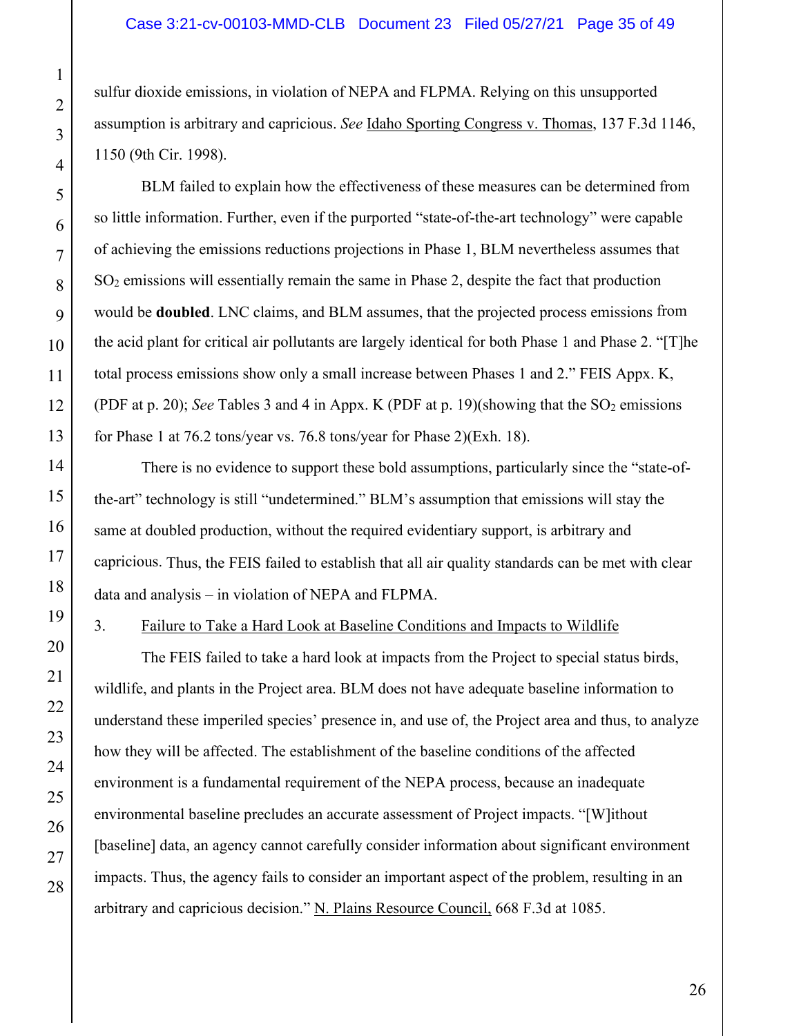sulfur dioxide emissions, in violation of NEPA and FLPMA. Relying on this unsupported assumption is arbitrary and capricious. *See* Idaho Sporting Congress v. Thomas, 137 F.3d 1146, 1150 (9th Cir. 1998).

BLM failed to explain how the effectiveness of these measures can be determined from so little information. Further, even if the purported "state-of-the-art technology" were capable of achieving the emissions reductions projections in Phase 1, BLM nevertheless assumes that $SO_2$ emissions will essentially remain the same in Phase 2, despite the fact that production would be **doubled**. LNC claims, and BLM assumes, that the projected process emissions from the acid plant for critical air pollutants are largely identical for both Phase 1 and Phase 2. "[T]he total process emissions show only a small increase between Phases 1 and 2." FEIS Appx. K, (PDF at p. 20); *See* Tables 3 and 4 in Appx. K (PDF at p. 19)(showing that the $SO_2$ emissions for Phase 1 at 76.2 tons/year vs. 76.8 tons/year for Phase 2)(Exh. 18).

There is no evidence to support these bold assumptions, particularly since the "state-of-the-art" technology is still "undetermined." BLM's assumption that emissions will stay the same at doubled production, without the required evidentiary support, is arbitrary and capricious. Thus, the FEIS failed to establish that all air quality standards can be met with clear data and analysis – in violation of NEPA and FLPMA.

3. Failure to Take a Hard Look at Baseline Conditions and Impacts to Wildlife

The FEIS failed to take a hard look at impacts from the Project to special status birds, wildlife, and plants in the Project area. BLM does not have adequate baseline information to understand these imperiled species' presence in, and use of, the Project area and thus, to analyze how they will be affected. The establishment of the baseline conditions of the affected environment is a fundamental requirement of the NEPA process, because an inadequate environmental baseline precludes an accurate assessment of Project impacts. "[W]ithout [baseline] data, an agency cannot carefully consider information about significant environment impacts. Thus, the agency fails to consider an important aspect of the problem, resulting in an arbitrary and capricious decision." N. Plains Resource Council, 668 F.3d at 1085.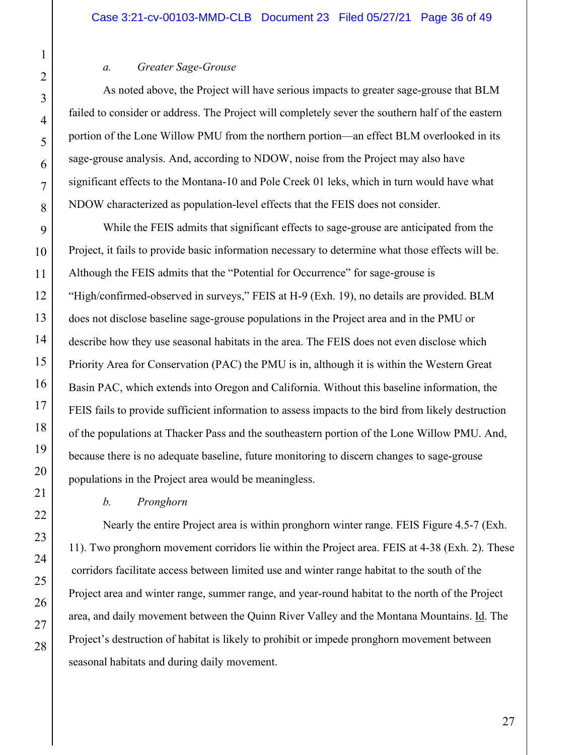*a. Greater Sage-Grouse*

As noted above, the Project will have serious impacts to greater sage-grouse that BLM failed to consider or address. The Project will completely sever the southern half of the eastern portion of the Lone Willow PMU from the northern portion—an effect BLM overlooked in its sage-grouse analysis. And, according to NDOW, noise from the Project may also have significant effects to the Montana-10 and Pole Creek 01 leks, which in turn would have what NDOW characterized as population-level effects that the FEIS does not consider.

While the FEIS admits that significant effects to sage-grouse are anticipated from the Project, it fails to provide basic information necessary to determine what those effects will be. Although the FEIS admits that the "Potential for Occurrence" for sage-grouse is "High/confirmed-observed in surveys," FEIS at H-9 (Exh. 19), no details are provided. BLM does not disclose baseline sage-grouse populations in the Project area and in the PMU or describe how they use seasonal habitats in the area. The FEIS does not even disclose which Priority Area for Conservation (PAC) the PMU is in, although it is within the Western Great Basin PAC, which extends into Oregon and California. Without this baseline information, the FEIS fails to provide sufficient information to assess impacts to the bird from likely destruction of the populations at Thacker Pass and the southeastern portion of the Lone Willow PMU. And, because there is no adequate baseline, future monitoring to discern changes to sage-grouse populations in the Project area would be meaningless.

*b. Pronghorn*

Nearly the entire Project area is within pronghorn winter range. FEIS Figure 4.5-7 (Exh. 11). Two pronghorn movement corridors lie within the Project area. FEIS at 4-38 (Exh. 2). These corridors facilitate access between limited use and winter range habitat to the south of the Project area and winter range, summer range, and year-round habitat to the north of the Project area, and daily movement between the Quinn River Valley and the Montana Mountains. Id. The Project's destruction of habitat is likely to prohibit or impede pronghorn movement between seasonal habitats and during daily movement.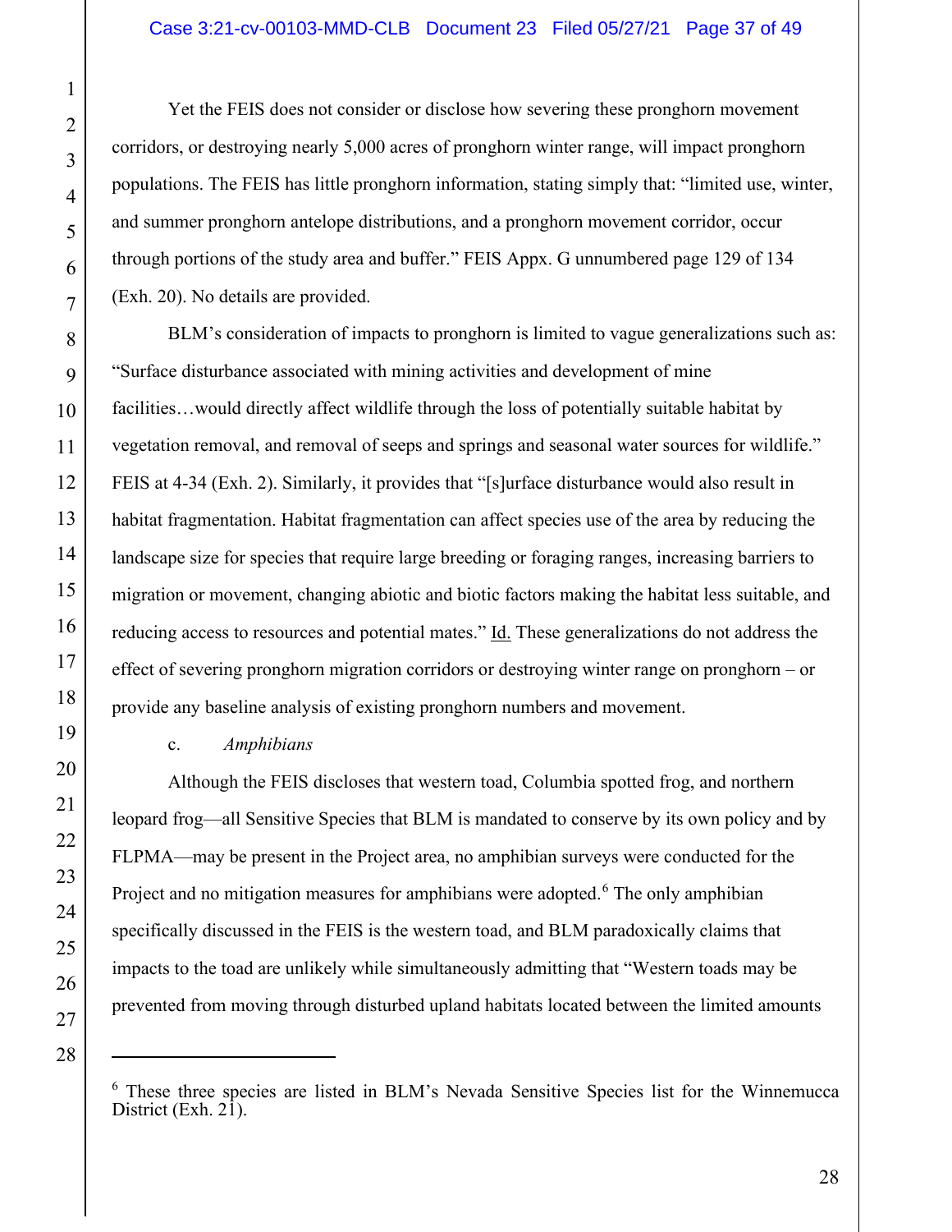Yet the FEIS does not consider or disclose how severing these pronghorn movement corridors, or destroying nearly 5,000 acres of pronghorn winter range, will impact pronghorn populations. The FEIS has little pronghorn information, stating simply that: "limited use, winter, and summer pronghorn antelope distributions, and a pronghorn movement corridor, occur through portions of the study area and buffer." FEIS Appx. G unnumbered page 129 of 134 (Exh. 20). No details are provided.

BLM's consideration of impacts to pronghorn is limited to vague generalizations such as: "Surface disturbance associated with mining activities and development of mine facilities…would directly affect wildlife through the loss of potentially suitable habitat by vegetation removal, and removal of seeps and springs and seasonal water sources for wildlife." FEIS at 4-34 (Exh. 2). Similarly, it provides that "[s]urface disturbance would also result in habitat fragmentation. Habitat fragmentation can affect species use of the area by reducing the landscape size for species that require large breeding or foraging ranges, increasing barriers to migration or movement, changing abiotic and biotic factors making the habitat less suitable, and reducing access to resources and potential mates." Id. These generalizations do not address the effect of severing pronghorn migration corridors or destroying winter range on pronghorn – or provide any baseline analysis of existing pronghorn numbers and movement.

c. *Amphibians*

Although the FEIS discloses that western toad, Columbia spotted frog, and northern leopard frog—all Sensitive Species that BLM is mandated to conserve by its own policy and by FLPMA—may be present in the Project area, no amphibian surveys were conducted for the Project and no mitigation measures for amphibians were adopted.[6] The only amphibian specifically discussed in the FEIS is the western toad, and BLM paradoxically claims that impacts to the toad are unlikely while simultaneously admitting that "Western toads may be prevented from moving through disturbed upland habitats located between the limited amounts

[6] These three species are listed in BLM's Nevada Sensitive Species list for the Winnemucca District (Exh. 21).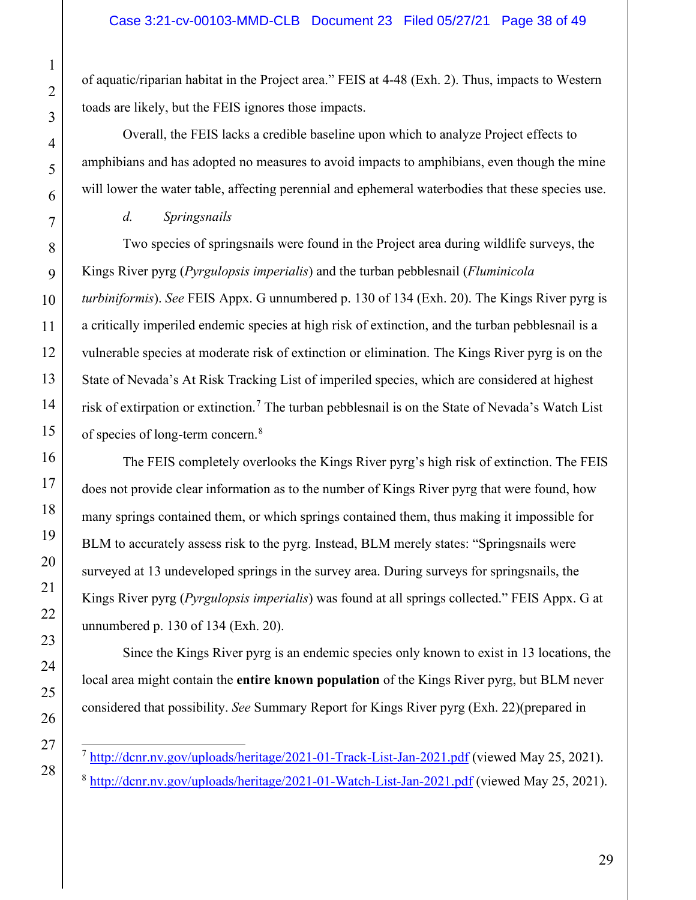of aquatic/riparian habitat in the Project area." FEIS at 4-48 (Exh. 2). Thus, impacts to Western toads are likely, but the FEIS ignores those impacts.

Overall, the FEIS lacks a credible baseline upon which to analyze Project effects to amphibians and has adopted no measures to avoid impacts to amphibians, even though the mine will lower the water table, affecting perennial and ephemeral waterbodies that these species use.

*d. Springsnails*

Two species of springsnails were found in the Project area during wildlife surveys, the Kings River pyrg (*Pyrgulopsis imperialis*) and the turban pebblesnail (*Fluminicola turbiniformis*). *See* FEIS Appx. G unnumbered p. 130 of 134 (Exh. 20). The Kings River pyrg is a critically imperiled endemic species at high risk of extinction, and the turban pebblesnail is a vulnerable species at moderate risk of extinction or elimination. The Kings River pyrg is on the State of Nevada's At Risk Tracking List of imperiled species, which are considered at highest risk of extirpation or extinction.[7] The turban pebblesnail is on the State of Nevada's Watch List of species of long-term concern.[8]

The FEIS completely overlooks the Kings River pyrg's high risk of extinction. The FEIS does not provide clear information as to the number of Kings River pyrg that were found, how many springs contained them, or which springs contained them, thus making it impossible for BLM to accurately assess risk to the pyrg. Instead, BLM merely states: "Springsnails were surveyed at 13 undeveloped springs in the survey area. During surveys for springsnails, the Kings River pyrg (*Pyrgulopsis imperialis*) was found at all springs collected." FEIS Appx. G at unnumbered p. 130 of 134 (Exh. 20).

Since the Kings River pyrg is an endemic species only known to exist in 13 locations, the local area might contain the **entire known population** of the Kings River pyrg, but BLM never considered that possibility. *See* Summary Report for Kings River pyrg (Exh. 22)(prepared in

[7] http://dcnr.nv.gov/uploads/heritage/2021-01-Track-List-Jan-2021.pdf (viewed May 25, 2021).

[8] http://dcnr.nv.gov/uploads/heritage/2021-01-Watch-List-Jan-2021.pdf (viewed May 25, 2021).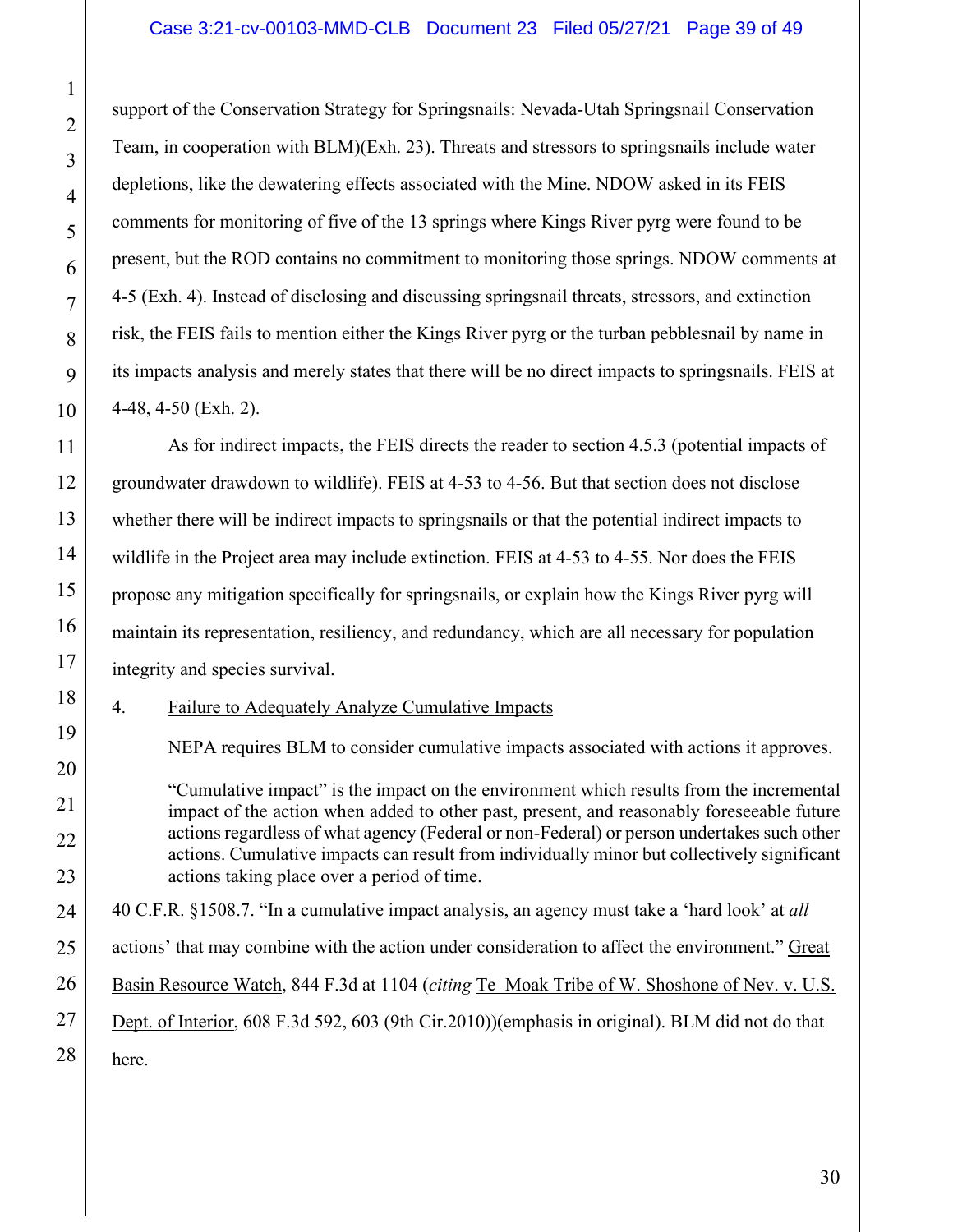support of the Conservation Strategy for Springsnails: Nevada-Utah Springsnail Conservation Team, in cooperation with BLM)(Exh. 23). Threats and stressors to springsnails include water depletions, like the dewatering effects associated with the Mine. NDOW asked in its FEIS comments for monitoring of five of the 13 springs where Kings River pyrg were found to be present, but the ROD contains no commitment to monitoring those springs. NDOW comments at 4-5 (Exh. 4). Instead of disclosing and discussing springsnail threats, stressors, and extinction risk, the FEIS fails to mention either the Kings River pyrg or the turban pebblesnail by name in its impacts analysis and merely states that there will be no direct impacts to springsnails. FEIS at 4-48, 4-50 (Exh. 2).

As for indirect impacts, the FEIS directs the reader to section 4.5.3 (potential impacts of groundwater drawdown to wildlife). FEIS at 4-53 to 4-56. But that section does not disclose whether there will be indirect impacts to springsnails or that the potential indirect impacts to wildlife in the Project area may include extinction. FEIS at 4-53 to 4-55. Nor does the FEIS propose any mitigation specifically for springsnails, or explain how the Kings River pyrg will maintain its representation, resiliency, and redundancy, which are all necessary for population integrity and species survival.

4. Failure to Adequately Analyze Cumulative Impacts

NEPA requires BLM to consider cumulative impacts associated with actions it approves.

> "Cumulative impact" is the impact on the environment which results from the incremental impact of the action when added to other past, present, and reasonably foreseeable future actions regardless of what agency (Federal or non-Federal) or person undertakes such other actions. Cumulative impacts can result from individually minor but collectively significant actions taking place over a period of time.

40 C.F.R. §1508.7. "In a cumulative impact analysis, an agency must take a 'hard look' at *all* actions' that may combine with the action under consideration to affect the environment." Great Basin Resource Watch, 844 F.3d at 1104 (*citing* Te–Moak Tribe of W. Shoshone of Nev. v. U.S. Dept. of Interior, 608 F.3d 592, 603 (9th Cir.2010))(emphasis in original). BLM did not do that here.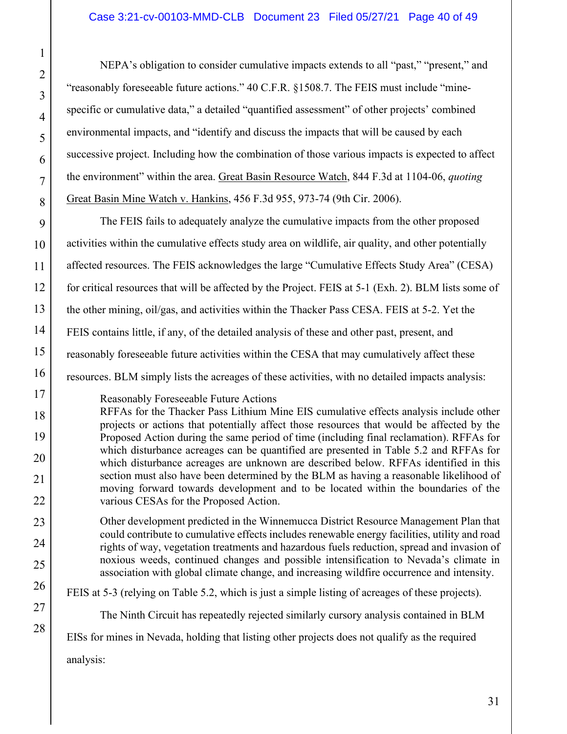NEPA's obligation to consider cumulative impacts extends to all "past," "present," and "reasonably foreseeable future actions." 40 C.F.R. §1508.7. The FEIS must include "mine-specific or cumulative data," a detailed "quantified assessment" of other projects' combined environmental impacts, and "identify and discuss the impacts that will be caused by each successive project. Including how the combination of those various impacts is expected to affect the environment" within the area. Great Basin Resource Watch, 844 F.3d at 1104-06, *quoting* Great Basin Mine Watch v. Hankins, 456 F.3d 955, 973-74 (9th Cir. 2006).

The FEIS fails to adequately analyze the cumulative impacts from the other proposed activities within the cumulative effects study area on wildlife, air quality, and other potentially affected resources. The FEIS acknowledges the large "Cumulative Effects Study Area" (CESA) for critical resources that will be affected by the Project. FEIS at 5-1 (Exh. 2). BLM lists some of the other mining, oil/gas, and activities within the Thacker Pass CESA. FEIS at 5-2. Yet the FEIS contains little, if any, of the detailed analysis of these and other past, present, and reasonably foreseeable future activities within the CESA that may cumulatively affect these resources. BLM simply lists the acreages of these activities, with no detailed impacts analysis:

> Reasonably Foreseeable Future Actions
> RFFAs for the Thacker Pass Lithium Mine EIS cumulative effects analysis include other projects or actions that potentially affect those resources that would be affected by the Proposed Action during the same period of time (including final reclamation). RFFAs for which disturbance acreages can be quantified are presented in Table 5.2 and RFFAs for which disturbance acreages are unknown are described below. RFFAs identified in this section must also have been determined by the BLM as having a reasonable likelihood of moving forward towards development and to be located within the boundaries of the various CESAs for the Proposed Action.
>
> Other development predicted in the Winnemucca District Resource Management Plan that could contribute to cumulative effects includes renewable energy facilities, utility and road rights of way, vegetation treatments and hazardous fuels reduction, spread and invasion of noxious weeds, continued changes and possible intensification to Nevada's climate in association with global climate change, and increasing wildfire occurrence and intensity.

FEIS at 5-3 (relying on Table 5.2, which is just a simple listing of acreages of these projects).

The Ninth Circuit has repeatedly rejected similarly cursory analysis contained in BLM EISs for mines in Nevada, holding that listing other projects does not qualify as the required analysis: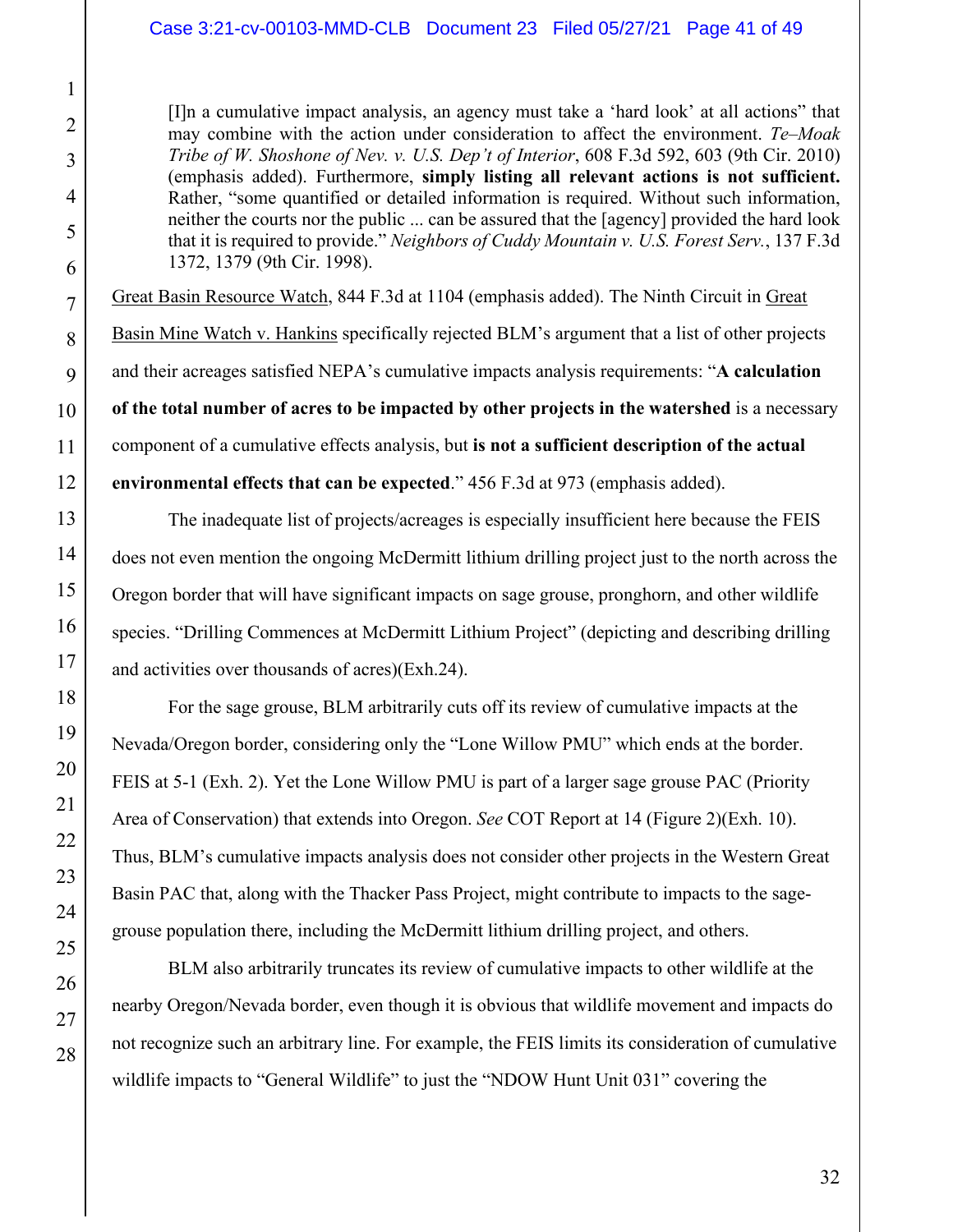> [I]n a cumulative impact analysis, an agency must take a 'hard look' at all actions" that may combine with the action under consideration to affect the environment. *Te–Moak Tribe of W. Shoshone of Nev. v. U.S. Dep't of Interior*, 608 F.3d 592, 603 (9th Cir. 2010) (emphasis added). Furthermore, **simply listing all relevant actions is not sufficient.** Rather, "some quantified or detailed information is required. Without such information, neither the courts nor the public ... can be assured that the [agency] provided the hard look that it is required to provide." *Neighbors of Cuddy Mountain v. U.S. Forest Serv.*, 137 F.3d 1372, 1379 (9th Cir. 1998).

Great Basin Resource Watch, 844 F.3d at 1104 (emphasis added). The Ninth Circuit in Great Basin Mine Watch v. Hankins specifically rejected BLM's argument that a list of other projects and their acreages satisfied NEPA's cumulative impacts analysis requirements: "**A calculation of the total number of acres to be impacted by other projects in the watershed** is a necessary component of a cumulative effects analysis, but **is not a sufficient description of the actual environmental effects that can be expected**." 456 F.3d at 973 (emphasis added).

The inadequate list of projects/acreages is especially insufficient here because the FEIS does not even mention the ongoing McDermitt lithium drilling project just to the north across the Oregon border that will have significant impacts on sage grouse, pronghorn, and other wildlife species. "Drilling Commences at McDermitt Lithium Project" (depicting and describing drilling and activities over thousands of acres)(Exh.24).

For the sage grouse, BLM arbitrarily cuts off its review of cumulative impacts at the Nevada/Oregon border, considering only the "Lone Willow PMU" which ends at the border. FEIS at 5-1 (Exh. 2). Yet the Lone Willow PMU is part of a larger sage grouse PAC (Priority Area of Conservation) that extends into Oregon. *See* COT Report at 14 (Figure 2)(Exh. 10). Thus, BLM's cumulative impacts analysis does not consider other projects in the Western Great Basin PAC that, along with the Thacker Pass Project, might contribute to impacts to the sage-grouse population there, including the McDermitt lithium drilling project, and others.

BLM also arbitrarily truncates its review of cumulative impacts to other wildlife at the nearby Oregon/Nevada border, even though it is obvious that wildlife movement and impacts do not recognize such an arbitrary line. For example, the FEIS limits its consideration of cumulative wildlife impacts to "General Wildlife" to just the "NDOW Hunt Unit 031" covering the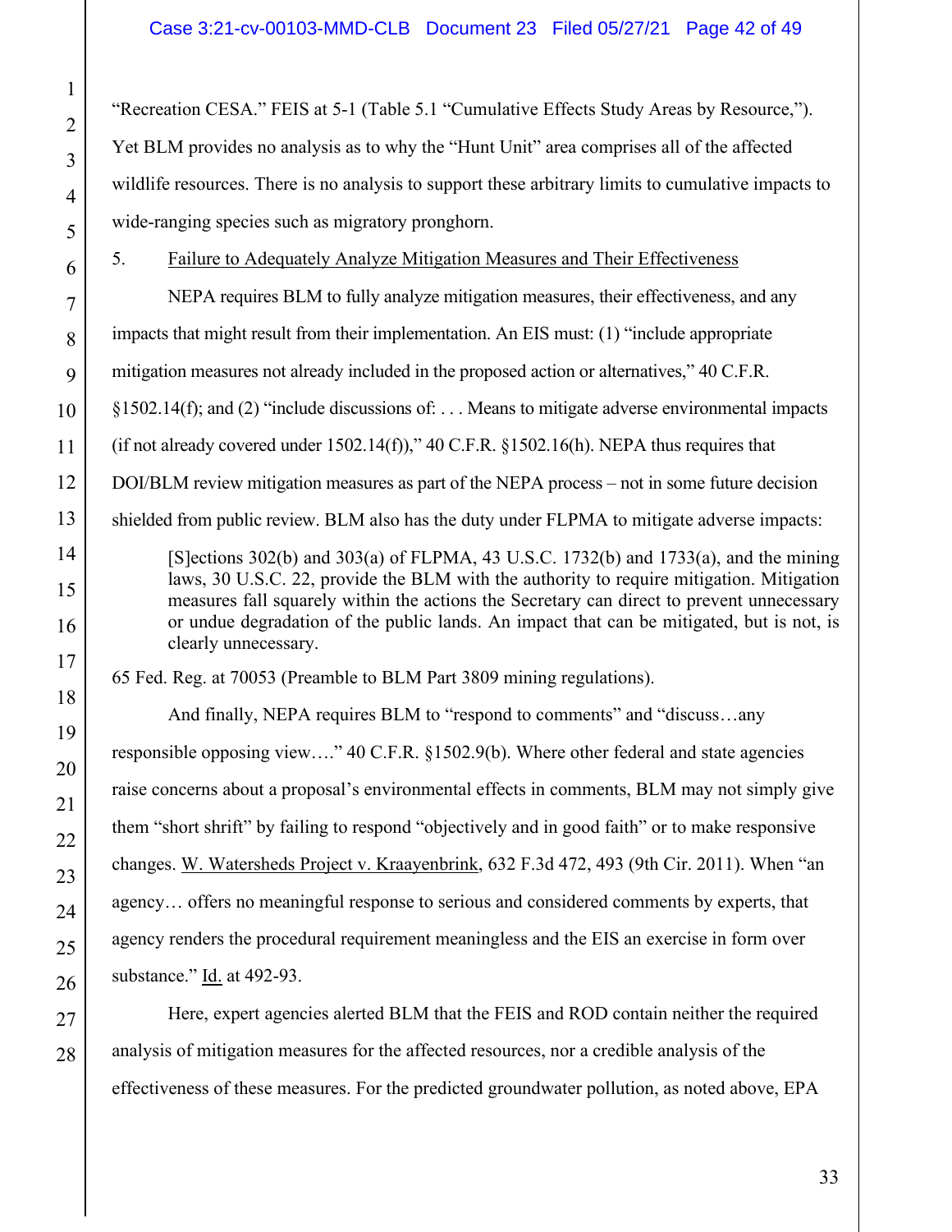"Recreation CESA." FEIS at 5-1 (Table 5.1 "Cumulative Effects Study Areas by Resource,"). Yet BLM provides no analysis as to why the "Hunt Unit" area comprises all of the affected wildlife resources. There is no analysis to support these arbitrary limits to cumulative impacts to wide-ranging species such as migratory pronghorn.

5. <u>Failure to Adequately Analyze Mitigation Measures and Their Effectiveness</u>

NEPA requires BLM to fully analyze mitigation measures, their effectiveness, and any impacts that might result from their implementation. An EIS must: (1) "include appropriate mitigation measures not already included in the proposed action or alternatives," 40 C.F.R. §1502.14(f); and (2) "include discussions of: . . . Means to mitigate adverse environmental impacts (if not already covered under 1502.14(f))," 40 C.F.R. §1502.16(h). NEPA thus requires that DOI/BLM review mitigation measures as part of the NEPA process – not in some future decision shielded from public review. BLM also has the duty under FLPMA to mitigate adverse impacts:

> [S]ections 302(b) and 303(a) of FLPMA, 43 U.S.C. 1732(b) and 1733(a), and the mining laws, 30 U.S.C. 22, provide the BLM with the authority to require mitigation. Mitigation measures fall squarely within the actions the Secretary can direct to prevent unnecessary or undue degradation of the public lands. An impact that can be mitigated, but is not, is clearly unnecessary.

65 Fed. Reg. at 70053 (Preamble to BLM Part 3809 mining regulations).

And finally, NEPA requires BLM to "respond to comments" and "discuss…any responsible opposing view…." 40 C.F.R. §1502.9(b). Where other federal and state agencies raise concerns about a proposal's environmental effects in comments, BLM may not simply give them "short shrift" by failing to respond "objectively and in good faith" or to make responsive changes. <u>W. Watersheds Project v. Kraayenbrink</u>, 632 F.3d 472, 493 (9th Cir. 2011). When "an agency… offers no meaningful response to serious and considered comments by experts, that agency renders the procedural requirement meaningless and the EIS an exercise in form over substance." <u>Id.</u> at 492-93.

Here, expert agencies alerted BLM that the FEIS and ROD contain neither the required analysis of mitigation measures for the affected resources, nor a credible analysis of the effectiveness of these measures. For the predicted groundwater pollution, as noted above, EPA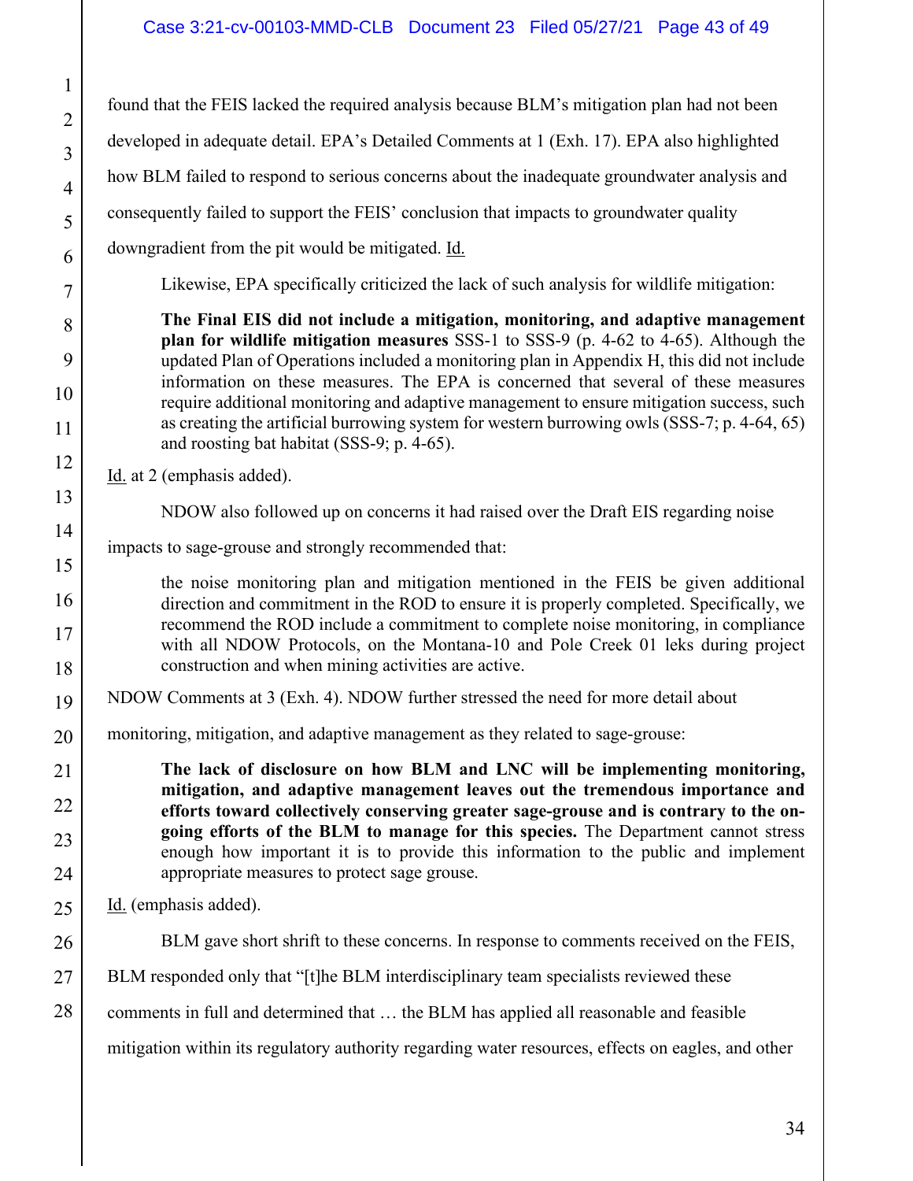found that the FEIS lacked the required analysis because BLM's mitigation plan had not been developed in adequate detail. EPA's Detailed Comments at 1 (Exh. 17). EPA also highlighted how BLM failed to respond to serious concerns about the inadequate groundwater analysis and consequently failed to support the FEIS' conclusion that impacts to groundwater quality downgradient from the pit would be mitigated. Id.

Likewise, EPA specifically criticized the lack of such analysis for wildlife mitigation:

> **The Final EIS did not include a mitigation, monitoring, and adaptive management plan for wildlife mitigation measures** SSS-1 to SSS-9 (p. 4-62 to 4-65). Although the updated Plan of Operations included a monitoring plan in Appendix H, this did not include information on these measures. The EPA is concerned that several of these measures require additional monitoring and adaptive management to ensure mitigation success, such as creating the artificial burrowing system for western burrowing owls (SSS-7; p. 4-64, 65) and roosting bat habitat (SSS-9; p. 4-65).

Id. at 2 (emphasis added).

NDOW also followed up on concerns it had raised over the Draft EIS regarding noise impacts to sage-grouse and strongly recommended that:

> the noise monitoring plan and mitigation mentioned in the FEIS be given additional direction and commitment in the ROD to ensure it is properly completed. Specifically, we recommend the ROD include a commitment to complete noise monitoring, in compliance with all NDOW Protocols, on the Montana-10 and Pole Creek 01 leks during project construction and when mining activities are active.

NDOW Comments at 3 (Exh. 4). NDOW further stressed the need for more detail about monitoring, mitigation, and adaptive management as they related to sage-grouse:

> **The lack of disclosure on how BLM and LNC will be implementing monitoring, mitigation, and adaptive management leaves out the tremendous importance and efforts toward collectively conserving greater sage-grouse and is contrary to the on-going efforts of the BLM to manage for this species.** The Department cannot stress enough how important it is to provide this information to the public and implement appropriate measures to protect sage grouse.

Id. (emphasis added).

BLM gave short shrift to these concerns. In response to comments received on the FEIS, BLM responded only that "[t]he BLM interdisciplinary team specialists reviewed these comments in full and determined that … the BLM has applied all reasonable and feasible mitigation within its regulatory authority regarding water resources, effects on eagles, and other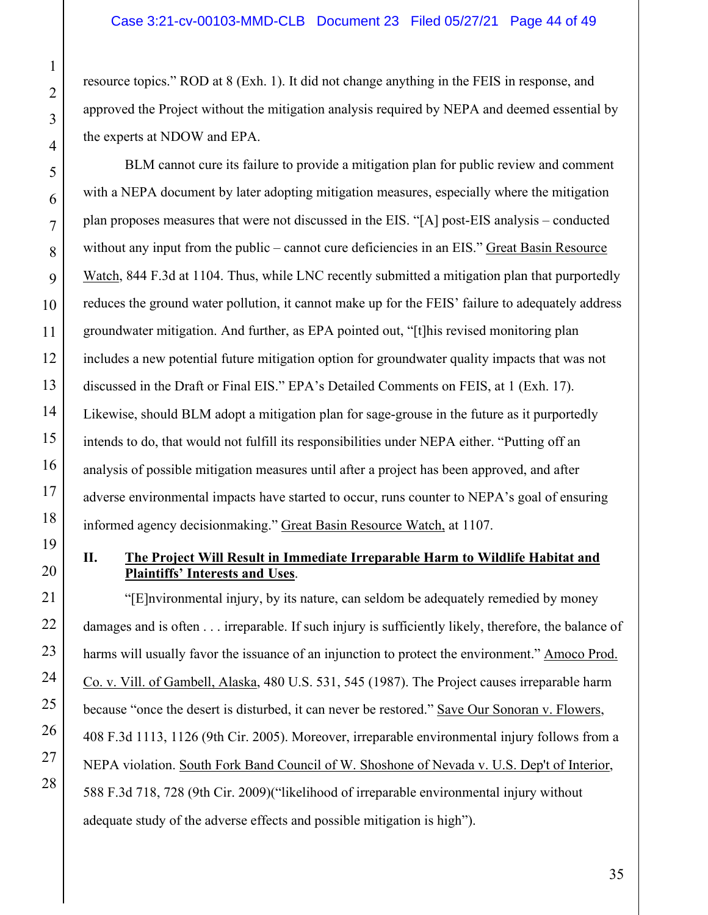resource topics." ROD at 8 (Exh. 1). It did not change anything in the FEIS in response, and approved the Project without the mitigation analysis required by NEPA and deemed essential by the experts at NDOW and EPA.

BLM cannot cure its failure to provide a mitigation plan for public review and comment with a NEPA document by later adopting mitigation measures, especially where the mitigation plan proposes measures that were not discussed in the EIS. "[A] post-EIS analysis – conducted without any input from the public – cannot cure deficiencies in an EIS." Great Basin Resource Watch, 844 F.3d at 1104. Thus, while LNC recently submitted a mitigation plan that purportedly reduces the ground water pollution, it cannot make up for the FEIS' failure to adequately address groundwater mitigation. And further, as EPA pointed out, "[t]his revised monitoring plan includes a new potential future mitigation option for groundwater quality impacts that was not discussed in the Draft or Final EIS." EPA's Detailed Comments on FEIS, at 1 (Exh. 17). Likewise, should BLM adopt a mitigation plan for sage-grouse in the future as it purportedly intends to do, that would not fulfill its responsibilities under NEPA either. "Putting off an analysis of possible mitigation measures until after a project has been approved, and after adverse environmental impacts have started to occur, runs counter to NEPA's goal of ensuring informed agency decisionmaking." Great Basin Resource Watch, at 1107.

## II. The Project Will Result in Immediate Irreparable Harm to Wildlife Habitat and Plaintiffs' Interests and Uses.

"[E]nvironmental injury, by its nature, can seldom be adequately remedied by money damages and is often . . . irreparable. If such injury is sufficiently likely, therefore, the balance of harms will usually favor the issuance of an injunction to protect the environment." Amoco Prod. Co. v. Vill. of Gambell, Alaska, 480 U.S. 531, 545 (1987). The Project causes irreparable harm because "once the desert is disturbed, it can never be restored." Save Our Sonoran v. Flowers, 408 F.3d 1113, 1126 (9th Cir. 2005). Moreover, irreparable environmental injury follows from a NEPA violation. South Fork Band Council of W. Shoshone of Nevada v. U.S. Dep't of Interior, 588 F.3d 718, 728 (9th Cir. 2009)("likelihood of irreparable environmental injury without adequate study of the adverse effects and possible mitigation is high").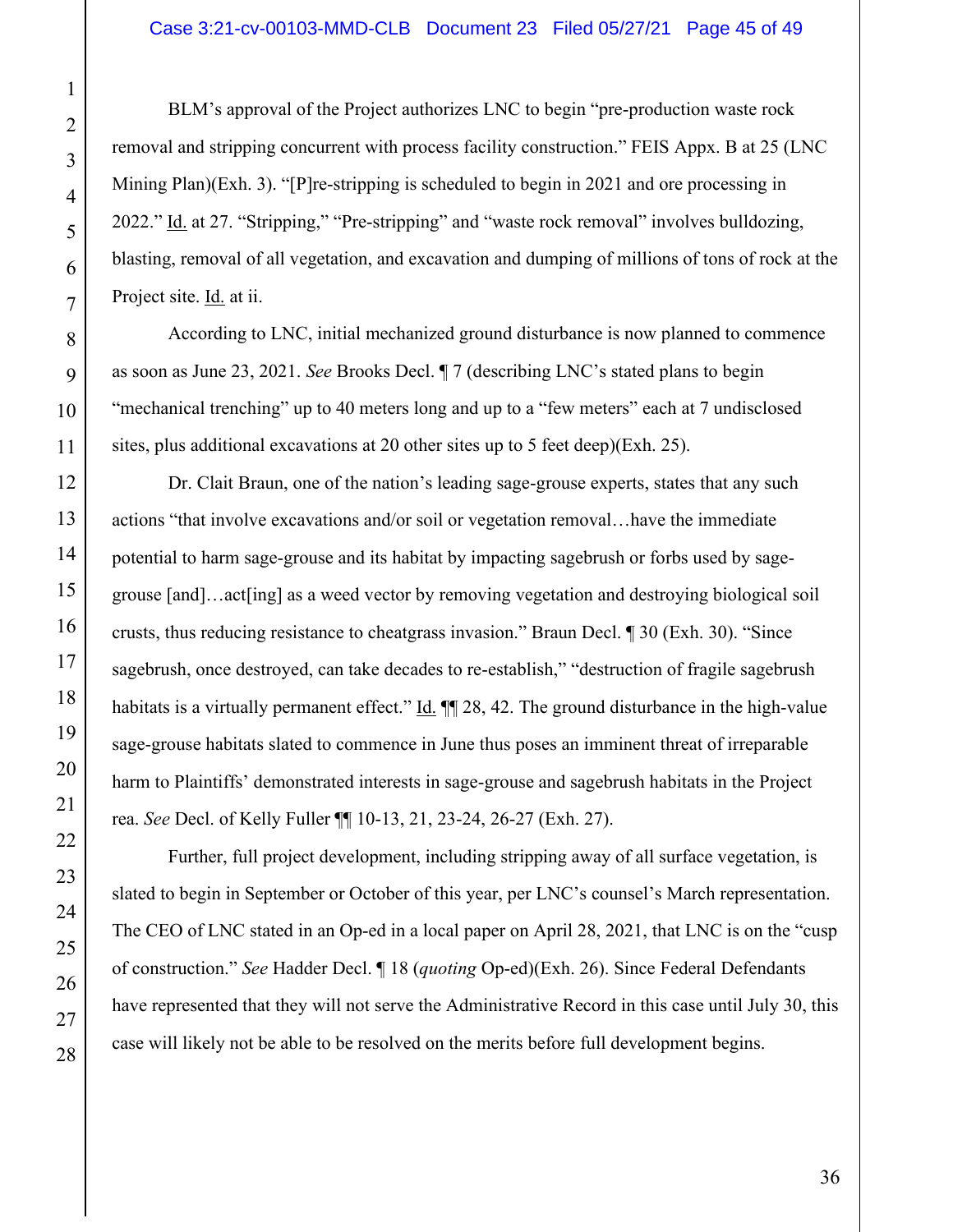BLM's approval of the Project authorizes LNC to begin "pre-production waste rock removal and stripping concurrent with process facility construction." FEIS Appx. B at 25 (LNC Mining Plan)(Exh. 3). "[P]re-stripping is scheduled to begin in 2021 and ore processing in 2022." Id. at 27. "Stripping," "Pre-stripping" and "waste rock removal" involves bulldozing, blasting, removal of all vegetation, and excavation and dumping of millions of tons of rock at the Project site. Id. at ii.

According to LNC, initial mechanized ground disturbance is now planned to commence as soon as June 23, 2021. *See* Brooks Decl. ¶ 7 (describing LNC's stated plans to begin "mechanical trenching" up to 40 meters long and up to a "few meters" each at 7 undisclosed sites, plus additional excavations at 20 other sites up to 5 feet deep)(Exh. 25).

Dr. Clait Braun, one of the nation's leading sage-grouse experts, states that any such actions "that involve excavations and/or soil or vegetation removal…have the immediate potential to harm sage-grouse and its habitat by impacting sagebrush or forbs used by sage-grouse [and]…act[ing] as a weed vector by removing vegetation and destroying biological soil crusts, thus reducing resistance to cheatgrass invasion." Braun Decl. ¶ 30 (Exh. 30). "Since sagebrush, once destroyed, can take decades to re-establish," "destruction of fragile sagebrush habitats is a virtually permanent effect." Id. ¶¶ 28, 42. The ground disturbance in the high-value sage-grouse habitats slated to commence in June thus poses an imminent threat of irreparable harm to Plaintiffs' demonstrated interests in sage-grouse and sagebrush habitats in the Project rea. *See* Decl. of Kelly Fuller ¶¶ 10-13, 21, 23-24, 26-27 (Exh. 27).

Further, full project development, including stripping away of all surface vegetation, is slated to begin in September or October of this year, per LNC's counsel's March representation. The CEO of LNC stated in an Op-ed in a local paper on April 28, 2021, that LNC is on the "cusp of construction." *See* Hadder Decl. ¶ 18 (*quoting* Op-ed)(Exh. 26). Since Federal Defendants have represented that they will not serve the Administrative Record in this case until July 30, this case will likely not be able to be resolved on the merits before full development begins.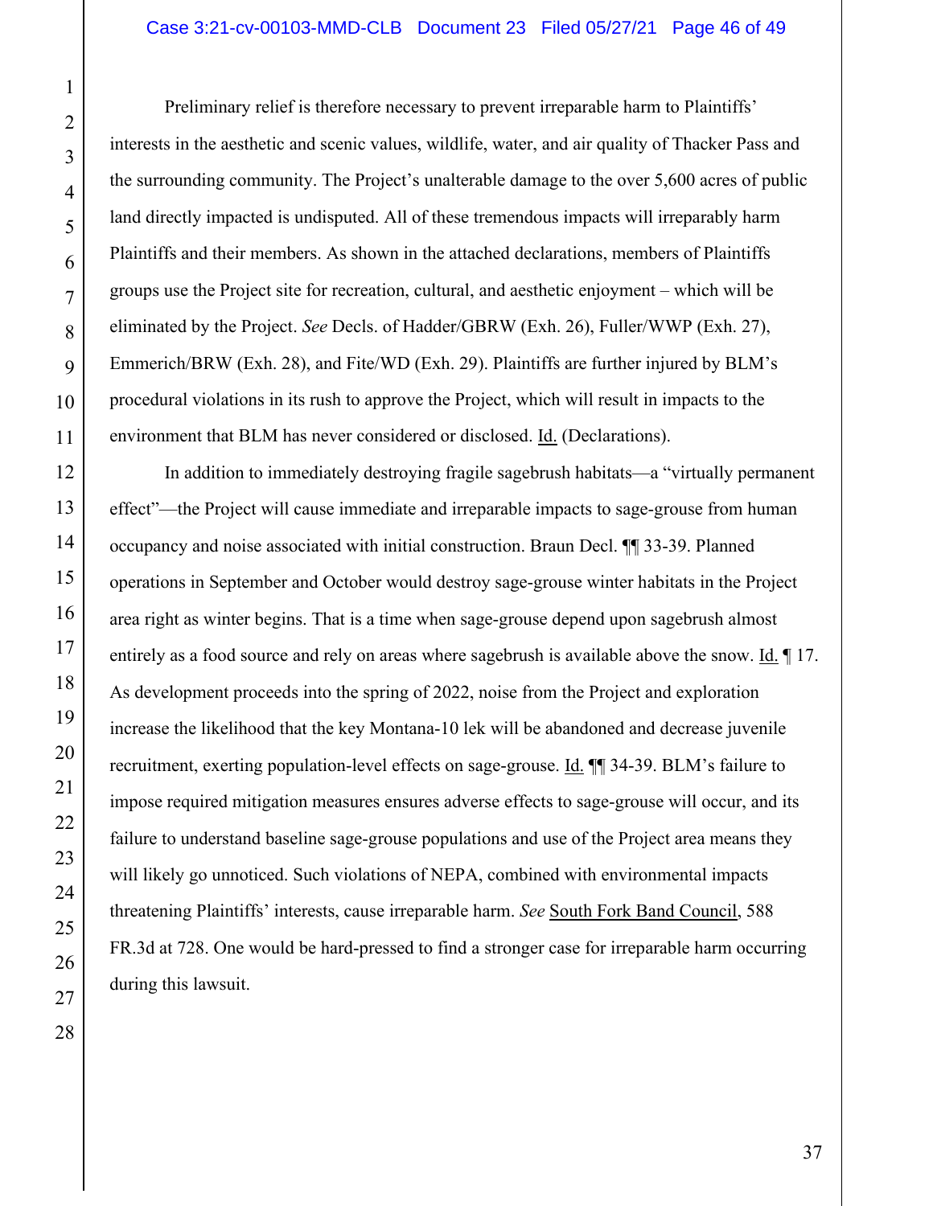Preliminary relief is therefore necessary to prevent irreparable harm to Plaintiffs' interests in the aesthetic and scenic values, wildlife, water, and air quality of Thacker Pass and the surrounding community. The Project's unalterable damage to the over 5,600 acres of public land directly impacted is undisputed. All of these tremendous impacts will irreparably harm Plaintiffs and their members. As shown in the attached declarations, members of Plaintiffs groups use the Project site for recreation, cultural, and aesthetic enjoyment – which will be eliminated by the Project. *See* Decls. of Hadder/GBRW (Exh. 26), Fuller/WWP (Exh. 27), Emmerich/BRW (Exh. 28), and Fite/WD (Exh. 29). Plaintiffs are further injured by BLM's procedural violations in its rush to approve the Project, which will result in impacts to the environment that BLM has never considered or disclosed. Id. (Declarations).

In addition to immediately destroying fragile sagebrush habitats—a "virtually permanent effect"—the Project will cause immediate and irreparable impacts to sage-grouse from human occupancy and noise associated with initial construction. Braun Decl. ¶¶ 33-39. Planned operations in September and October would destroy sage-grouse winter habitats in the Project area right as winter begins. That is a time when sage-grouse depend upon sagebrush almost entirely as a food source and rely on areas where sagebrush is available above the snow. Id. ¶ 17. As development proceeds into the spring of 2022, noise from the Project and exploration increase the likelihood that the key Montana-10 lek will be abandoned and decrease juvenile recruitment, exerting population-level effects on sage-grouse. Id. ¶¶ 34-39. BLM's failure to impose required mitigation measures ensures adverse effects to sage-grouse will occur, and its failure to understand baseline sage-grouse populations and use of the Project area means they will likely go unnoticed. Such violations of NEPA, combined with environmental impacts threatening Plaintiffs' interests, cause irreparable harm. *See* South Fork Band Council, 588 FR.3d at 728. One would be hard-pressed to find a stronger case for irreparable harm occurring during this lawsuit.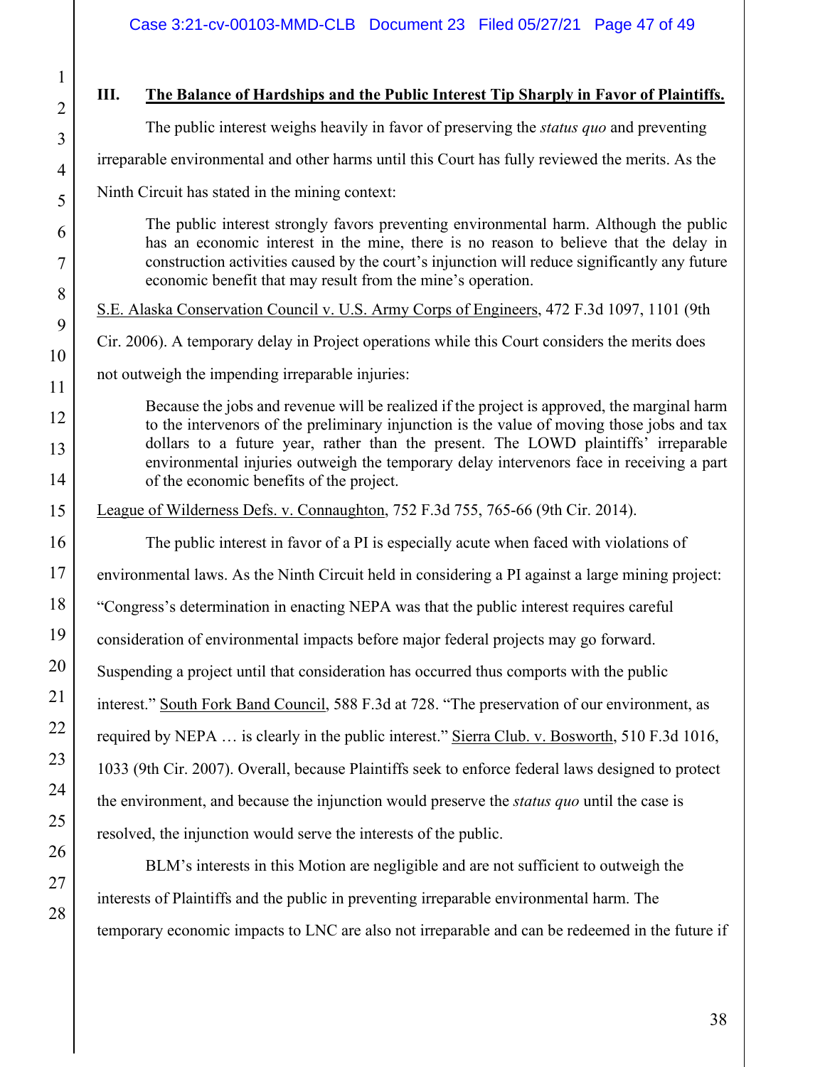### III. The Balance of Hardships and the Public Interest Tip Sharply in Favor of Plaintiffs.

The public interest weighs heavily in favor of preserving the *status quo* and preventing irreparable environmental and other harms until this Court has fully reviewed the merits. As the Ninth Circuit has stated in the mining context:

> The public interest strongly favors preventing environmental harm. Although the public has an economic interest in the mine, there is no reason to believe that the delay in construction activities caused by the court's injunction will reduce significantly any future economic benefit that may result from the mine's operation.

S.E. Alaska Conservation Council v. U.S. Army Corps of Engineers, 472 F.3d 1097, 1101 (9th Cir. 2006). A temporary delay in Project operations while this Court considers the merits does not outweigh the impending irreparable injuries:

> Because the jobs and revenue will be realized if the project is approved, the marginal harm to the intervenors of the preliminary injunction is the value of moving those jobs and tax dollars to a future year, rather than the present. The LOWD plaintiffs' irreparable environmental injuries outweigh the temporary delay intervenors face in receiving a part of the economic benefits of the project.

League of Wilderness Defs. v. Connaughton, 752 F.3d 755, 765-66 (9th Cir. 2014).

The public interest in favor of a PI is especially acute when faced with violations of environmental laws. As the Ninth Circuit held in considering a PI against a large mining project: "Congress's determination in enacting NEPA was that the public interest requires careful consideration of environmental impacts before major federal projects may go forward. Suspending a project until that consideration has occurred thus comports with the public interest." South Fork Band Council, 588 F.3d at 728. "The preservation of our environment, as required by NEPA … is clearly in the public interest." Sierra Club. v. Bosworth, 510 F.3d 1016, 1033 (9th Cir. 2007). Overall, because Plaintiffs seek to enforce federal laws designed to protect the environment, and because the injunction would preserve the *status quo* until the case is resolved, the injunction would serve the interests of the public.

BLM's interests in this Motion are negligible and are not sufficient to outweigh the interests of Plaintiffs and the public in preventing irreparable environmental harm. The temporary economic impacts to LNC are also not irreparable and can be redeemed in the future if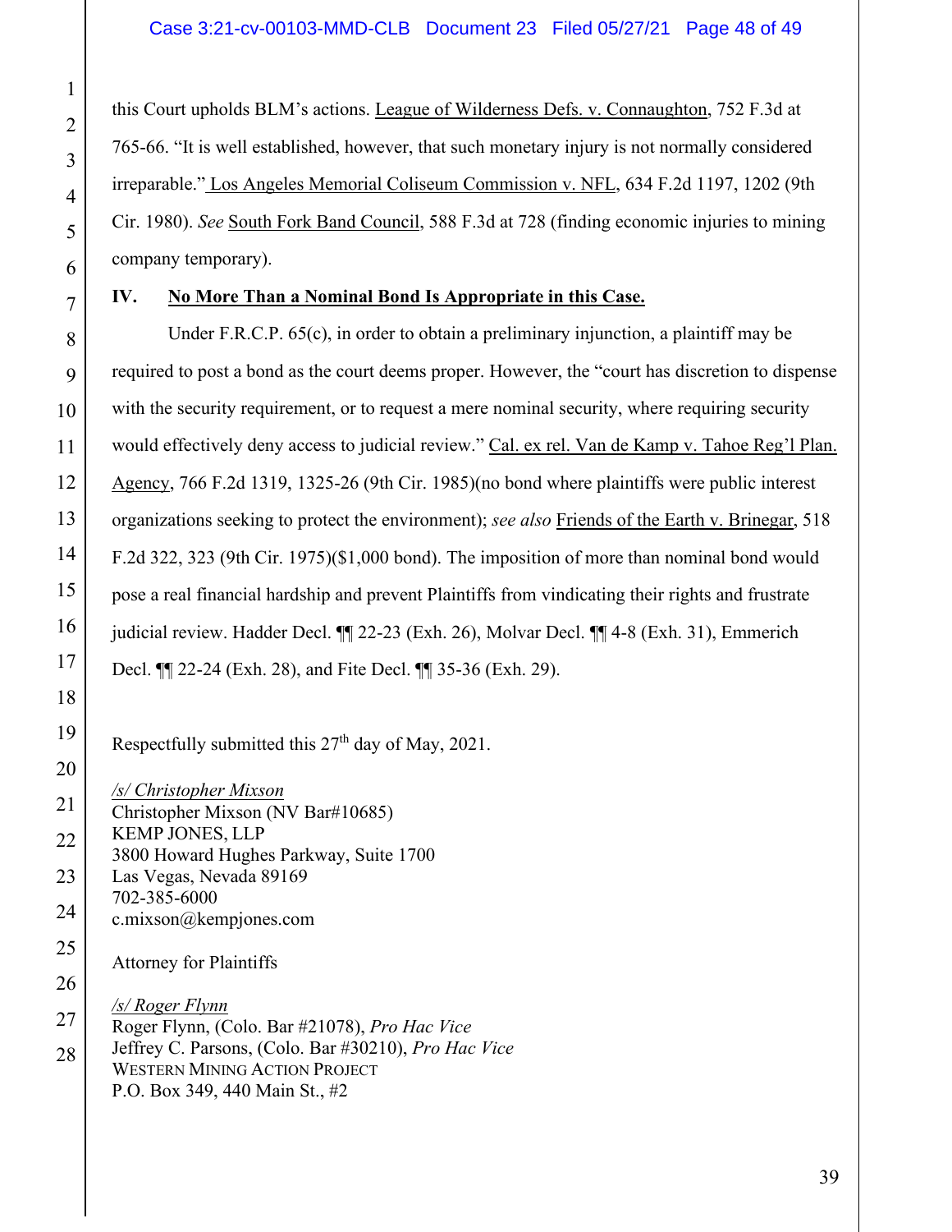this Court upholds BLM's actions. League of Wilderness Defs. v. Connaughton, 752 F.3d at 765-66. "It is well established, however, that such monetary injury is not normally considered irreparable." Los Angeles Memorial Coliseum Commission v. NFL, 634 F.2d 1197, 1202 (9th Cir. 1980). *See* South Fork Band Council, 588 F.3d at 728 (finding economic injuries to mining company temporary).

## IV. No More Than a Nominal Bond Is Appropriate in this Case.

Under F.R.C.P. 65(c), in order to obtain a preliminary injunction, a plaintiff may be required to post a bond as the court deems proper. However, the "court has discretion to dispense with the security requirement, or to request a mere nominal security, where requiring security would effectively deny access to judicial review." Cal. ex rel. Van de Kamp v. Tahoe Reg'l Plan. Agency, 766 F.2d 1319, 1325-26 (9th Cir. 1985)(no bond where plaintiffs were public interest organizations seeking to protect the environment); *see also* Friends of the Earth v. Brinegar, 518 F.2d 322, 323 (9th Cir. 1975)($1,000 bond). The imposition of more than nominal bond would pose a real financial hardship and prevent Plaintiffs from vindicating their rights and frustrate judicial review. Hadder Decl. ¶¶ 22-23 (Exh. 26), Molvar Decl. ¶¶ 4-8 (Exh. 31), Emmerich Decl. ¶¶ 22-24 (Exh. 28), and Fite Decl. ¶¶ 35-36 (Exh. 29).

Respectfully submitted this 27th day of May, 2021.

*/s/ Christopher Mixson*
Christopher Mixson (NV Bar#10685)
KEMP JONES, LLP
3800 Howard Hughes Parkway, Suite 1700
Las Vegas, Nevada 89169
702-385-6000
c.mixson@kempjones.com

Attorney for Plaintiffs

*/s/ Roger Flynn*
Roger Flynn, (Colo. Bar #21078), *Pro Hac Vice*
Jeffrey C. Parsons, (Colo. Bar #30210), *Pro Hac Vice*
WESTERN MINING ACTION PROJECT
P.O. Box 349, 440 Main St., #2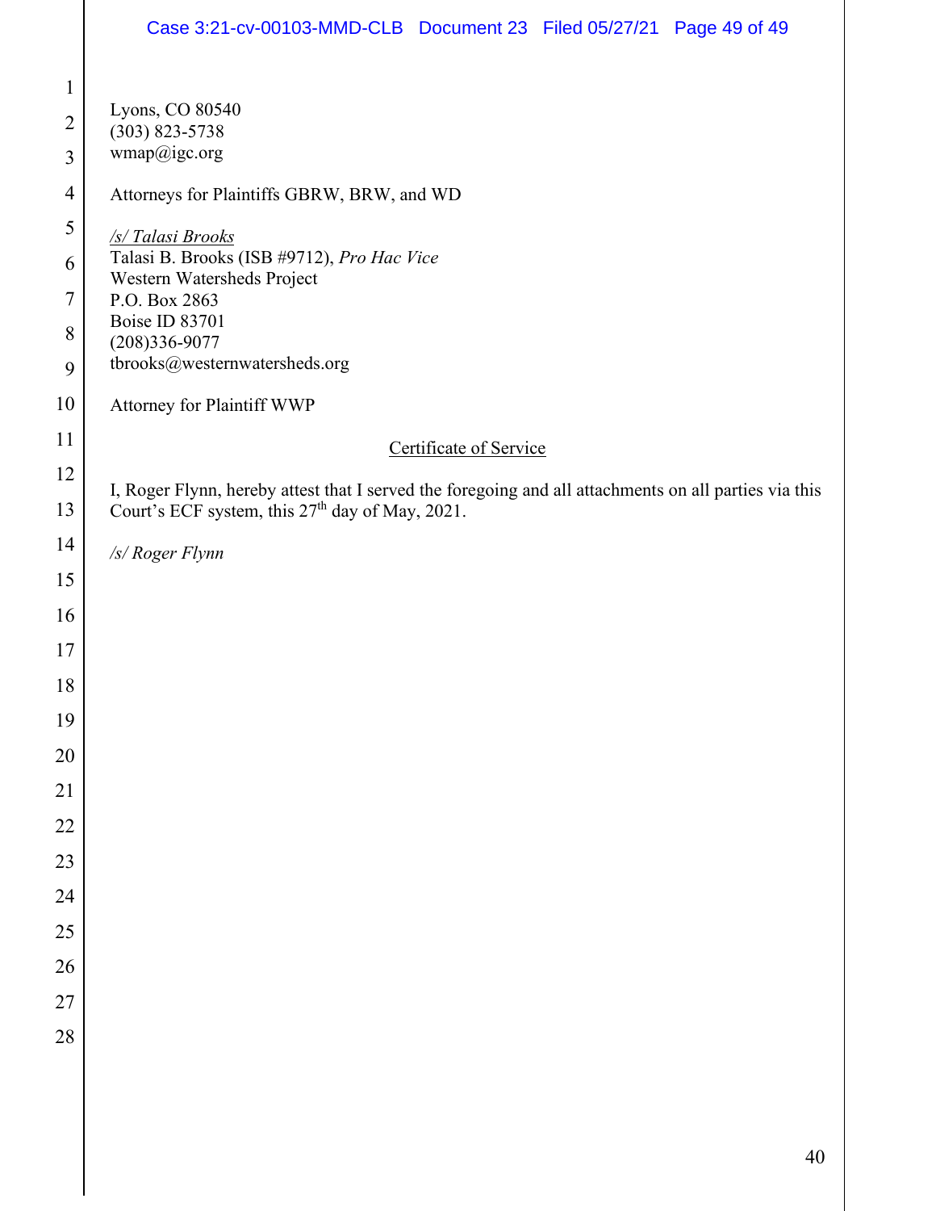Lyons, CO 80540
(303) 823-5738
wmap@igc.org

Attorneys for Plaintiffs GBRW, BRW, and WD

*/s/ Talasi Brooks*
Talasi B. Brooks (ISB #9712), *Pro Hac Vice*
Western Watersheds Project
P.O. Box 2863
Boise ID 83701
(208)336-9077
tbrooks@westernwatersheds.org

Attorney for Plaintiff WWP

## Certificate of Service

I, Roger Flynn, hereby attest that I served the foregoing and all attachments on all parties via this Court's ECF system, this 27th day of May, 2021.

*/s/ Roger Flynn*